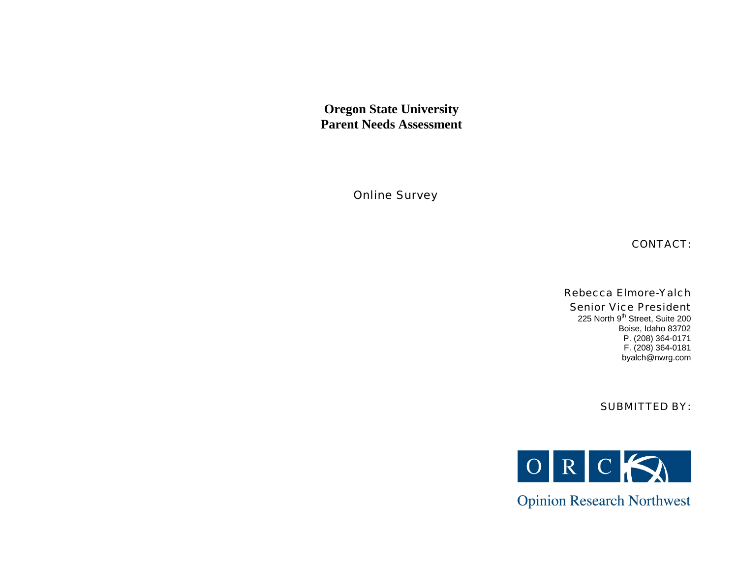# Oregon State University
# Parent Needs Assessment

Online Survey

CONTACT:

Rebecca Elmore-Yalch
Senior Vice President
225 North 9th Street, Suite 200
Boise, Idaho 83702
P. (208) 364-0171
F. (208) 364-0181
byalch@nwrg.com

SUBMITTED BY:

ORC

Opinion Research Northwest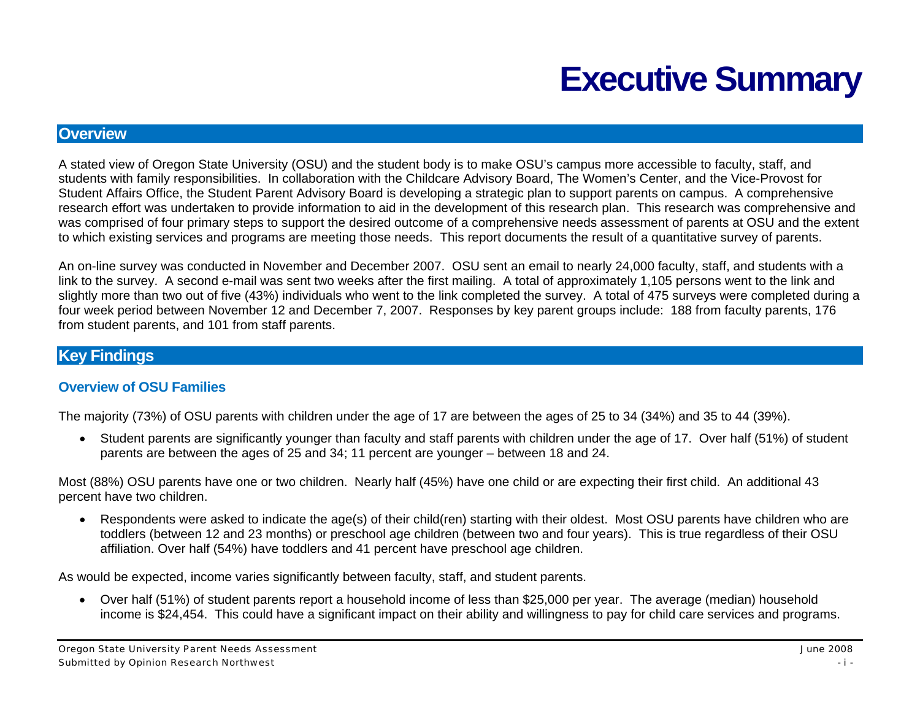# Executive Summary

## Overview

A stated view of Oregon State University (OSU) and the student body is to make OSU's campus more accessible to faculty, staff, and students with family responsibilities. In collaboration with the Childcare Advisory Board, The Women's Center, and the Vice-Provost for Student Affairs Office, the Student Parent Advisory Board is developing a strategic plan to support parents on campus. A comprehensive research effort was undertaken to provide information to aid in the development of this research plan. This research was comprehensive and was comprised of four primary steps to support the desired outcome of a comprehensive needs assessment of parents at OSU and the extent to which existing services and programs are meeting those needs. This report documents the result of a quantitative survey of parents.

An on-line survey was conducted in November and December 2007. OSU sent an email to nearly 24,000 faculty, staff, and students with a link to the survey. A second e-mail was sent two weeks after the first mailing. A total of approximately 1,105 persons went to the link and slightly more than two out of five (43%) individuals who went to the link completed the survey. A total of 475 surveys were completed during a four week period between November 12 and December 7, 2007. Responses by key parent groups include: 188 from faculty parents, 176 from student parents, and 101 from staff parents.

## Key Findings

### Overview of OSU Families

The majority (73%) of OSU parents with children under the age of 17 are between the ages of 25 to 34 (34%) and 35 to 44 (39%).

- Student parents are significantly younger than faculty and staff parents with children under the age of 17. Over half (51%) of student parents are between the ages of 25 and 34; 11 percent are younger – between 18 and 24.

Most (88%) OSU parents have one or two children. Nearly half (45%) have one child or are expecting their first child. An additional 43 percent have two children.

- Respondents were asked to indicate the age(s) of their child(ren) starting with their oldest. Most OSU parents have children who are toddlers (between 12 and 23 months) or preschool age children (between two and four years). This is true regardless of their OSU affiliation. Over half (54%) have toddlers and 41 percent have preschool age children.

As would be expected, income varies significantly between faculty, staff, and student parents.

- Over half (51%) of student parents report a household income of less than $25,000 per year. The average (median) household income is $24,454. This could have a significant impact on their ability and willingness to pay for child care services and programs.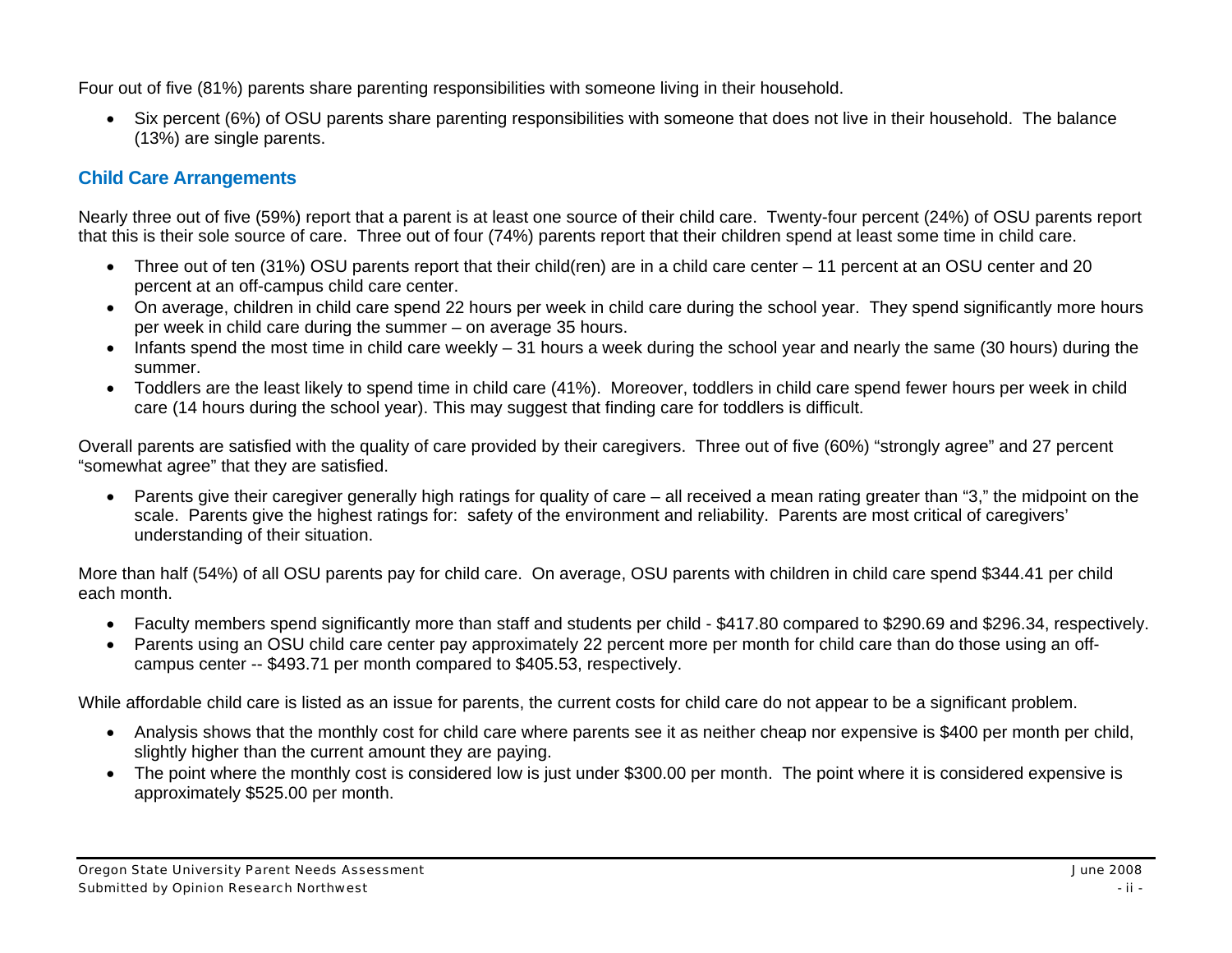Four out of five (81%) parents share parenting responsibilities with someone living in their household.

- Six percent (6%) of OSU parents share parenting responsibilities with someone that does not live in their household. The balance (13%) are single parents.

## Child Care Arrangements

Nearly three out of five (59%) report that a parent is at least one source of their child care. Twenty-four percent (24%) of OSU parents report that this is their sole source of care. Three out of four (74%) parents report that their children spend at least some time in child care.

- Three out of ten (31%) OSU parents report that their child(ren) are in a child care center – 11 percent at an OSU center and 20 percent at an off-campus child care center.
- On average, children in child care spend 22 hours per week in child care during the school year. They spend significantly more hours per week in child care during the summer – on average 35 hours.
- Infants spend the most time in child care weekly – 31 hours a week during the school year and nearly the same (30 hours) during the summer.
- Toddlers are the least likely to spend time in child care (41%). Moreover, toddlers in child care spend fewer hours per week in child care (14 hours during the school year). This may suggest that finding care for toddlers is difficult.

Overall parents are satisfied with the quality of care provided by their caregivers. Three out of five (60%) "strongly agree" and 27 percent "somewhat agree" that they are satisfied.

- Parents give their caregiver generally high ratings for quality of care – all received a mean rating greater than "3," the midpoint on the scale. Parents give the highest ratings for: safety of the environment and reliability. Parents are most critical of caregivers' understanding of their situation.

More than half (54%) of all OSU parents pay for child care. On average, OSU parents with children in child care spend $344.41 per child each month.

- Faculty members spend significantly more than staff and students per child - $417.80 compared to $290.69 and $296.34, respectively.
- Parents using an OSU child care center pay approximately 22 percent more per month for child care than do those using an off-campus center -- $493.71 per month compared to $405.53, respectively.

While affordable child care is listed as an issue for parents, the current costs for child care do not appear to be a significant problem.

- Analysis shows that the monthly cost for child care where parents see it as neither cheap nor expensive is $400 per month per child, slightly higher than the current amount they are paying.
- The point where the monthly cost is considered low is just under $300.00 per month. The point where it is considered expensive is approximately $525.00 per month.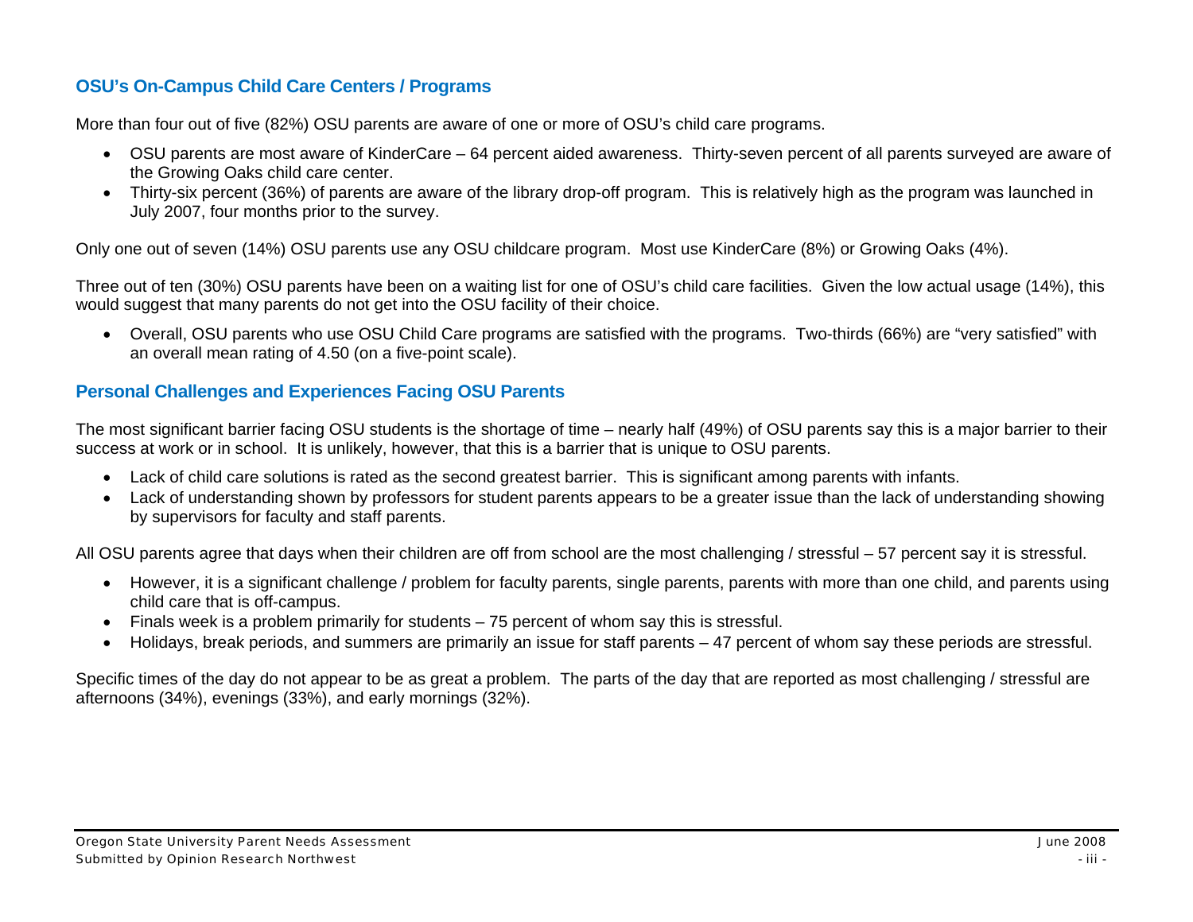### OSU's On-Campus Child Care Centers / Programs

More than four out of five (82%) OSU parents are aware of one or more of OSU's child care programs.

- OSU parents are most aware of KinderCare – 64 percent aided awareness. Thirty-seven percent of all parents surveyed are aware of the Growing Oaks child care center.
- Thirty-six percent (36%) of parents are aware of the library drop-off program. This is relatively high as the program was launched in July 2007, four months prior to the survey.

Only one out of seven (14%) OSU parents use any OSU childcare program. Most use KinderCare (8%) or Growing Oaks (4%).

Three out of ten (30%) OSU parents have been on a waiting list for one of OSU's child care facilities. Given the low actual usage (14%), this would suggest that many parents do not get into the OSU facility of their choice.

- Overall, OSU parents who use OSU Child Care programs are satisfied with the programs. Two-thirds (66%) are "very satisfied" with an overall mean rating of 4.50 (on a five-point scale).

### Personal Challenges and Experiences Facing OSU Parents

The most significant barrier facing OSU students is the shortage of time – nearly half (49%) of OSU parents say this is a major barrier to their success at work or in school. It is unlikely, however, that this is a barrier that is unique to OSU parents.

- Lack of child care solutions is rated as the second greatest barrier. This is significant among parents with infants.
- Lack of understanding shown by professors for student parents appears to be a greater issue than the lack of understanding showing by supervisors for faculty and staff parents.

All OSU parents agree that days when their children are off from school are the most challenging / stressful – 57 percent say it is stressful.

- However, it is a significant challenge / problem for faculty parents, single parents, parents with more than one child, and parents using child care that is off-campus.
- Finals week is a problem primarily for students – 75 percent of whom say this is stressful.
- Holidays, break periods, and summers are primarily an issue for staff parents – 47 percent of whom say these periods are stressful.

Specific times of the day do not appear to be as great a problem. The parts of the day that are reported as most challenging / stressful are afternoons (34%), evenings (33%), and early mornings (32%).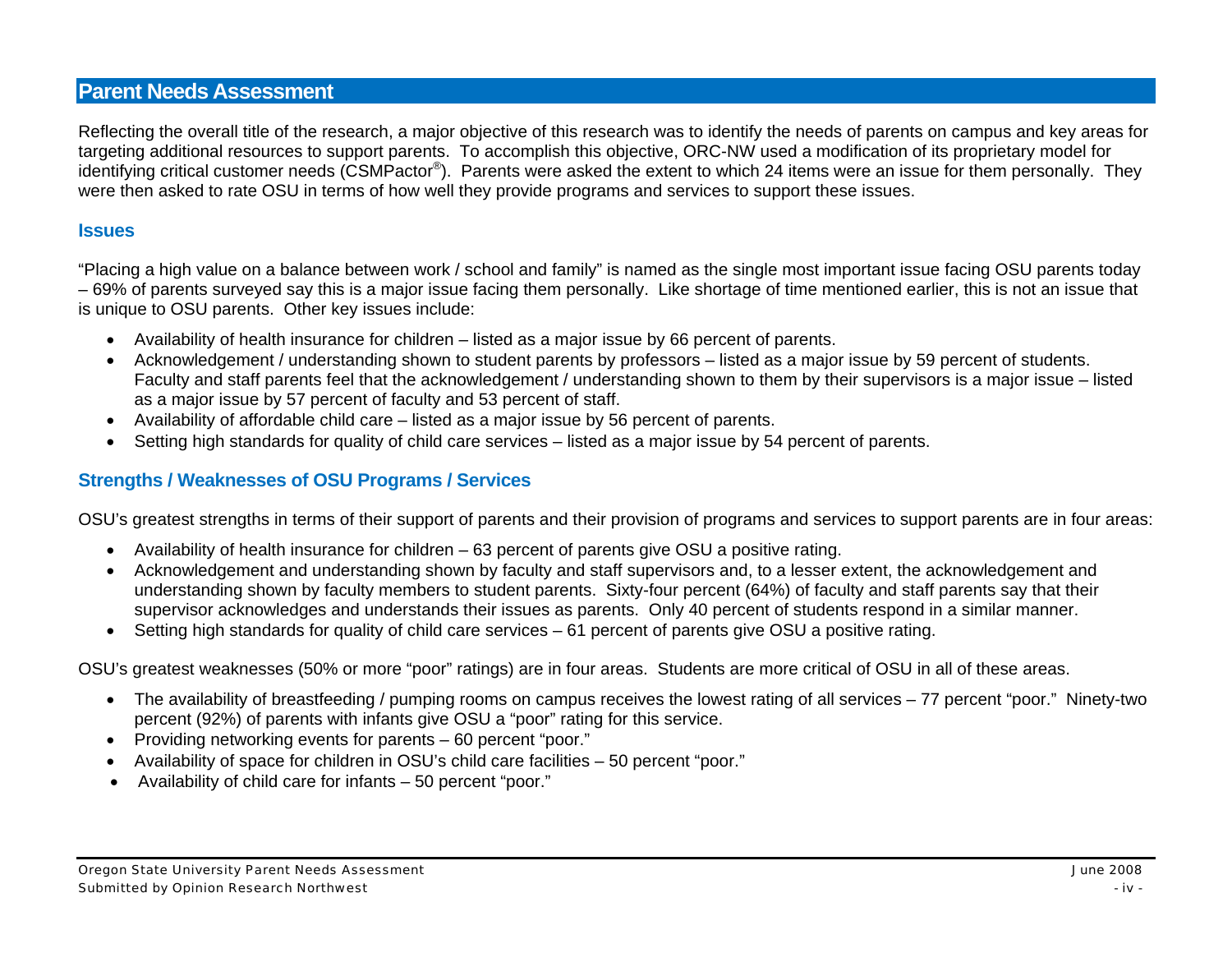## Parent Needs Assessment

Reflecting the overall title of the research, a major objective of this research was to identify the needs of parents on campus and key areas for targeting additional resources to support parents. To accomplish this objective, ORC-NW used a modification of its proprietary model for identifying critical customer needs (CSMPactor®). Parents were asked the extent to which 24 items were an issue for them personally. They were then asked to rate OSU in terms of how well they provide programs and services to support these issues.

### Issues

"Placing a high value on a balance between work / school and family" is named as the single most important issue facing OSU parents today – 69% of parents surveyed say this is a major issue facing them personally. Like shortage of time mentioned earlier, this is not an issue that is unique to OSU parents. Other key issues include:

- Availability of health insurance for children – listed as a major issue by 66 percent of parents.
- Acknowledgement / understanding shown to student parents by professors – listed as a major issue by 59 percent of students. Faculty and staff parents feel that the acknowledgement / understanding shown to them by their supervisors is a major issue – listed as a major issue by 57 percent of faculty and 53 percent of staff.
- Availability of affordable child care – listed as a major issue by 56 percent of parents.
- Setting high standards for quality of child care services – listed as a major issue by 54 percent of parents.

### Strengths / Weaknesses of OSU Programs / Services

OSU's greatest strengths in terms of their support of parents and their provision of programs and services to support parents are in four areas:

- Availability of health insurance for children – 63 percent of parents give OSU a positive rating.
- Acknowledgement and understanding shown by faculty and staff supervisors and, to a lesser extent, the acknowledgement and understanding shown by faculty members to student parents. Sixty-four percent (64%) of faculty and staff parents say that their supervisor acknowledges and understands their issues as parents. Only 40 percent of students respond in a similar manner.
- Setting high standards for quality of child care services – 61 percent of parents give OSU a positive rating.

OSU's greatest weaknesses (50% or more "poor" ratings) are in four areas. Students are more critical of OSU in all of these areas.

- The availability of breastfeeding / pumping rooms on campus receives the lowest rating of all services – 77 percent "poor." Ninety-two percent (92%) of parents with infants give OSU a "poor" rating for this service.
- Providing networking events for parents – 60 percent "poor."
- Availability of space for children in OSU's child care facilities – 50 percent "poor."
- Availability of child care for infants – 50 percent "poor."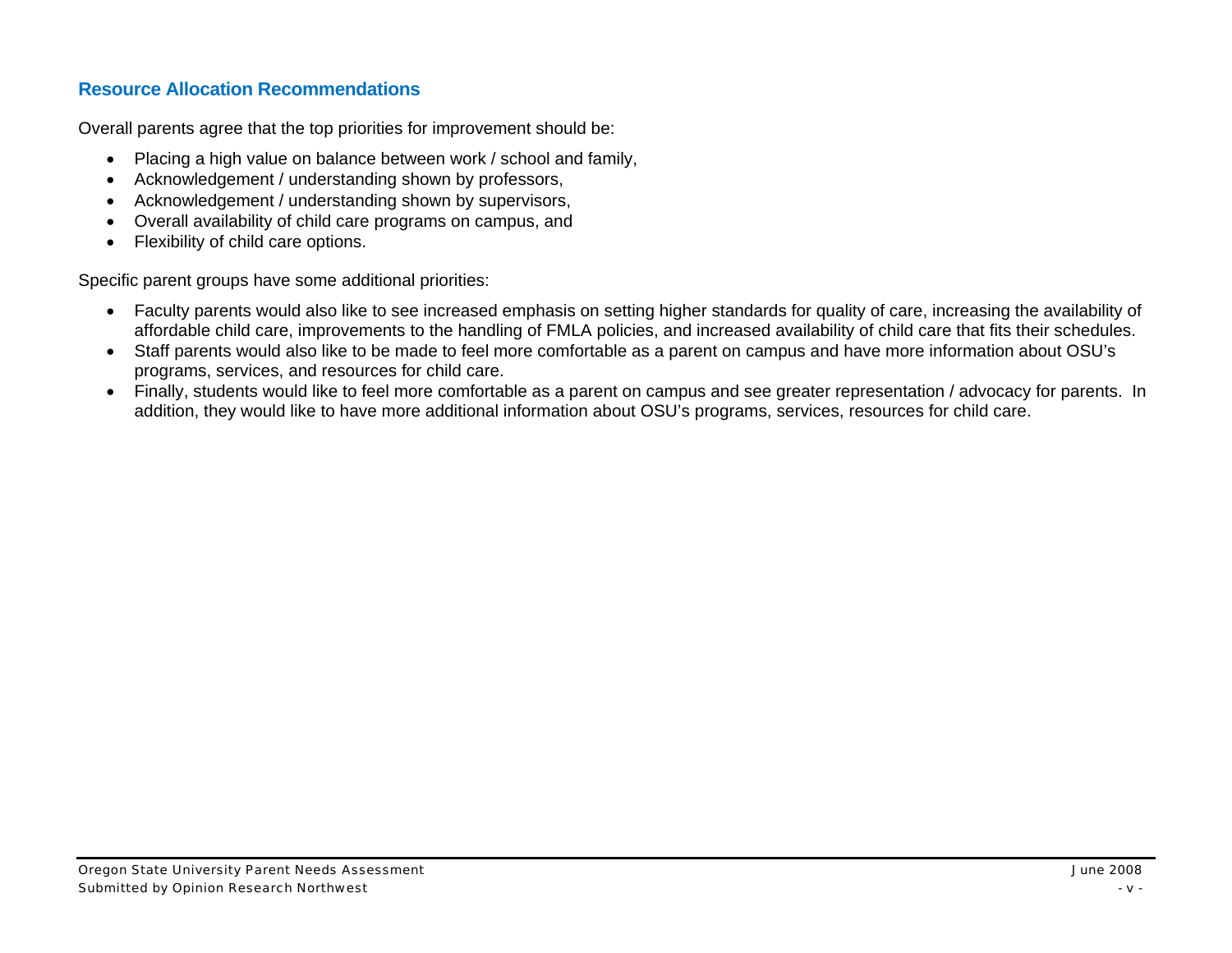## Resource Allocation Recommendations

Overall parents agree that the top priorities for improvement should be:

- Placing a high value on balance between work / school and family,
- Acknowledgement / understanding shown by professors,
- Acknowledgement / understanding shown by supervisors,
- Overall availability of child care programs on campus, and
- Flexibility of child care options.

Specific parent groups have some additional priorities:

- Faculty parents would also like to see increased emphasis on setting higher standards for quality of care, increasing the availability of affordable child care, improvements to the handling of FMLA policies, and increased availability of child care that fits their schedules.
- Staff parents would also like to be made to feel more comfortable as a parent on campus and have more information about OSU's programs, services, and resources for child care.
- Finally, students would like to feel more comfortable as a parent on campus and see greater representation / advocacy for parents. In addition, they would like to have more additional information about OSU's programs, services, resources for child care.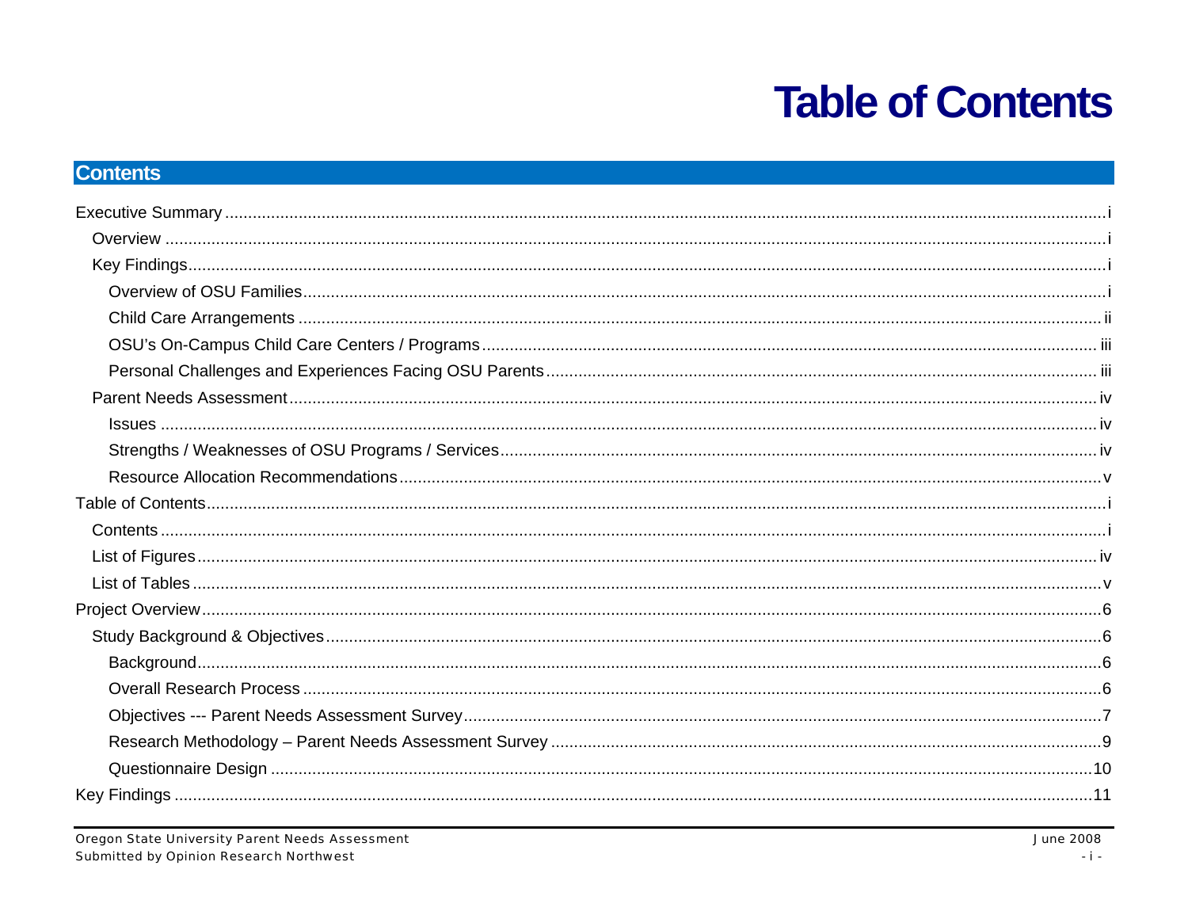# Table of Contents

## Contents

Executive Summary ....... i

- Overview ....... i
- Key Findings ....... i
  - Overview of OSU Families ....... i
  - Child Care Arrangements ....... ii
  - OSU's On-Campus Child Care Centers / Programs ....... iii
  - Personal Challenges and Experiences Facing OSU Parents ....... iii
- Parent Needs Assessment ....... iv
  - Issues ....... iv
  - Strengths / Weaknesses of OSU Programs / Services ....... iv
  - Resource Allocation Recommendations ....... v

Table of Contents ....... i

- Contents ....... i
- List of Figures ....... iv
- List of Tables ....... v

Project Overview ....... 6

- Study Background & Objectives ....... 6
  - Background ....... 6
  - Overall Research Process ....... 6
  - Objectives --- Parent Needs Assessment Survey ....... 7
  - Research Methodology – Parent Needs Assessment Survey ....... 9
  - Questionnaire Design ....... 10

Key Findings ....... 11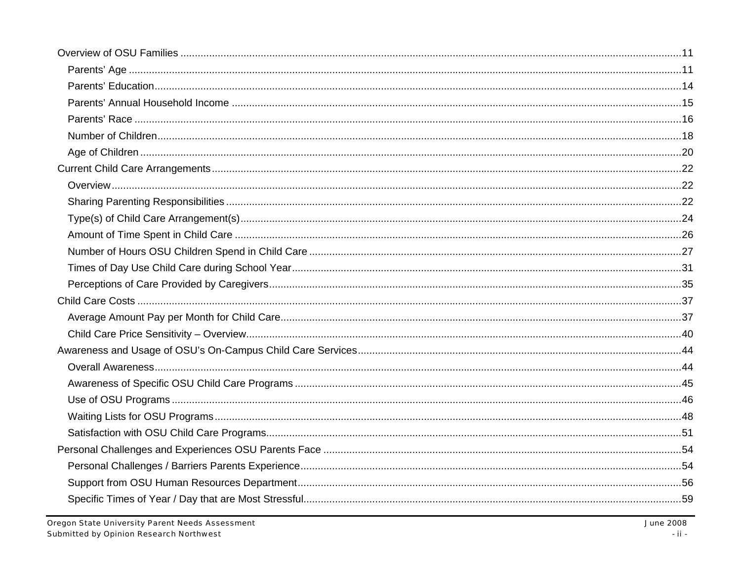Overview of OSU Families ..........11

- Parents' Age ..........11
- Parents' Education..........14
- Parents' Annual Household Income ..........15
- Parents' Race ..........16
- Number of Children..........18
- Age of Children ..........20

Current Child Care Arrangements..........22

- Overview..........22
- Sharing Parenting Responsibilities ..........22
- Type(s) of Child Care Arrangement(s)..........24
- Amount of Time Spent in Child Care ..........26
- Number of Hours OSU Children Spend in Child Care ..........27
- Times of Day Use Child Care during School Year..........31
- Perceptions of Care Provided by Caregivers..........35

Child Care Costs ..........37

- Average Amount Pay per Month for Child Care..........37
- Child Care Price Sensitivity – Overview..........40

Awareness and Usage of OSU's On-Campus Child Care Services..........44

- Overall Awareness..........44
- Awareness of Specific OSU Child Care Programs ..........45
- Use of OSU Programs ..........46
- Waiting Lists for OSU Programs..........48
- Satisfaction with OSU Child Care Programs..........51

Personal Challenges and Experiences OSU Parents Face ..........54

- Personal Challenges / Barriers Parents Experience..........54
- Support from OSU Human Resources Department..........56
- Specific Times of Year / Day that are Most Stressful..........59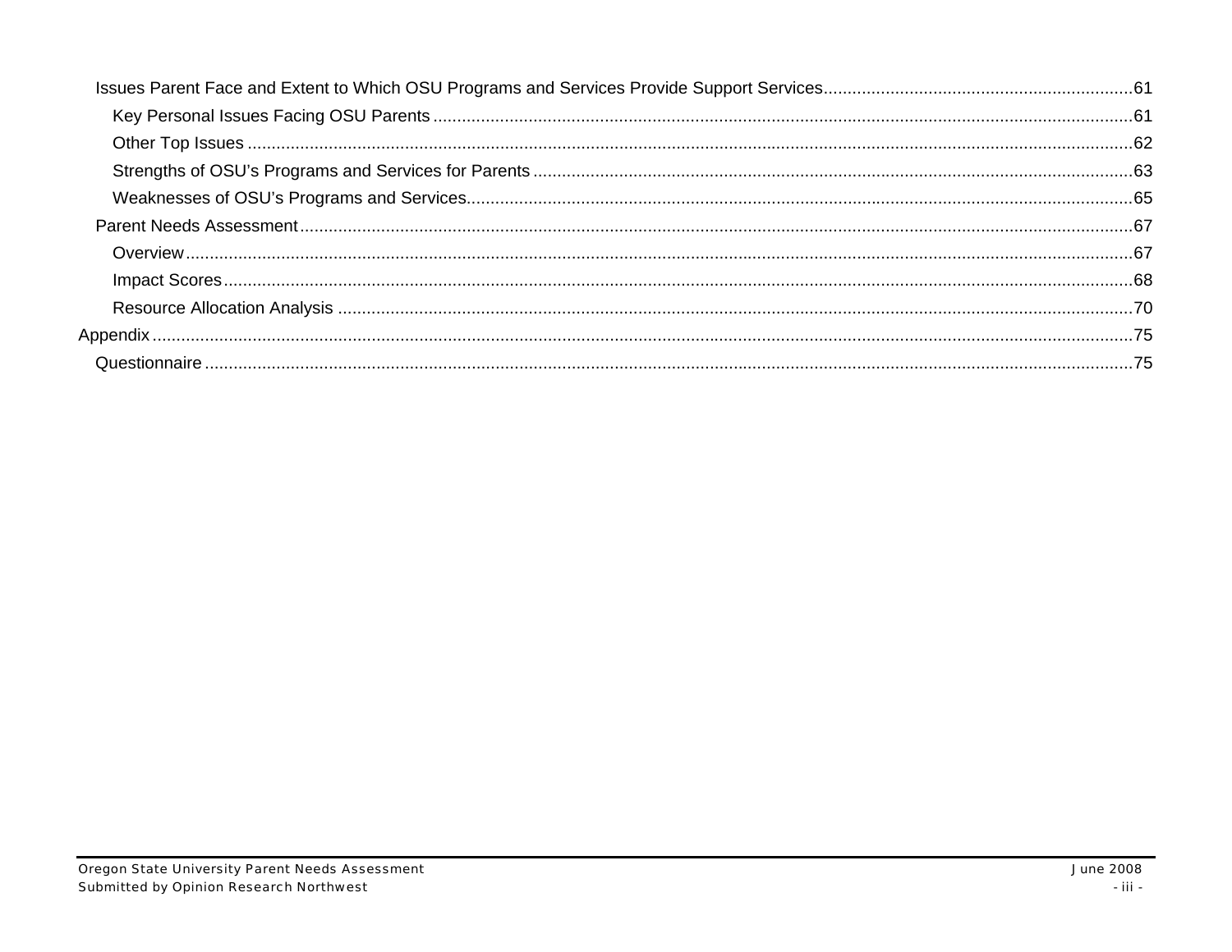- Issues Parent Face and Extent to Which OSU Programs and Services Provide Support Services....61
  - Key Personal Issues Facing OSU Parents....61
  - Other Top Issues....62
  - Strengths of OSU's Programs and Services for Parents....63
  - Weaknesses of OSU's Programs and Services....65
- Parent Needs Assessment....67
  - Overview....67
  - Impact Scores....68
  - Resource Allocation Analysis....70

Appendix....75

- Questionnaire....75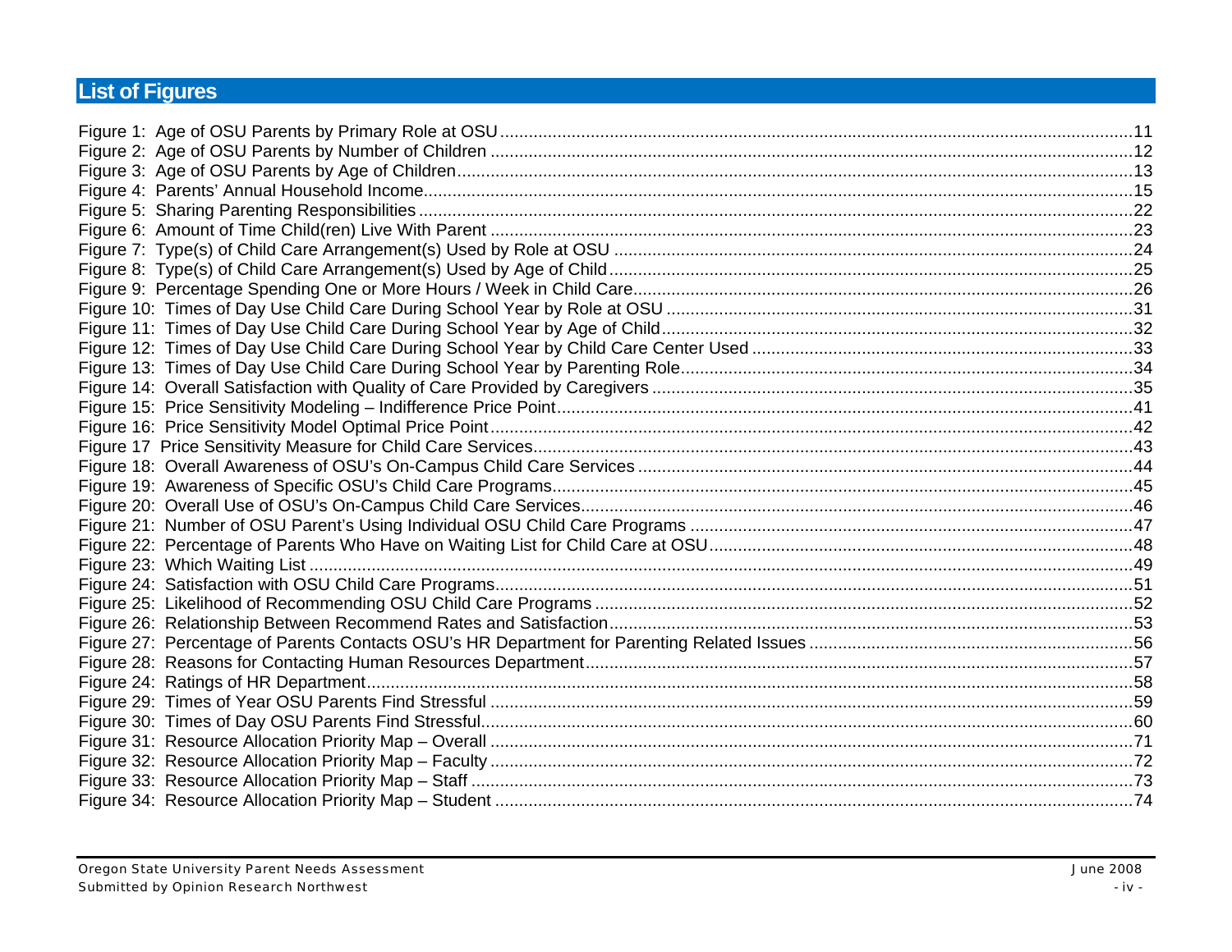## List of Figures

Figure 1: Age of OSU Parents by Primary Role at OSU.....11
Figure 2: Age of OSU Parents by Number of Children.....12
Figure 3: Age of OSU Parents by Age of Children.....13
Figure 4: Parents' Annual Household Income.....15
Figure 5: Sharing Parenting Responsibilities.....22
Figure 6: Amount of Time Child(ren) Live With Parent.....23
Figure 7: Type(s) of Child Care Arrangement(s) Used by Role at OSU.....24
Figure 8: Type(s) of Child Care Arrangement(s) Used by Age of Child.....25
Figure 9: Percentage Spending One or More Hours / Week in Child Care.....26
Figure 10: Times of Day Use Child Care During School Year by Role at OSU.....31
Figure 11: Times of Day Use Child Care During School Year by Age of Child.....32
Figure 12: Times of Day Use Child Care During School Year by Child Care Center Used.....33
Figure 13: Times of Day Use Child Care During School Year by Parenting Role.....34
Figure 14: Overall Satisfaction with Quality of Care Provided by Caregivers.....35
Figure 15: Price Sensitivity Modeling – Indifference Price Point.....41
Figure 16: Price Sensitivity Model Optimal Price Point.....42
Figure 17 Price Sensitivity Measure for Child Care Services.....43
Figure 18: Overall Awareness of OSU's On-Campus Child Care Services.....44
Figure 19: Awareness of Specific OSU's Child Care Programs.....45
Figure 20: Overall Use of OSU's On-Campus Child Care Services.....46
Figure 21: Number of OSU Parent's Using Individual OSU Child Care Programs.....47
Figure 22: Percentage of Parents Who Have on Waiting List for Child Care at OSU.....48
Figure 23: Which Waiting List.....49
Figure 24: Satisfaction with OSU Child Care Programs.....51
Figure 25: Likelihood of Recommending OSU Child Care Programs.....52
Figure 26: Relationship Between Recommend Rates and Satisfaction.....53
Figure 27: Percentage of Parents Contacts OSU's HR Department for Parenting Related Issues.....56
Figure 28: Reasons for Contacting Human Resources Department.....57
Figure 24: Ratings of HR Department.....58
Figure 29: Times of Year OSU Parents Find Stressful.....59
Figure 30: Times of Day OSU Parents Find Stressful.....60
Figure 31: Resource Allocation Priority Map – Overall.....71
Figure 32: Resource Allocation Priority Map – Faculty.....72
Figure 33: Resource Allocation Priority Map – Staff.....73
Figure 34: Resource Allocation Priority Map – Student.....74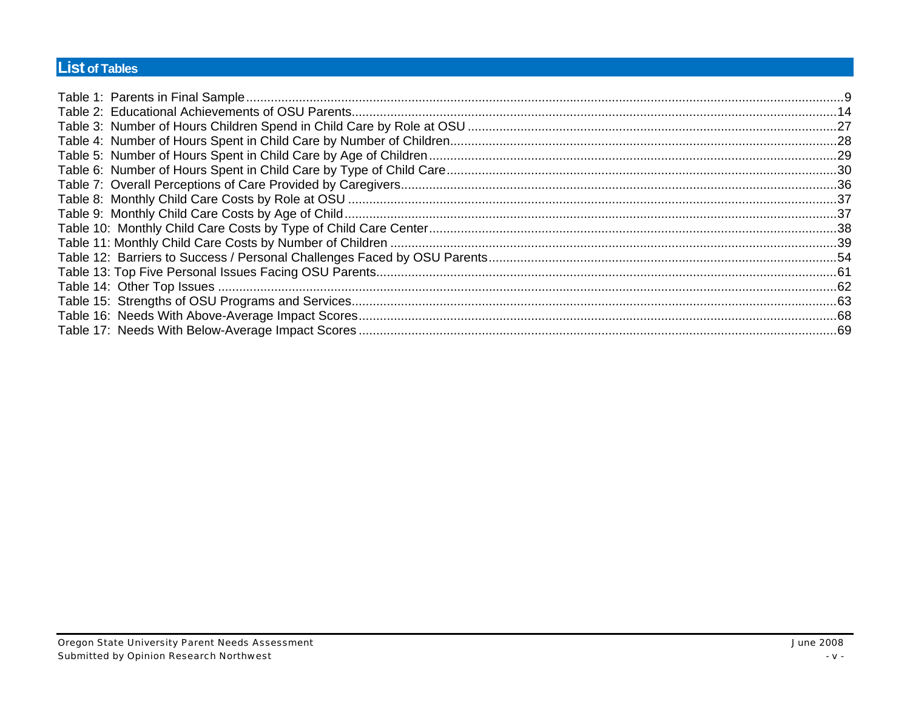# List of Tables

Table 1: Parents in Final Sample ....9
Table 2: Educational Achievements of OSU Parents....14
Table 3: Number of Hours Children Spend in Child Care by Role at OSU ....27
Table 4: Number of Hours Spent in Child Care by Number of Children....28
Table 5: Number of Hours Spent in Child Care by Age of Children ....29
Table 6: Number of Hours Spent in Child Care by Type of Child Care....30
Table 7: Overall Perceptions of Care Provided by Caregivers....36
Table 8: Monthly Child Care Costs by Role at OSU ....37
Table 9: Monthly Child Care Costs by Age of Child....37
Table 10: Monthly Child Care Costs by Type of Child Care Center....38
Table 11: Monthly Child Care Costs by Number of Children ....39
Table 12: Barriers to Success / Personal Challenges Faced by OSU Parents....54
Table 13: Top Five Personal Issues Facing OSU Parents....61
Table 14: Other Top Issues ....62
Table 15: Strengths of OSU Programs and Services....63
Table 16: Needs With Above-Average Impact Scores....68
Table 17: Needs With Below-Average Impact Scores ....69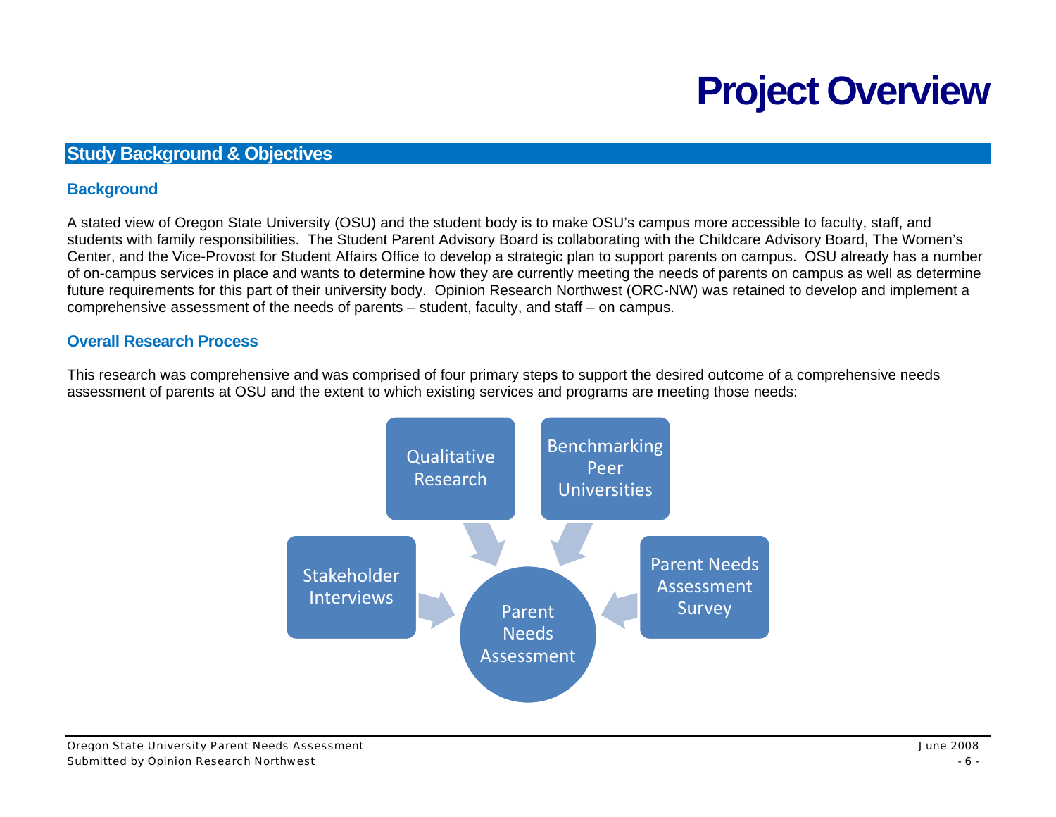# Project Overview

## Study Background & Objectives

### Background

A stated view of Oregon State University (OSU) and the student body is to make OSU's campus more accessible to faculty, staff, and students with family responsibilities. The Student Parent Advisory Board is collaborating with the Childcare Advisory Board, The Women's Center, and the Vice-Provost for Student Affairs Office to develop a strategic plan to support parents on campus. OSU already has a number of on-campus services in place and wants to determine how they are currently meeting the needs of parents on campus as well as determine future requirements for this part of their university body. Opinion Research Northwest (ORC-NW) was retained to develop and implement a comprehensive assessment of the needs of parents – student, faculty, and staff – on campus.

### Overall Research Process

This research was comprehensive and was comprised of four primary steps to support the desired outcome of a comprehensive needs assessment of parents at OSU and the extent to which existing services and programs are meeting those needs:

Qualitative Research

Benchmarking Peer Universities

Stakeholder Interviews

Parent Needs Assessment Survey

Parent Needs Assessment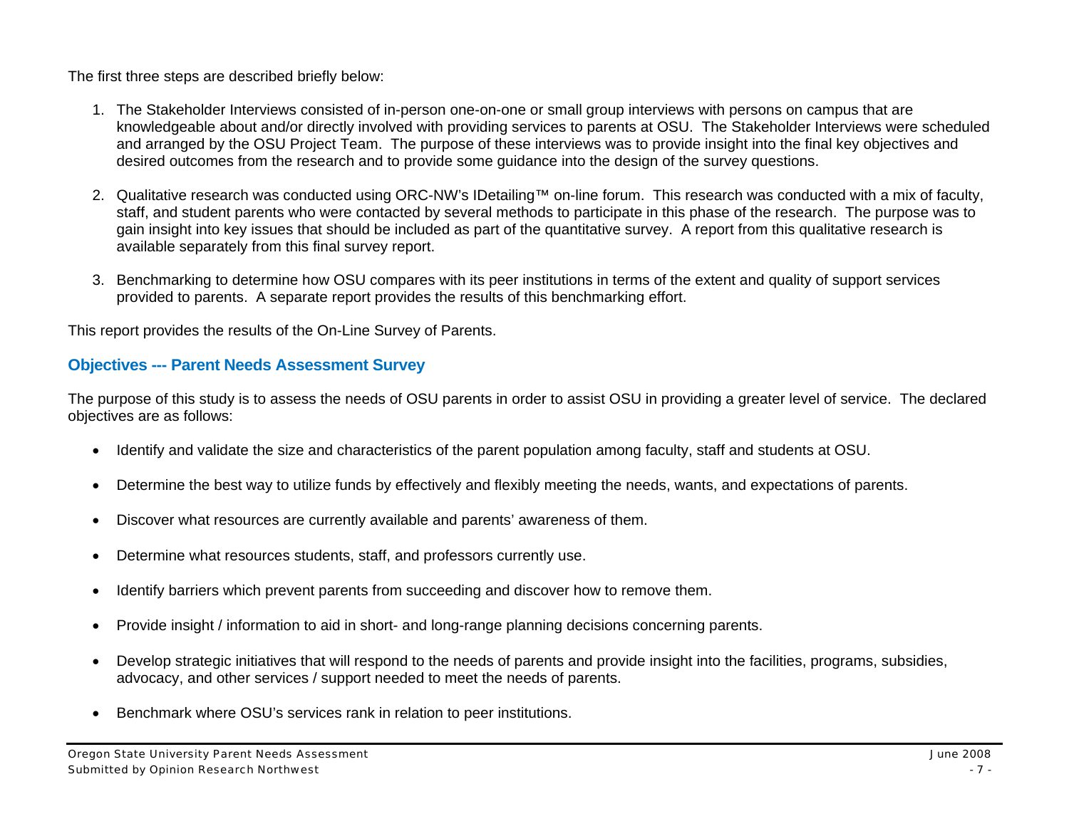The first three steps are described briefly below:

1. The Stakeholder Interviews consisted of in-person one-on-one or small group interviews with persons on campus that are knowledgeable about and/or directly involved with providing services to parents at OSU. The Stakeholder Interviews were scheduled and arranged by the OSU Project Team. The purpose of these interviews was to provide insight into the final key objectives and desired outcomes from the research and to provide some guidance into the design of the survey questions.

2. Qualitative research was conducted using ORC-NW's IDetailing™ on-line forum. This research was conducted with a mix of faculty, staff, and student parents who were contacted by several methods to participate in this phase of the research. The purpose was to gain insight into key issues that should be included as part of the quantitative survey. A report from this qualitative research is available separately from this final survey report.

3. Benchmarking to determine how OSU compares with its peer institutions in terms of the extent and quality of support services provided to parents. A separate report provides the results of this benchmarking effort.

This report provides the results of the On-Line Survey of Parents.

## Objectives --- Parent Needs Assessment Survey

The purpose of this study is to assess the needs of OSU parents in order to assist OSU in providing a greater level of service. The declared objectives are as follows:

- Identify and validate the size and characteristics of the parent population among faculty, staff and students at OSU.
- Determine the best way to utilize funds by effectively and flexibly meeting the needs, wants, and expectations of parents.
- Discover what resources are currently available and parents' awareness of them.
- Determine what resources students, staff, and professors currently use.
- Identify barriers which prevent parents from succeeding and discover how to remove them.
- Provide insight / information to aid in short- and long-range planning decisions concerning parents.
- Develop strategic initiatives that will respond to the needs of parents and provide insight into the facilities, programs, subsidies, advocacy, and other services / support needed to meet the needs of parents.
- Benchmark where OSU's services rank in relation to peer institutions.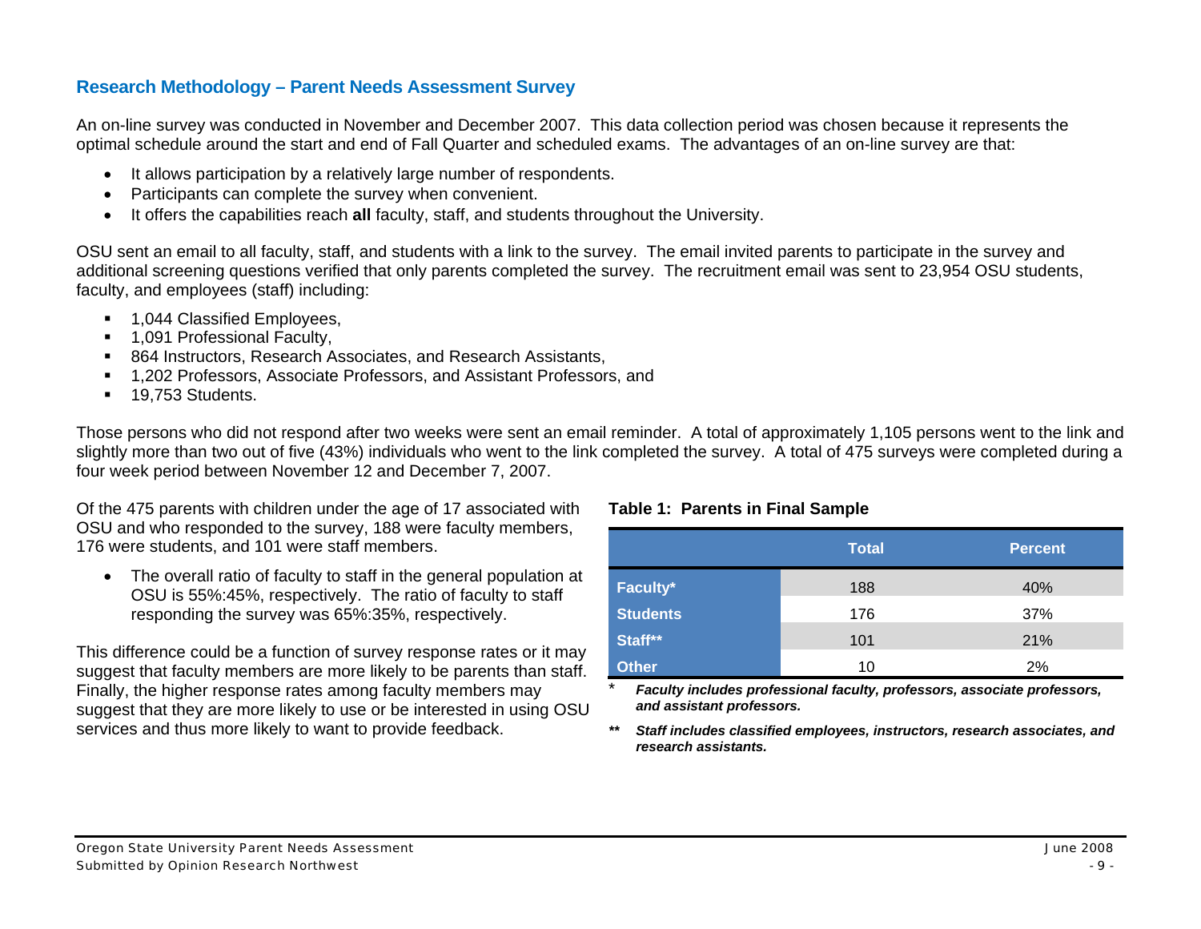## Research Methodology – Parent Needs Assessment Survey

An on-line survey was conducted in November and December 2007. This data collection period was chosen because it represents the optimal schedule around the start and end of Fall Quarter and scheduled exams. The advantages of an on-line survey are that:

- It allows participation by a relatively large number of respondents.
- Participants can complete the survey when convenient.
- It offers the capabilities reach **all** faculty, staff, and students throughout the University.

OSU sent an email to all faculty, staff, and students with a link to the survey. The email invited parents to participate in the survey and additional screening questions verified that only parents completed the survey. The recruitment email was sent to 23,954 OSU students, faculty, and employees (staff) including:

- 1,044 Classified Employees,
- 1,091 Professional Faculty,
- 864 Instructors, Research Associates, and Research Assistants,
- 1,202 Professors, Associate Professors, and Assistant Professors, and
- 19,753 Students.

Those persons who did not respond after two weeks were sent an email reminder. A total of approximately 1,105 persons went to the link and slightly more than two out of five (43%) individuals who went to the link completed the survey. A total of 475 surveys were completed during a four week period between November 12 and December 7, 2007.

Of the 475 parents with children under the age of 17 associated with OSU and who responded to the survey, 188 were faculty members, 176 were students, and 101 were staff members.

- The overall ratio of faculty to staff in the general population at OSU is 55%:45%, respectively. The ratio of faculty to staff responding the survey was 65%:35%, respectively.

This difference could be a function of survey response rates or it may suggest that faculty members are more likely to be parents than staff. Finally, the higher response rates among faculty members may suggest that they are more likely to use or be interested in using OSU services and thus more likely to want to provide feedback.

**Table 1: Parents in Final Sample**

| | Total | Percent |
|---|---|---|
| **Faculty*** | 188 | 40% |
| **Students** | 176 | 37% |
| **Staff**** | 101 | 21% |
| **Other** | 10 | 2% |

\* ***Faculty includes professional faculty, professors, associate professors, and assistant professors.***

\*\* ***Staff includes classified employees, instructors, research associates, and research assistants.***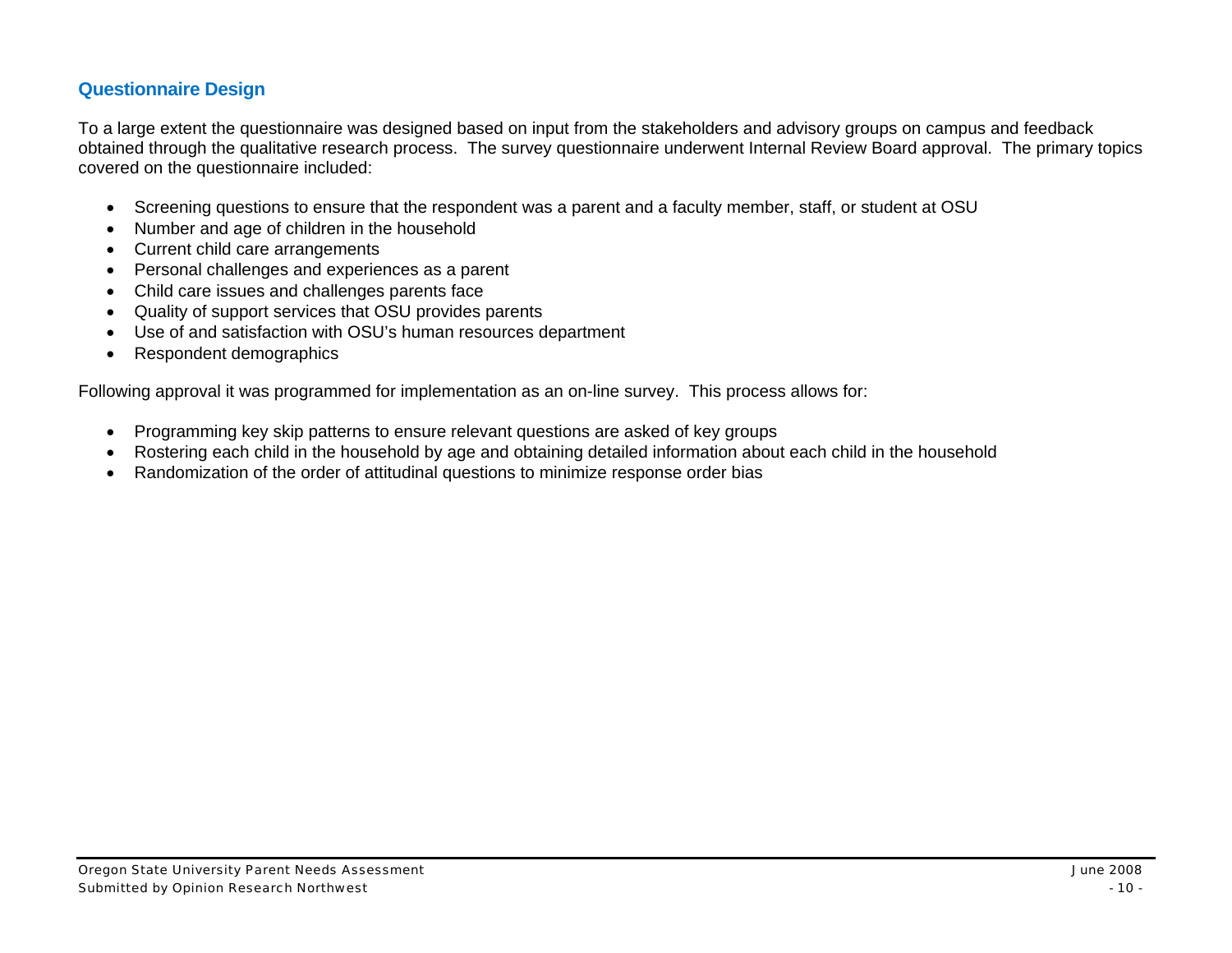## Questionnaire Design

To a large extent the questionnaire was designed based on input from the stakeholders and advisory groups on campus and feedback obtained through the qualitative research process. The survey questionnaire underwent Internal Review Board approval. The primary topics covered on the questionnaire included:

- Screening questions to ensure that the respondent was a parent and a faculty member, staff, or student at OSU
- Number and age of children in the household
- Current child care arrangements
- Personal challenges and experiences as a parent
- Child care issues and challenges parents face
- Quality of support services that OSU provides parents
- Use of and satisfaction with OSU's human resources department
- Respondent demographics

Following approval it was programmed for implementation as an on-line survey. This process allows for:

- Programming key skip patterns to ensure relevant questions are asked of key groups
- Rostering each child in the household by age and obtaining detailed information about each child in the household
- Randomization of the order of attitudinal questions to minimize response order bias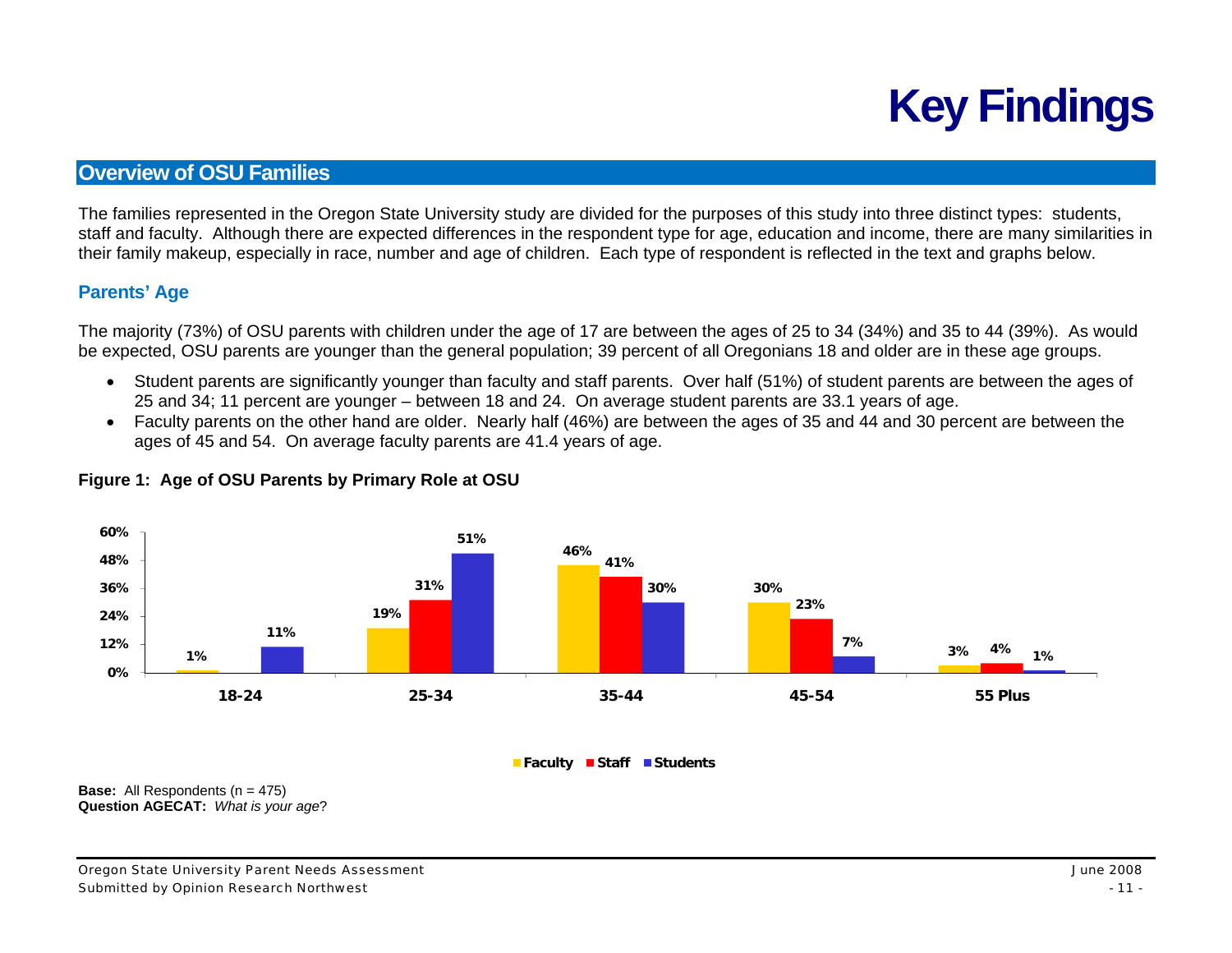# Key Findings

## Overview of OSU Families

The families represented in the Oregon State University study are divided for the purposes of this study into three distinct types: students, staff and faculty. Although there are expected differences in the respondent type for age, education and income, there are many similarities in their family makeup, especially in race, number and age of children. Each type of respondent is reflected in the text and graphs below.

### Parents' Age

The majority (73%) of OSU parents with children under the age of 17 are between the ages of 25 to 34 (34%) and 35 to 44 (39%). As would be expected, OSU parents are younger than the general population; 39 percent of all Oregonians 18 and older are in these age groups.

- Student parents are significantly younger than faculty and staff parents. Over half (51%) of student parents are between the ages of 25 and 34; 11 percent are younger – between 18 and 24. On average student parents are 33.1 years of age.
- Faculty parents on the other hand are older. Nearly half (46%) are between the ages of 35 and 44 and 30 percent are between the ages of 45 and 54. On average faculty parents are 41.4 years of age.

**Figure 1: Age of OSU Parents by Primary Role at OSU**

60%
48%
36%
24%
12%
0%

18-24: 1%, 11%
25-34: 19%, 31%, 51%
35-44: 46%, 41%, 30%
45-54: 30%, 23%, 7%
55 Plus: 3%, 4%, 1%

Faculty  Staff  Students

**Base:** All Respondents (n = 475)
**Question AGECAT:** *What is your age*?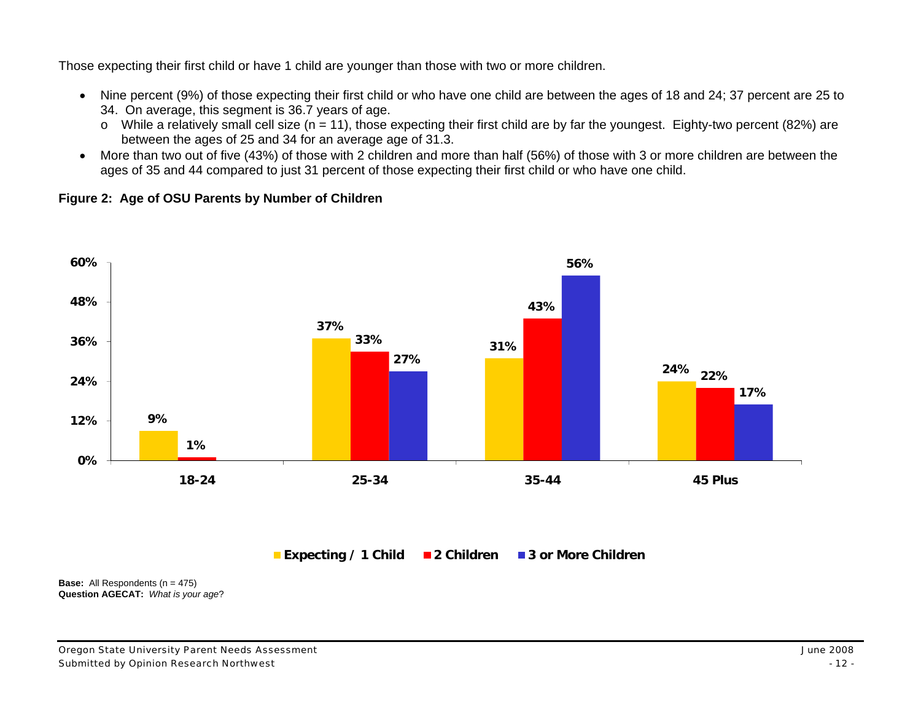Those expecting their first child or have 1 child are younger than those with two or more children.

- Nine percent (9%) of those expecting their first child or who have one child are between the ages of 18 and 24; 37 percent are 25 to 34. On average, this segment is 36.7 years of age.
  - While a relatively small cell size (n = 11), those expecting their first child are by far the youngest. Eighty-two percent (82%) are between the ages of 25 and 34 for an average age of 31.3.
- More than two out of five (43%) of those with 2 children and more than half (56%) of those with 3 or more children are between the ages of 35 and 44 compared to just 31 percent of those expecting their first child or who have one child.

**Figure 2: Age of OSU Parents by Number of Children**

60%
48%
36%
24%
12%
0%

18-24: 9%, 1%
25-34: 37%, 33%, 27%
35-44: 31%, 43%, 56%
45 Plus: 24%, 22%, 17%

Expecting / 1 Child
2 Children
3 or More Children

**Base:** All Respondents (n = 475)
**Question AGECAT:** *What is your age*?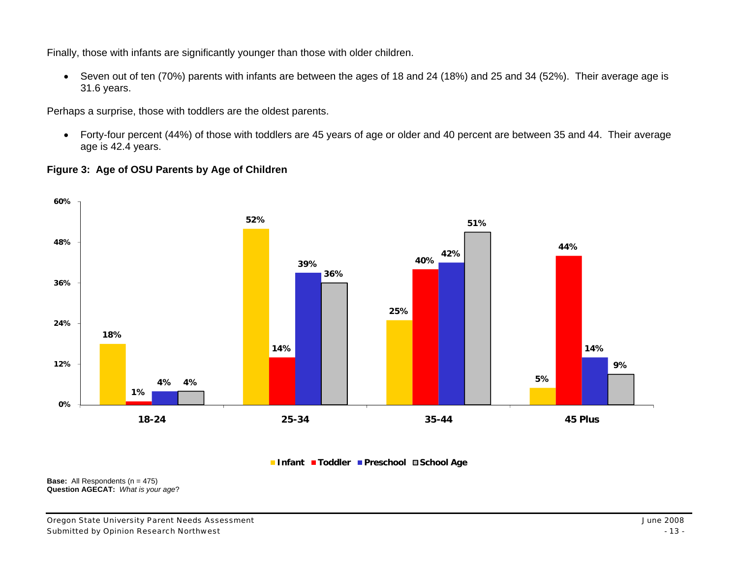Finally, those with infants are significantly younger than those with older children.

- Seven out of ten (70%) parents with infants are between the ages of 18 and 24 (18%) and 25 and 34 (52%). Their average age is 31.6 years.

Perhaps a surprise, those with toddlers are the oldest parents.

- Forty-four percent (44%) of those with toddlers are 45 years of age or older and 40 percent are between 35 and 44. Their average age is 42.4 years.

**Figure 3: Age of OSU Parents by Age of Children**

60%
48%
36%
24%
12%
0%

18-24: 18%, 1%, 4%, 4%
25-34: 52%, 14%, 39%, 36%
35-44: 25%, 40%, 42%, 51%
45 Plus: 5%, 44%, 14%, 9%

Infant Toddler Preschool School Age

**Base:** All Respondents (n = 475)
**Question AGECAT:** *What is your age?*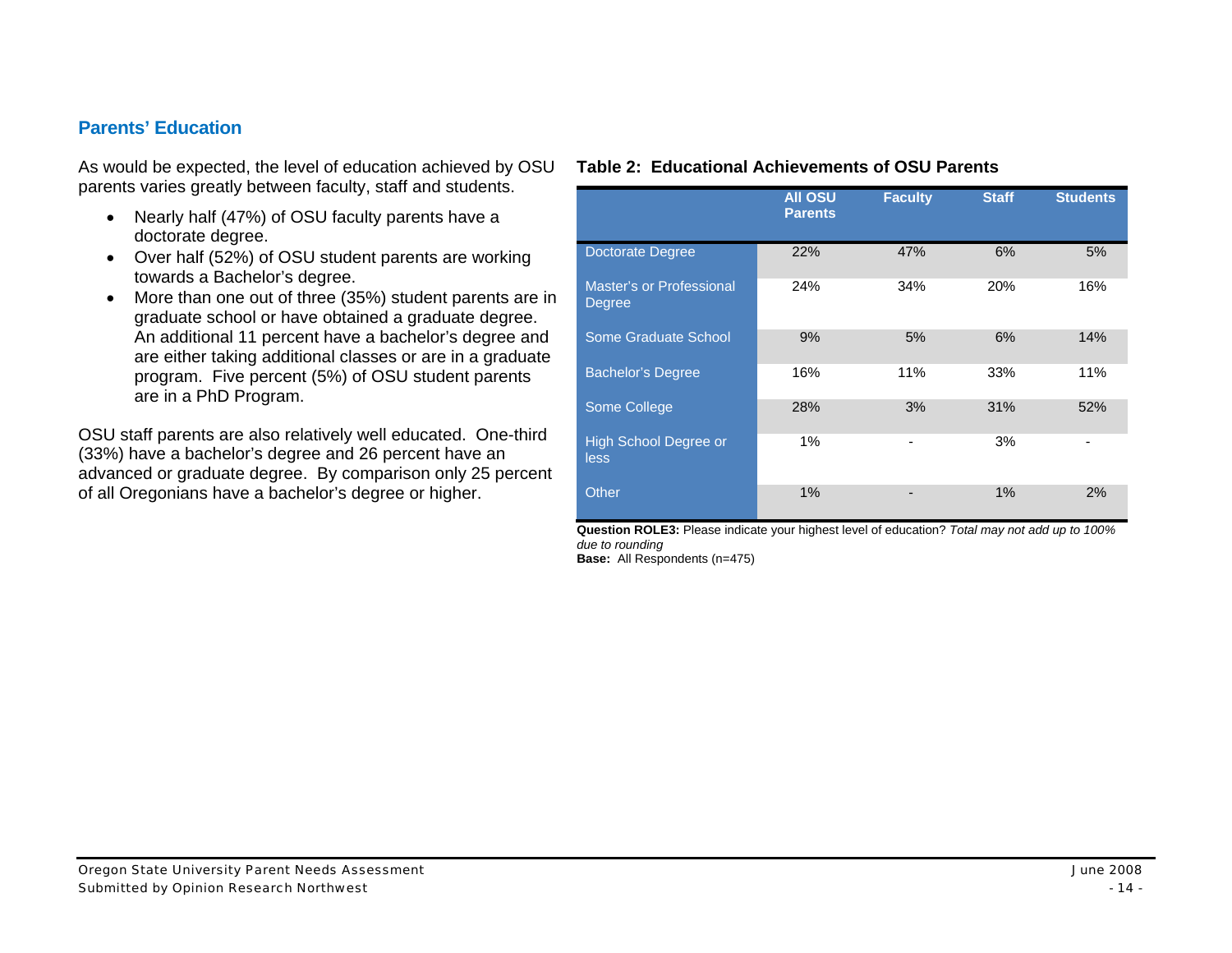## Parents' Education

As would be expected, the level of education achieved by OSU parents varies greatly between faculty, staff and students.

- Nearly half (47%) of OSU faculty parents have a doctorate degree.
- Over half (52%) of OSU student parents are working towards a Bachelor's degree.
- More than one out of three (35%) student parents are in graduate school or have obtained a graduate degree. An additional 11 percent have a bachelor's degree and are either taking additional classes or are in a graduate program. Five percent (5%) of OSU student parents are in a PhD Program.

OSU staff parents are also relatively well educated. One-third (33%) have a bachelor's degree and 26 percent have an advanced or graduate degree. By comparison only 25 percent of all Oregonians have a bachelor's degree or higher.

**Table 2: Educational Achievements of OSU Parents**

| | All OSU Parents | Faculty | Staff | Students |
|---|---|---|---|---|
| Doctorate Degree | 22% | 47% | 6% | 5% |
| Master's or Professional Degree | 24% | 34% | 20% | 16% |
| Some Graduate School | 9% | 5% | 6% | 14% |
| Bachelor's Degree | 16% | 11% | 33% | 11% |
| Some College | 28% | 3% | 31% | 52% |
| High School Degree or less | 1% | - | 3% | - |
| Other | 1% | - | 1% | 2% |

**Question ROLE3:** Please indicate your highest level of education? *Total may not add up to 100% due to rounding*
**Base:** All Respondents (n=475)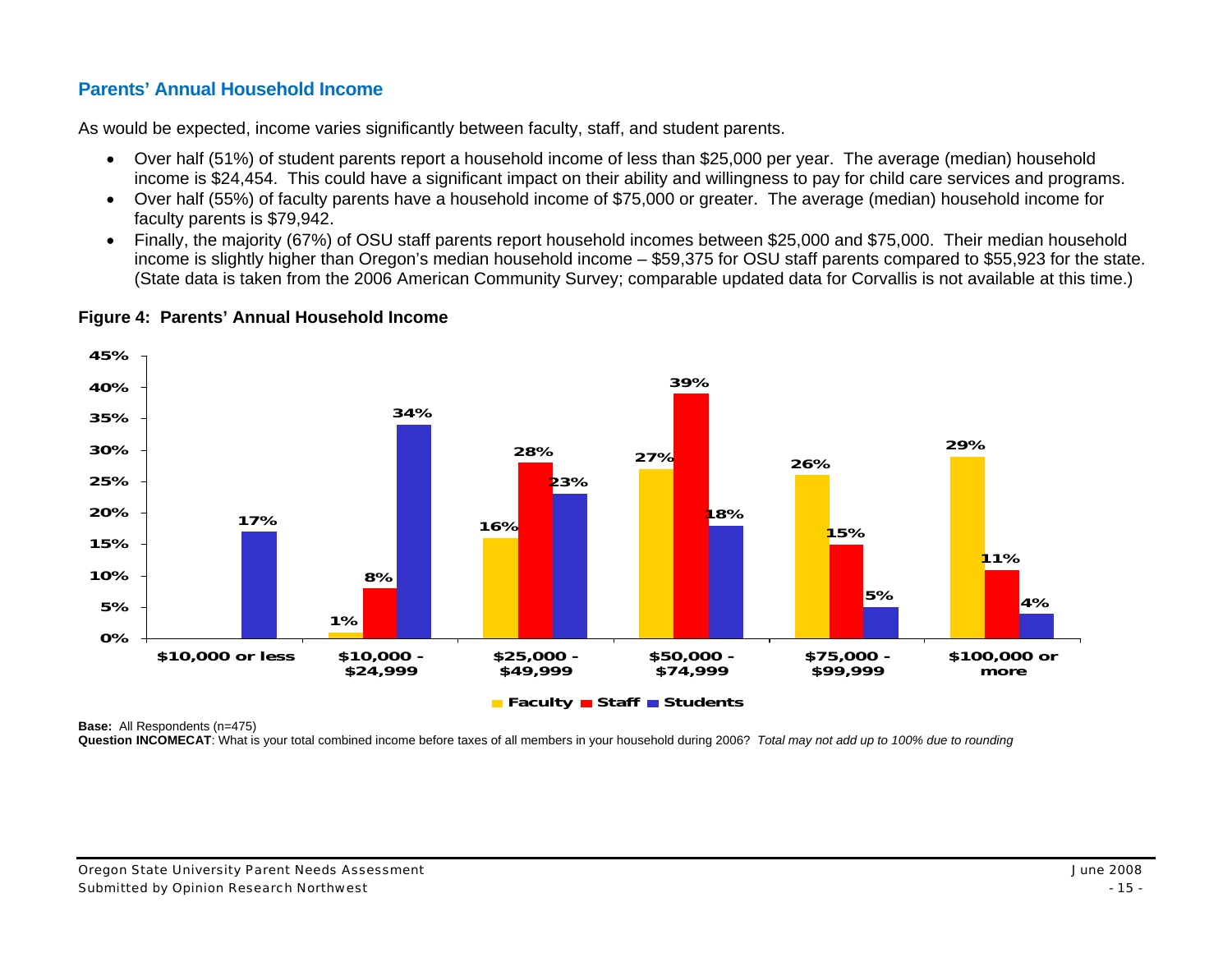## Parents' Annual Household Income

As would be expected, income varies significantly between faculty, staff, and student parents.

- Over half (51%) of student parents report a household income of less than $25,000 per year. The average (median) household income is $24,454. This could have a significant impact on their ability and willingness to pay for child care services and programs.
- Over half (55%) of faculty parents have a household income of $75,000 or greater. The average (median) household income for faculty parents is $79,942.
- Finally, the majority (67%) of OSU staff parents report household incomes between $25,000 and $75,000. Their median household income is slightly higher than Oregon's median household income – $59,375 for OSU staff parents compared to $55,923 for the state. (State data is taken from the 2006 American Community Survey; comparable updated data for Corvallis is not available at this time.)

**Figure 4: Parents' Annual Household Income**

45%
40%
35%
30%
25%
20%
15%
10%
5%
0%

$10,000 or less: 17%
$10,000 - $24,999: 1%, 8%, 34%
$25,000 - $49,999: 16%, 28%, 23%
$50,000 - $74,999: 27%, 39%, 18%
$75,000 - $99,999: 26%, 15%, 5%
$100,000 or more: 29%, 11%, 4%

Faculty  Staff  Students

**Base:** All Respondents (n=475)
**Question INCOMECAT**: What is your total combined income before taxes of all members in your household during 2006? *Total may not add up to 100% due to rounding*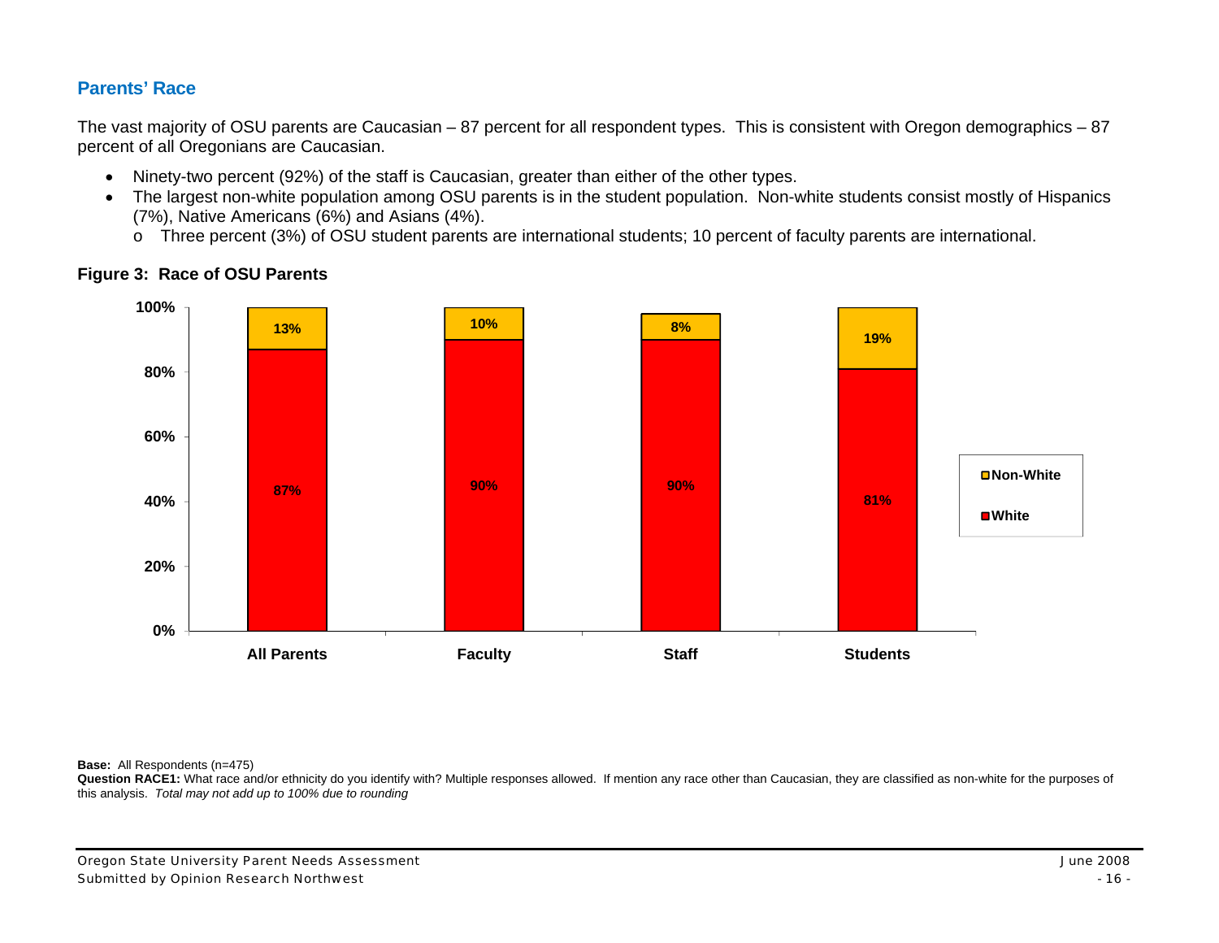## Parents' Race

The vast majority of OSU parents are Caucasian – 87 percent for all respondent types. This is consistent with Oregon demographics – 87 percent of all Oregonians are Caucasian.

- Ninety-two percent (92%) of the staff is Caucasian, greater than either of the other types.
- The largest non-white population among OSU parents is in the student population. Non-white students consist mostly of Hispanics (7%), Native Americans (6%) and Asians (4%).
  - Three percent (3%) of OSU student parents are international students; 10 percent of faculty parents are international.

**Figure 3: Race of OSU Parents**

100%
80%
60%
40%
20%
0%

All Parents: 87% White, 13% Non-White
Faculty: 90% White, 10% Non-White
Staff: 90% White, 8% Non-White
Students: 81% White, 19% Non-White

Non-White
White

**Base:** All Respondents (n=475)
**Question RACE1:** What race and/or ethnicity do you identify with? Multiple responses allowed. If mention any race other than Caucasian, they are classified as non-white for the purposes of this analysis. *Total may not add up to 100% due to rounding*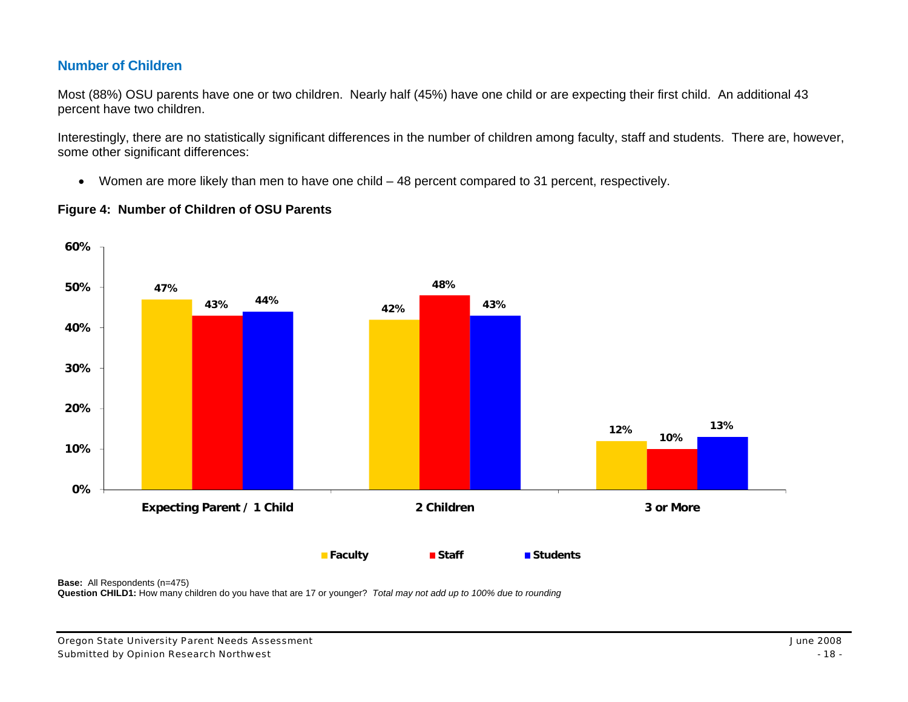## Number of Children

Most (88%) OSU parents have one or two children. Nearly half (45%) have one child or are expecting their first child. An additional 43 percent have two children.

Interestingly, there are no statistically significant differences in the number of children among faculty, staff and students. There are, however, some other significant differences:

- Women are more likely than men to have one child – 48 percent compared to 31 percent, respectively.

**Figure 4: Number of Children of OSU Parents**

60%
50%
40%
30%
20%
10%
0%

47%
43%
44%
42%
48%
43%
12%
10%
13%

Expecting Parent / 1 Child
2 Children
3 or More

Faculty
Staff
Students

**Base:** All Respondents (n=475)
**Question CHILD1:** How many children do you have that are 17 or younger? *Total may not add up to 100% due to rounding*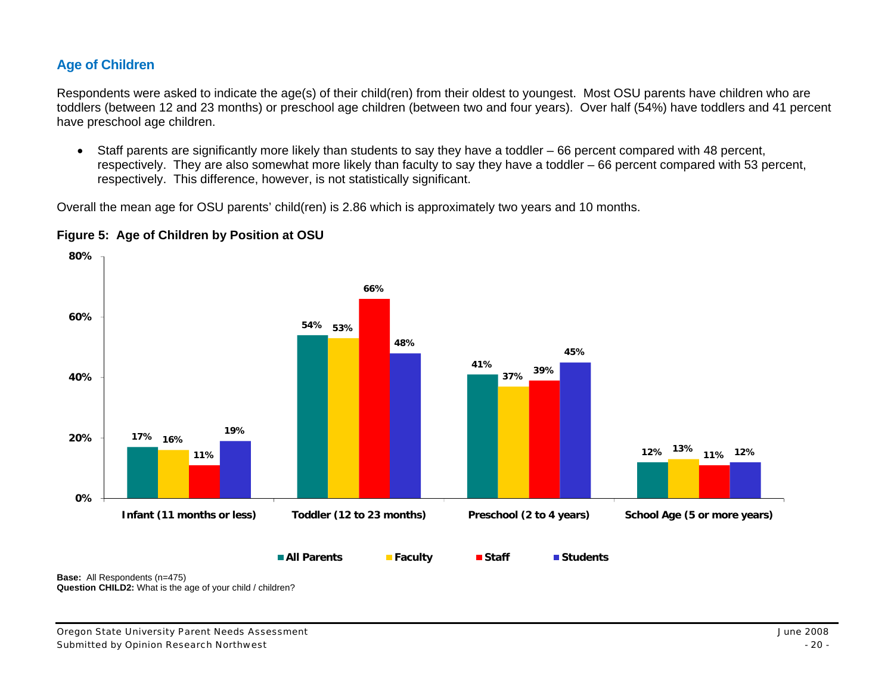## Age of Children

Respondents were asked to indicate the age(s) of their child(ren) from their oldest to youngest. Most OSU parents have children who are toddlers (between 12 and 23 months) or preschool age children (between two and four years). Over half (54%) have toddlers and 41 percent have preschool age children.

- Staff parents are significantly more likely than students to say they have a toddler – 66 percent compared with 48 percent, respectively. They are also somewhat more likely than faculty to say they have a toddler – 66 percent compared with 53 percent, respectively. This difference, however, is not statistically significant.

Overall the mean age for OSU parents' child(ren) is 2.86 which is approximately two years and 10 months.

**Figure 5: Age of Children by Position at OSU**

80%
60%
40%
20%
0%

Infant (11 months or less): 17% 16% 11% 19%
Toddler (12 to 23 months): 54% 53% 66% 48%
Preschool (2 to 4 years): 41% 37% 39% 45%
School Age (5 or more years): 12% 13% 11% 12%

All Parents, Faculty, Staff, Students

**Base:** All Respondents (n=475)
**Question CHILD2:** What is the age of your child / children?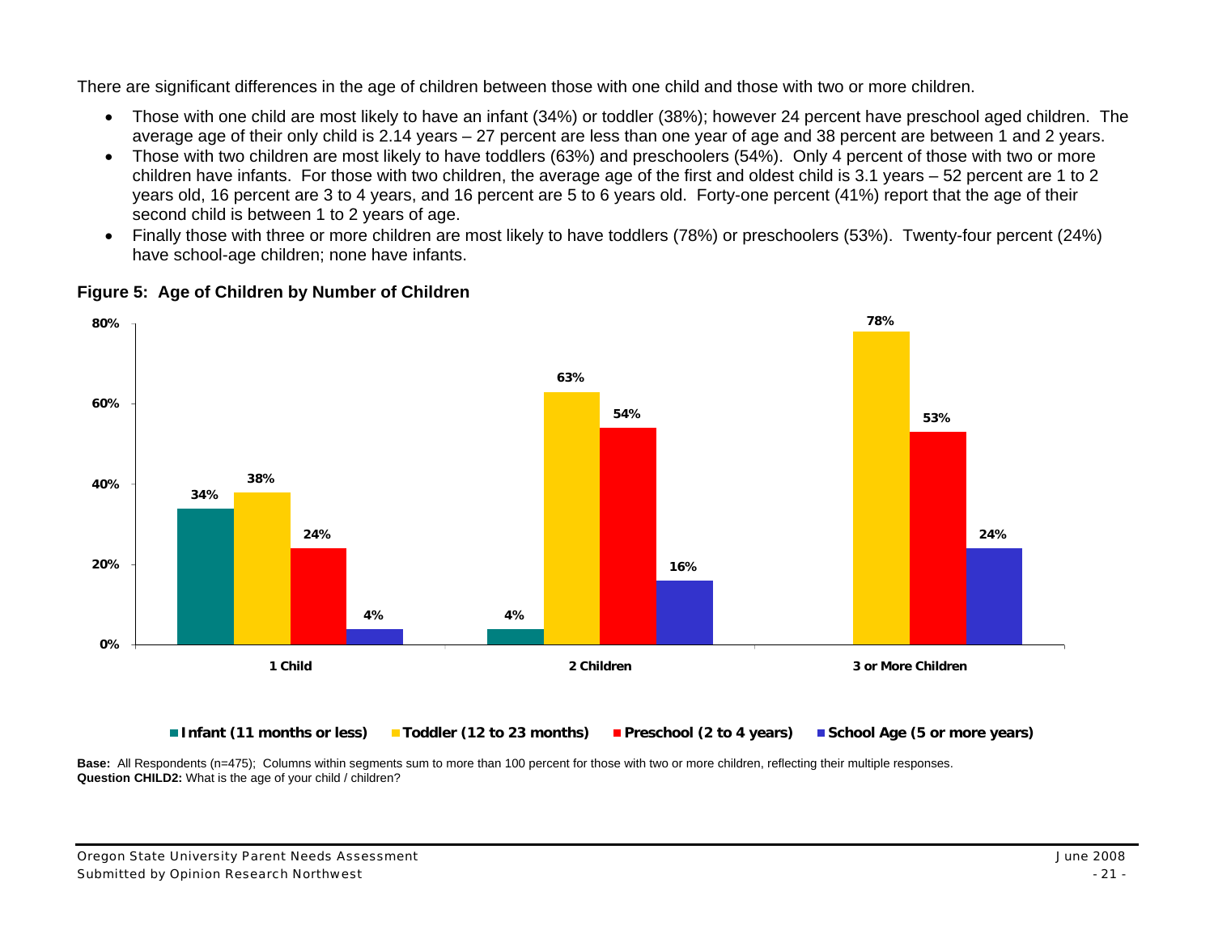There are significant differences in the age of children between those with one child and those with two or more children.

- Those with one child are most likely to have an infant (34%) or toddler (38%); however 24 percent have preschool aged children. The average age of their only child is 2.14 years – 27 percent are less than one year of age and 38 percent are between 1 and 2 years.
- Those with two children are most likely to have toddlers (63%) and preschoolers (54%). Only 4 percent of those with two or more children have infants. For those with two children, the average age of the first and oldest child is 3.1 years – 52 percent are 1 to 2 years old, 16 percent are 3 to 4 years, and 16 percent are 5 to 6 years old. Forty-one percent (41%) report that the age of their second child is between 1 to 2 years of age.
- Finally those with three or more children are most likely to have toddlers (78%) or preschoolers (53%). Twenty-four percent (24%) have school-age children; none have infants.

**Figure 5: Age of Children by Number of Children**

80%
60%
40%
20%
0%

1 Child: 34%, 38%, 24%, 4%
2 Children: 4%, 63%, 54%, 16%
3 or More Children: 78%, 53%, 24%

Infant (11 months or less) | Toddler (12 to 23 months) | Preschool (2 to 4 years) | School Age (5 or more years)

**Base:** All Respondents (n=475); Columns within segments sum to more than 100 percent for those with two or more children, reflecting their multiple responses.
**Question CHILD2:** What is the age of your child / children?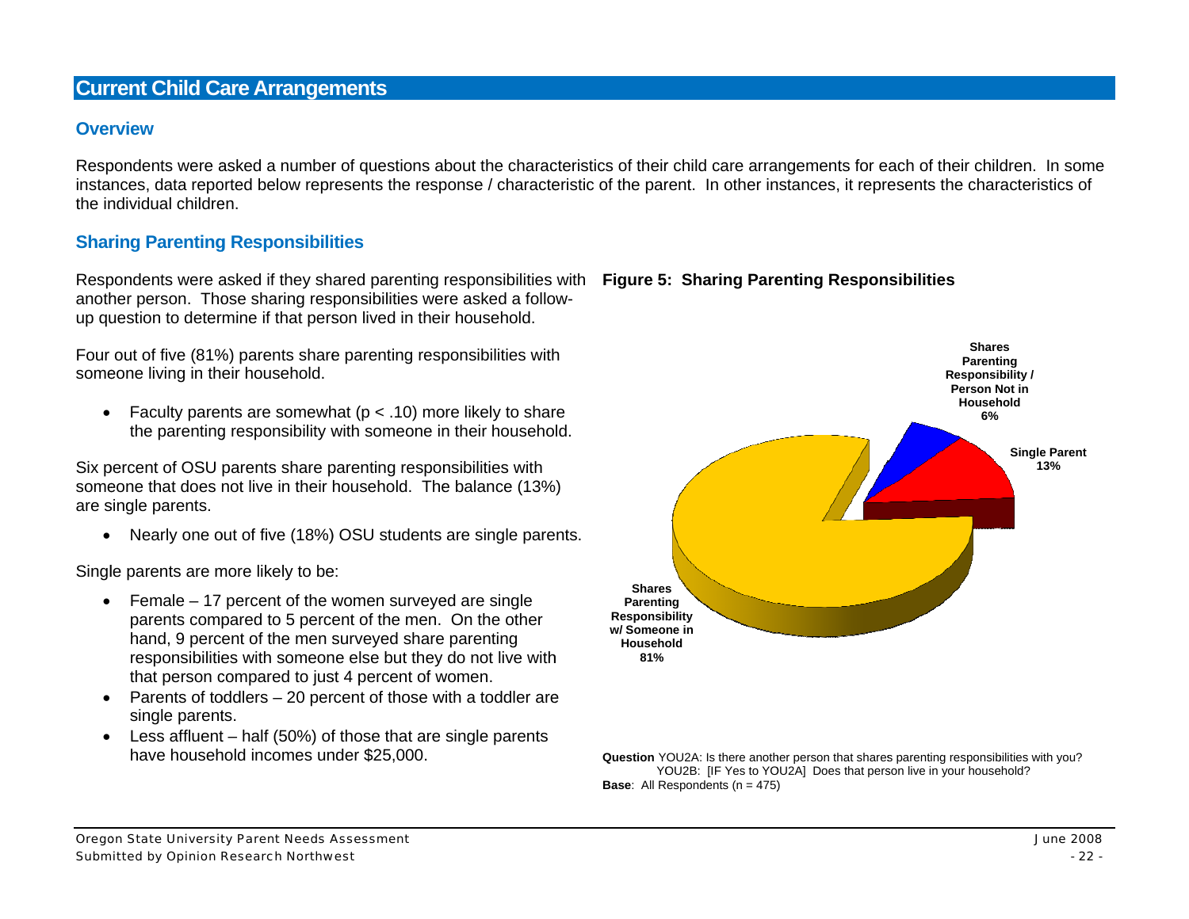## Current Child Care Arrangements

### Overview

Respondents were asked a number of questions about the characteristics of their child care arrangements for each of their children. In some instances, data reported below represents the response / characteristic of the parent. In other instances, it represents the characteristics of the individual children.

### Sharing Parenting Responsibilities

Respondents were asked if they shared parenting responsibilities with another person. Those sharing responsibilities were asked a follow-up question to determine if that person lived in their household.

Four out of five (81%) parents share parenting responsibilities with someone living in their household.

- Faculty parents are somewhat ($p < .10$) more likely to share the parenting responsibility with someone in their household.

Six percent of OSU parents share parenting responsibilities with someone that does not live in their household. The balance (13%) are single parents.

- Nearly one out of five (18%) OSU students are single parents.

Single parents are more likely to be:

- Female – 17 percent of the women surveyed are single parents compared to 5 percent of the men. On the other hand, 9 percent of the men surveyed share parenting responsibilities with someone else but they do not live with that person compared to just 4 percent of women.
- Parents of toddlers – 20 percent of those with a toddler are single parents.
- Less affluent – half (50%) of those that are single parents have household incomes under $25,000.

**Figure 5: Sharing Parenting Responsibilities**

Shares Parenting Responsibility / Person Not in Household
6%

Single Parent
13%

Shares Parenting Responsibility w/ Someone in Household
81%

**Question** YOU2A: Is there another person that shares parenting responsibilities with you?
YOU2B: [IF Yes to YOU2A] Does that person live in your household?
**Base**: All Respondents (n = 475)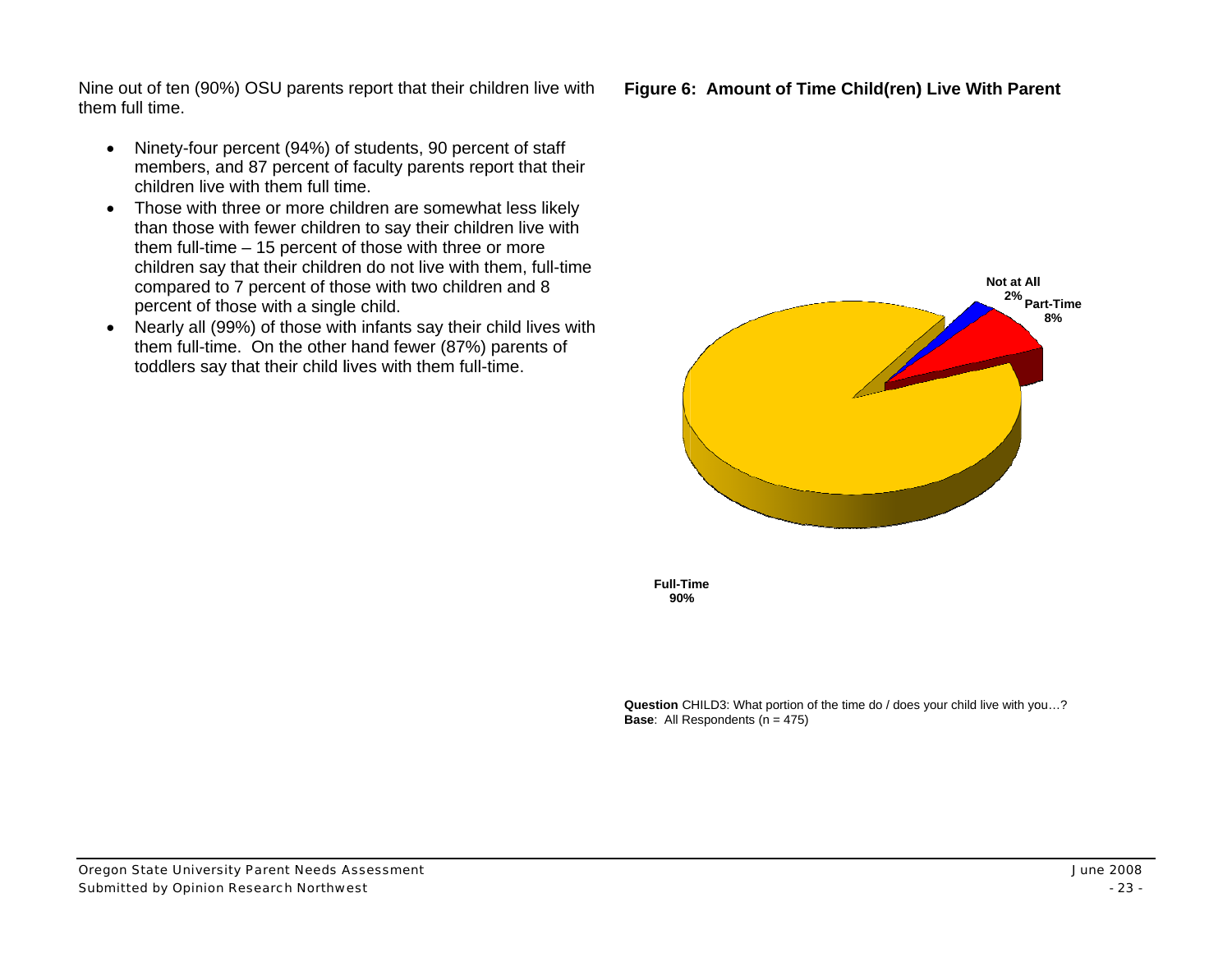Nine out of ten (90%) OSU parents report that their children live with them full time.

- Ninety-four percent (94%) of students, 90 percent of staff members, and 87 percent of faculty parents report that their children live with them full time.
- Those with three or more children are somewhat less likely than those with fewer children to say their children live with them full-time – 15 percent of those with three or more children say that their children do not live with them, full-time compared to 7 percent of those with two children and 8 percent of those with a single child.
- Nearly all (99%) of those with infants say their child lives with them full-time. On the other hand fewer (87%) parents of toddlers say that their child lives with them full-time.

**Figure 6: Amount of Time Child(ren) Live With Parent**

Not at All
2%
Part-Time
8%
Full-Time
90%

**Question** CHILD3: What portion of the time do / does your child live with you…?
**Base**: All Respondents (n = 475)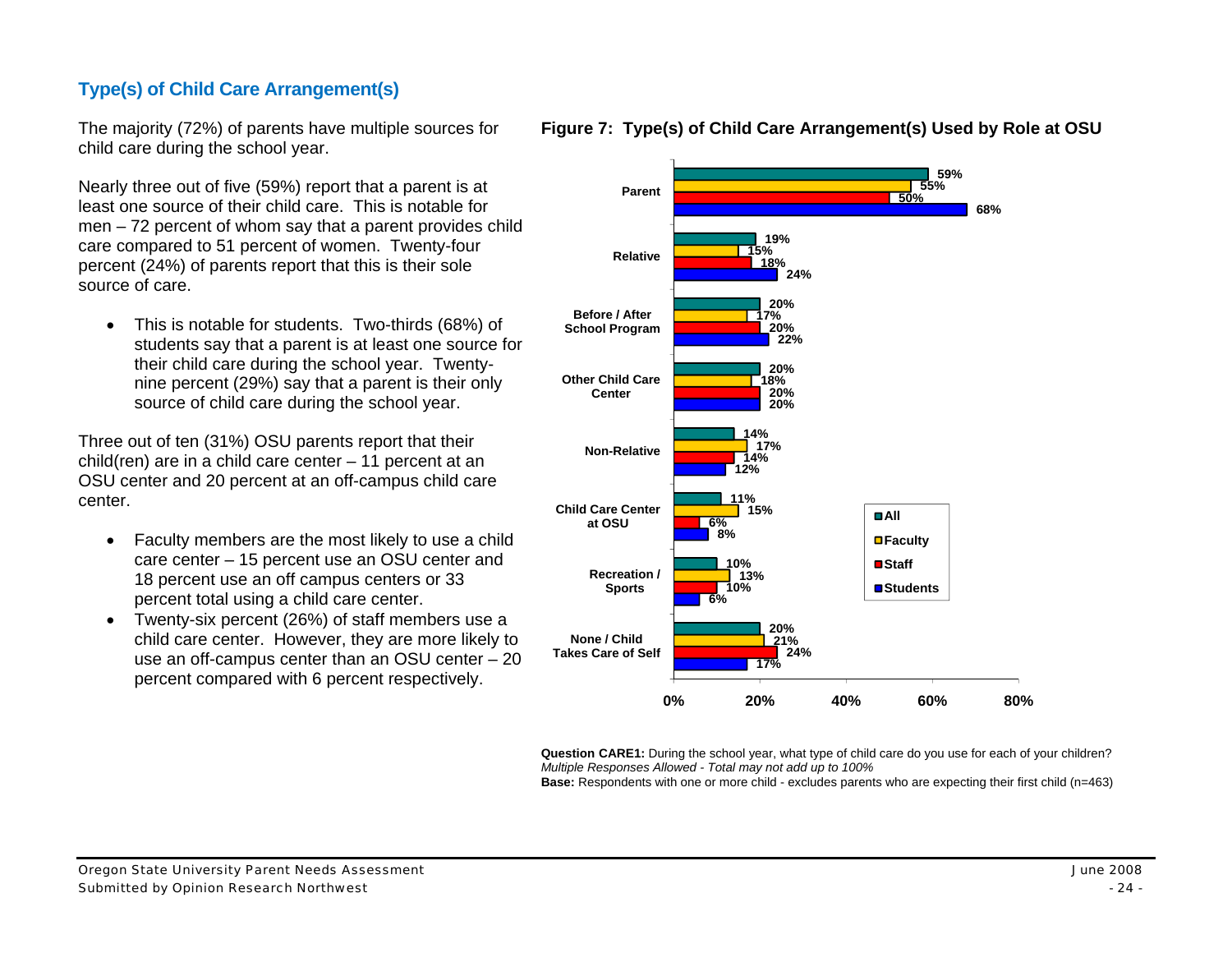## Type(s) of Child Care Arrangement(s)

The majority (72%) of parents have multiple sources for child care during the school year.

Nearly three out of five (59%) report that a parent is at least one source of their child care. This is notable for men – 72 percent of whom say that a parent provides child care compared to 51 percent of women. Twenty-four percent (24%) of parents report that this is their sole source of care.

- This is notable for students. Two-thirds (68%) of students say that a parent is at least one source for their child care during the school year. Twenty-nine percent (29%) say that a parent is their only source of child care during the school year.

Three out of ten (31%) OSU parents report that their child(ren) are in a child care center – 11 percent at an OSU center and 20 percent at an off-campus child care center.

- Faculty members are the most likely to use a child care center – 15 percent use an OSU center and 18 percent use an off campus centers or 33 percent total using a child care center.
- Twenty-six percent (26%) of staff members use a child care center. However, they are more likely to use an off-campus center than an OSU center – 20 percent compared with 6 percent respectively.

**Figure 7: Type(s) of Child Care Arrangement(s) Used by Role at OSU**

Parent: 59%, 55%, 50%, 68%
Relative: 19%, 15%, 18%, 24%
Before / After School Program: 20%, 17%, 20%, 22%
Other Child Care Center: 20%, 18%, 20%, 20%
Non-Relative: 14%, 17%, 14%, 12%
Child Care Center at OSU: 11%, 15%, 6%, 8%
Recreation / Sports: 10%, 13%, 10%, 6%
None / Child Takes Care of Self: 20%, 21%, 24%, 17%

0% 20% 40% 60% 80%

All, Faculty, Staff, Students

**Question CARE1:** During the school year, what type of child care do you use for each of your children?
*Multiple Responses Allowed - Total may not add up to 100%*
**Base:** Respondents with one or more child - excludes parents who are expecting their first child (n=463)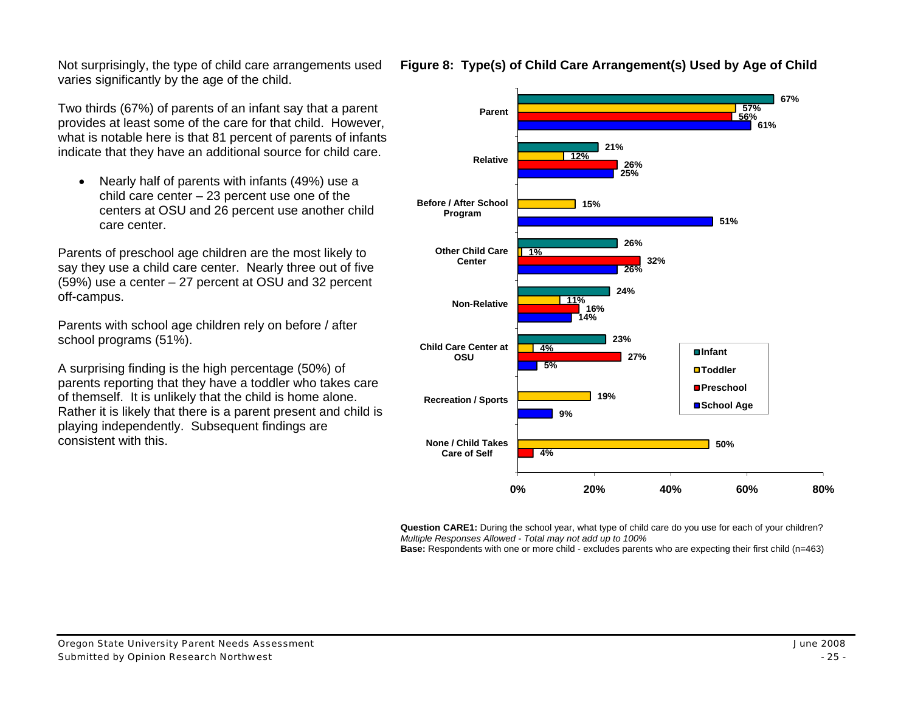Not surprisingly, the type of child care arrangements used varies significantly by the age of the child.

Two thirds (67%) of parents of an infant say that a parent provides at least some of the care for that child. However, what is notable here is that 81 percent of parents of infants indicate that they have an additional source for child care.

- Nearly half of parents with infants (49%) use a child care center – 23 percent use one of the centers at OSU and 26 percent use another child care center.

Parents of preschool age children are the most likely to say they use a child care center. Nearly three out of five (59%) use a center – 27 percent at OSU and 32 percent off-campus.

Parents with school age children rely on before / after school programs (51%).

A surprising finding is the high percentage (50%) of parents reporting that they have a toddler who takes care of themself. It is unlikely that the child is home alone. Rather it is likely that there is a parent present and child is playing independently. Subsequent findings are consistent with this.

**Figure 8: Type(s) of Child Care Arrangement(s) Used by Age of Child**

Parent
67%
57%
56%
61%

Relative
21%
12%
26%
25%

Before / After School Program
15%
51%

Other Child Care Center
26%
1%
32%
26%

Non-Relative
24%
11%
16%
14%

Child Care Center at OSU
23%
4%
27%
5%

Recreation / Sports
19%
9%

None / Child Takes Care of Self
50%
4%

Infant
Toddler
Preschool
School Age

0%
20%
40%
60%
80%

**Question CARE1:** During the school year, what type of child care do you use for each of your children?
*Multiple Responses Allowed - Total may not add up to 100%*
**Base:** Respondents with one or more child - excludes parents who are expecting their first child (n=463)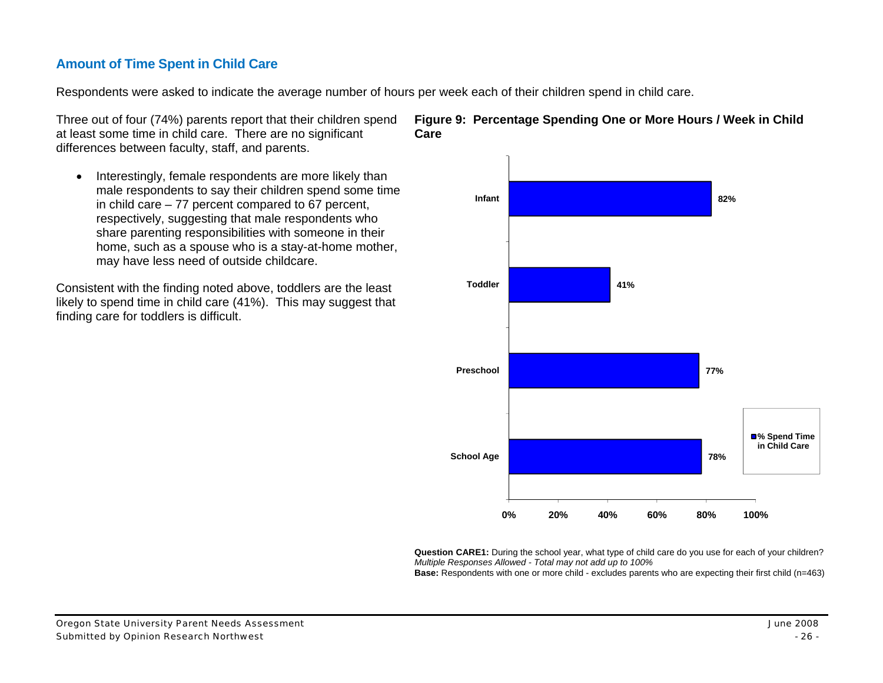## Amount of Time Spent in Child Care

Respondents were asked to indicate the average number of hours per week each of their children spend in child care.

Three out of four (74%) parents report that their children spend at least some time in child care. There are no significant differences between faculty, staff, and parents.

- Interestingly, female respondents are more likely than male respondents to say their children spend some time in child care – 77 percent compared to 67 percent, respectively, suggesting that male respondents who share parenting responsibilities with someone in their home, such as a spouse who is a stay-at-home mother, may have less need of outside childcare.

Consistent with the finding noted above, toddlers are the least likely to spend time in child care (41%). This may suggest that finding care for toddlers is difficult.

**Figure 9: Percentage Spending One or More Hours / Week in Child Care**

Infant 82%
Toddler 41%
Preschool 77%
School Age 78%

0% 20% 40% 60% 80% 100%

% Spend Time in Child Care

**Question CARE1:** During the school year, what type of child care do you use for each of your children?
*Multiple Responses Allowed - Total may not add up to 100%*
**Base:** Respondents with one or more child - excludes parents who are expecting their first child (n=463)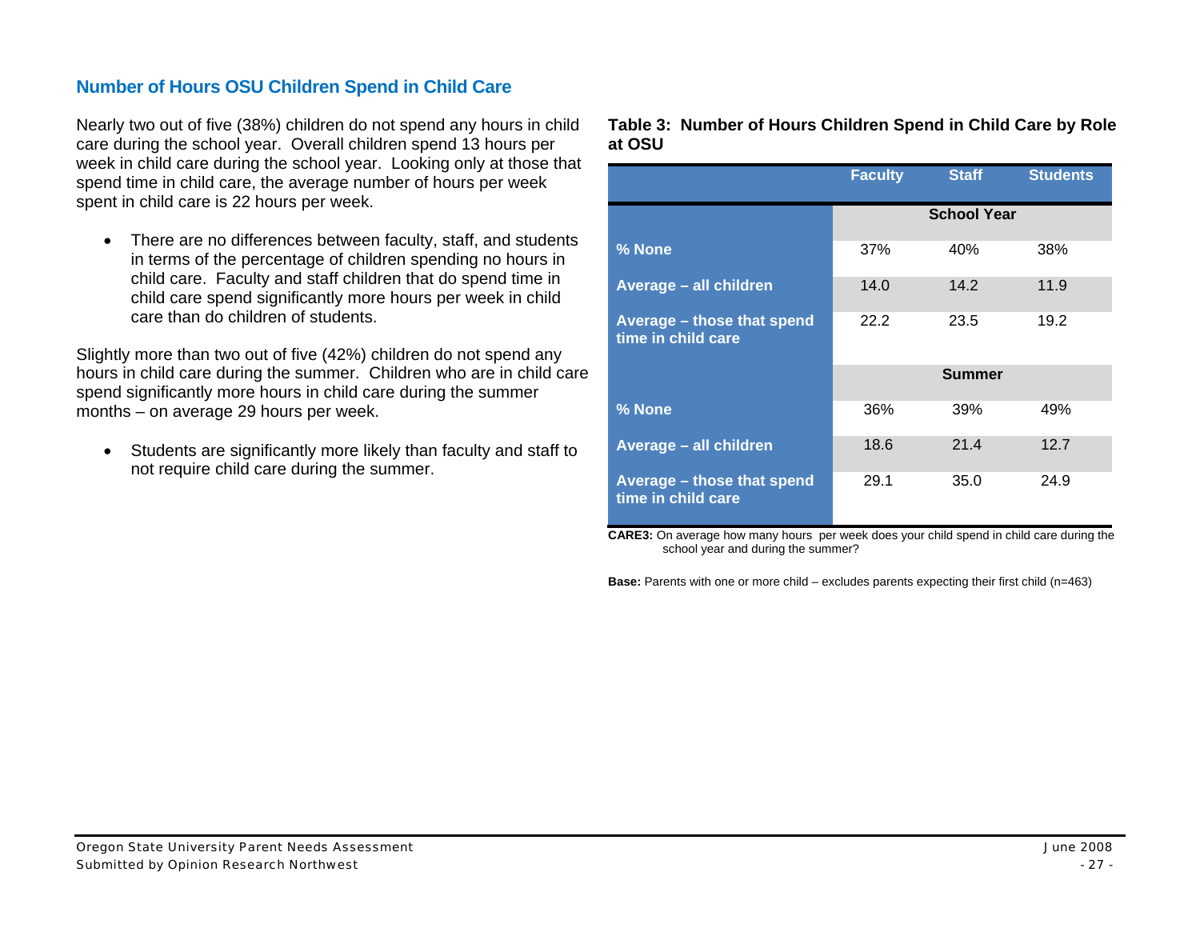## Number of Hours OSU Children Spend in Child Care

Nearly two out of five (38%) children do not spend any hours in child care during the school year. Overall children spend 13 hours per week in child care during the school year. Looking only at those that spend time in child care, the average number of hours per week spent in child care is 22 hours per week.

- There are no differences between faculty, staff, and students in terms of the percentage of children spending no hours in child care. Faculty and staff children that do spend time in child care spend significantly more hours per week in child care than do children of students.

Slightly more than two out of five (42%) children do not spend any hours in child care during the summer. Children who are in child care spend significantly more hours in child care during the summer months – on average 29 hours per week.

- Students are significantly more likely than faculty and staff to not require child care during the summer.

**Table 3: Number of Hours Children Spend in Child Care by Role at OSU**

| | Faculty | Staff | Students |
|---|---|---|---|
| | | **School Year** | |
| **% None** | 37% | 40% | 38% |
| **Average – all children** | 14.0 | 14.2 | 11.9 |
| **Average – those that spend time in child care** | 22.2 | 23.5 | 19.2 |
| | | **Summer** | |
| **% None** | 36% | 39% | 49% |
| **Average – all children** | 18.6 | 21.4 | 12.7 |
| **Average – those that spend time in child care** | 29.1 | 35.0 | 24.9 |

**CARE3:** On average how many hours per week does your child spend in child care during the school year and during the summer?

**Base:** Parents with one or more child – excludes parents expecting their first child (n=463)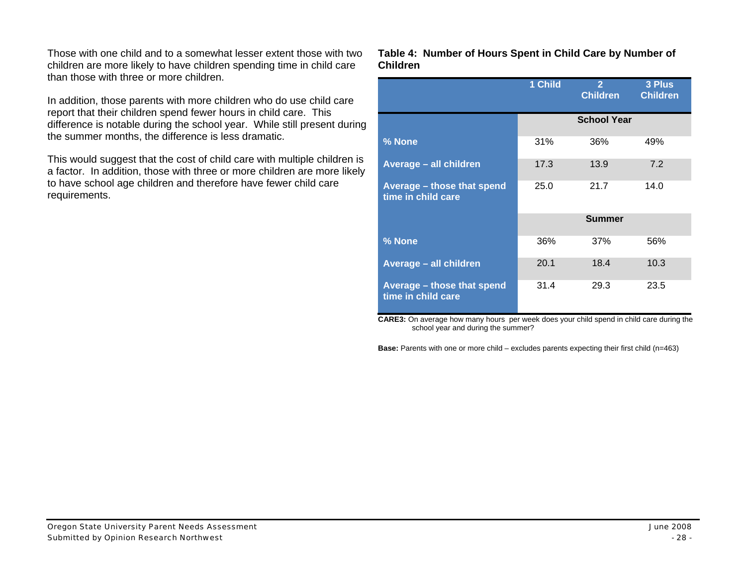Those with one child and to a somewhat lesser extent those with two children are more likely to have children spending time in child care than those with three or more children.

In addition, those parents with more children who do use child care report that their children spend fewer hours in child care. This difference is notable during the school year. While still present during the summer months, the difference is less dramatic.

This would suggest that the cost of child care with multiple children is a factor. In addition, those with three or more children are more likely to have school age children and therefore have fewer child care requirements.

**Table 4: Number of Hours Spent in Child Care by Number of Children**

| | 1 Child | 2 Children | 3 Plus Children |
|---|---|---|---|
| | | **School Year** | |
| **% None** | 31% | 36% | 49% |
| **Average – all children** | 17.3 | 13.9 | 7.2 |
| **Average – those that spend time in child care** | 25.0 | 21.7 | 14.0 |
| | | **Summer** | |
| **% None** | 36% | 37% | 56% |
| **Average – all children** | 20.1 | 18.4 | 10.3 |
| **Average – those that spend time in child care** | 31.4 | 29.3 | 23.5 |

**CARE3:** On average how many hours per week does your child spend in child care during the school year and during the summer?

**Base:** Parents with one or more child – excludes parents expecting their first child (n=463)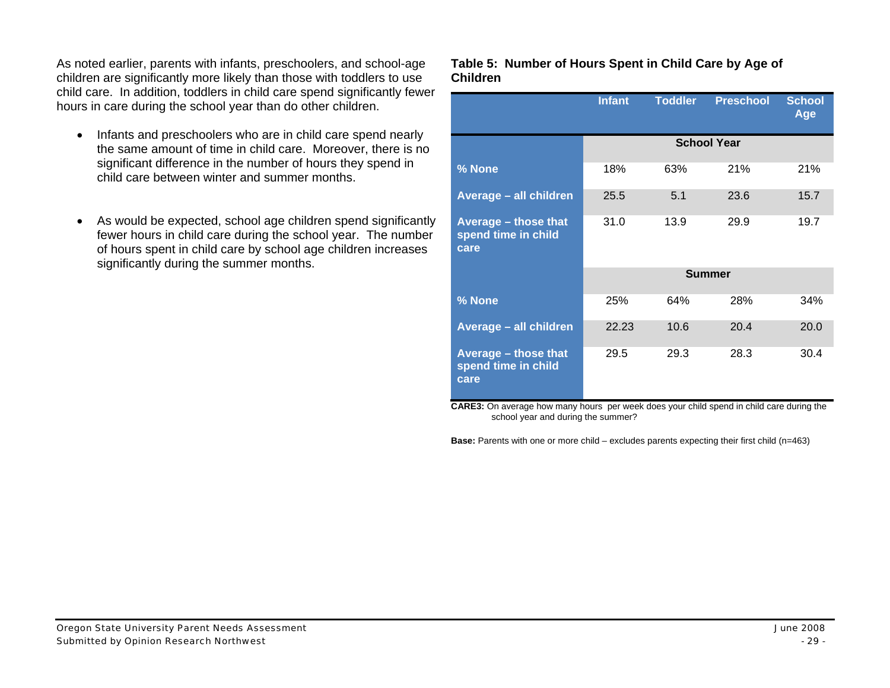As noted earlier, parents with infants, preschoolers, and school-age children are significantly more likely than those with toddlers to use child care. In addition, toddlers in child care spend significantly fewer hours in care during the school year than do other children.

- Infants and preschoolers who are in child care spend nearly the same amount of time in child care. Moreover, there is no significant difference in the number of hours they spend in child care between winter and summer months.

- As would be expected, school age children spend significantly fewer hours in child care during the school year. The number of hours spent in child care by school age children increases significantly during the summer months.

**Table 5: Number of Hours Spent in Child Care by Age of Children**

| | Infant | Toddler | Preschool | School Age |
|---|---|---|---|---|
| | **School Year** | | | |
| **% None** | 18% | 63% | 21% | 21% |
| **Average – all children** | 25.5 | 5.1 | 23.6 | 15.7 |
| **Average – those that spend time in child care** | 31.0 | 13.9 | 29.9 | 19.7 |
| | **Summer** | | | |
| **% None** | 25% | 64% | 28% | 34% |
| **Average – all children** | 22.23 | 10.6 | 20.4 | 20.0 |
| **Average – those that spend time in child care** | 29.5 | 29.3 | 28.3 | 30.4 |

**CARE3:** On average how many hours per week does your child spend in child care during the school year and during the summer?

**Base:** Parents with one or more child – excludes parents expecting their first child (n=463)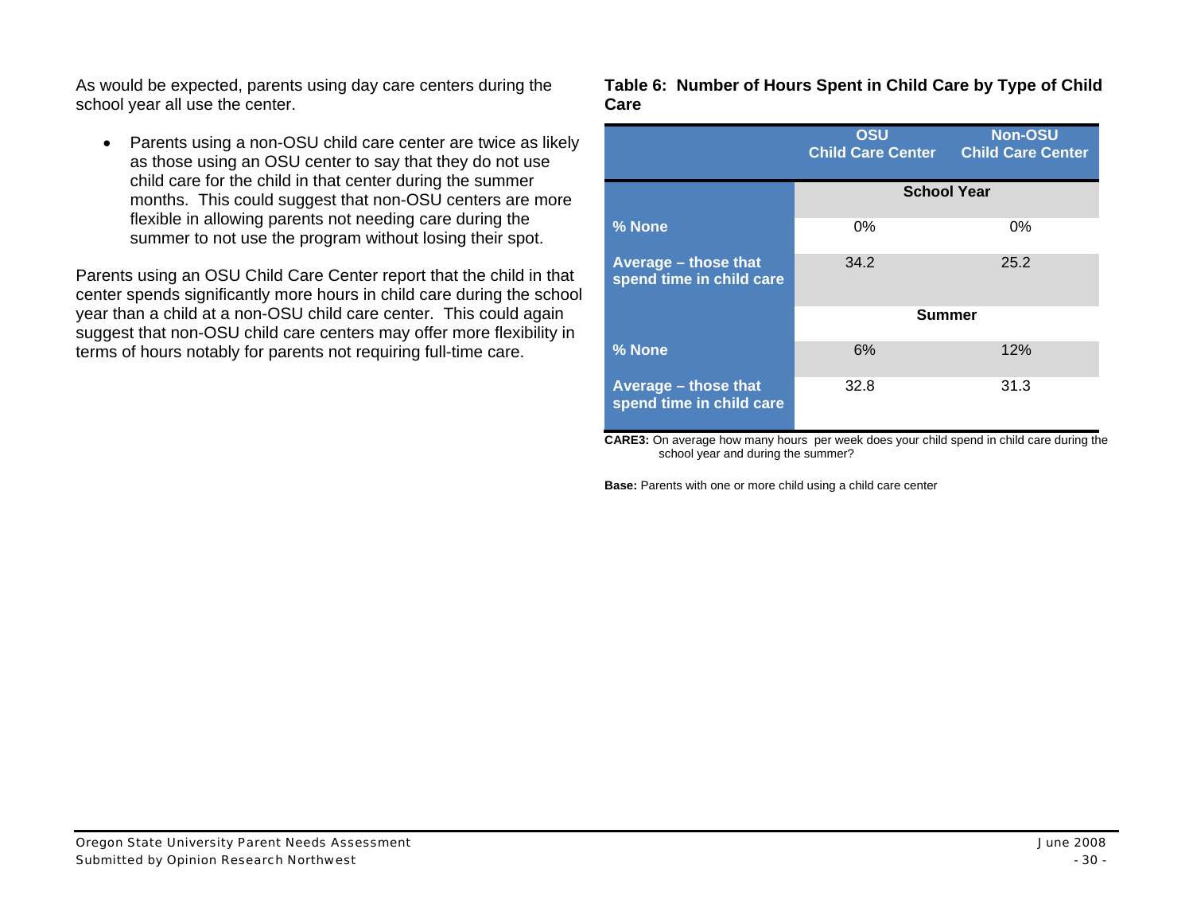As would be expected, parents using day care centers during the school year all use the center.

- Parents using a non-OSU child care center are twice as likely as those using an OSU center to say that they do not use child care for the child in that center during the summer months. This could suggest that non-OSU centers are more flexible in allowing parents not needing care during the summer to not use the program without losing their spot.

Parents using an OSU Child Care Center report that the child in that center spends significantly more hours in child care during the school year than a child at a non-OSU child care center. This could again suggest that non-OSU child care centers may offer more flexibility in terms of hours notably for parents not requiring full-time care.

**Table 6: Number of Hours Spent in Child Care by Type of Child Care**

| | OSU Child Care Center | Non-OSU Child Care Center |
|---|---|---|
| | **School Year** | |
| **% None** | 0% | 0% |
| **Average – those that spend time in child care** | 34.2 | 25.2 |
| | **Summer** | |
| **% None** | 6% | 12% |
| **Average – those that spend time in child care** | 32.8 | 31.3 |

**CARE3:** On average how many hours per week does your child spend in child care during the school year and during the summer?

**Base:** Parents with one or more child using a child care center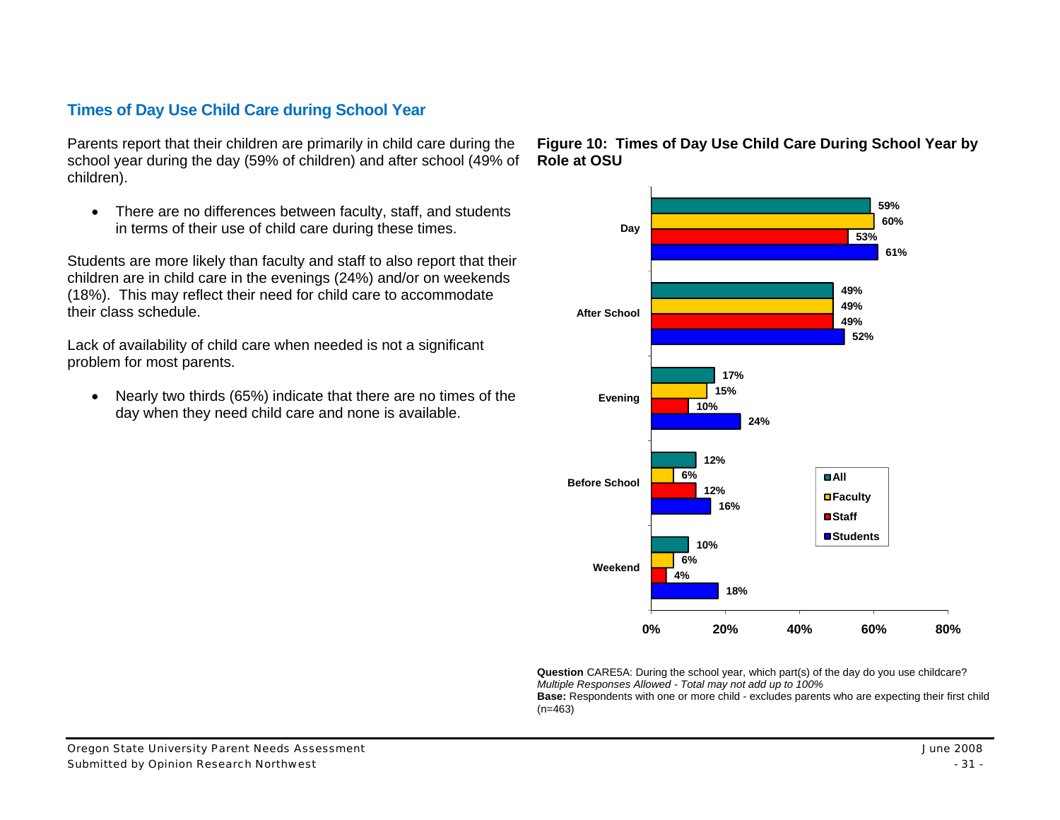## Times of Day Use Child Care during School Year

Parents report that their children are primarily in child care during the school year during the day (59% of children) and after school (49% of children).

- There are no differences between faculty, staff, and students in terms of their use of child care during these times.

Students are more likely than faculty and staff to also report that their children are in child care in the evenings (24%) and/or on weekends (18%). This may reflect their need for child care to accommodate their class schedule.

Lack of availability of child care when needed is not a significant problem for most parents.

- Nearly two thirds (65%) indicate that there are no times of the day when they need child care and none is available.

**Figure 10: Times of Day Use Child Care During School Year by Role at OSU**

Day
59%
60%
53%
61%

After School
49%
49%
49%
52%

Evening
17%
15%
10%
24%

Before School
12%
6%
12%
16%

Weekend
10%
6%
4%
18%

All
Faculty
Staff
Students

0%
20%
40%
60%
80%

**Question** CARE5A: During the school year, which part(s) of the day do you use childcare?
*Multiple Responses Allowed - Total may not add up to 100%*
**Base:** Respondents with one or more child - excludes parents who are expecting their first child (n=463)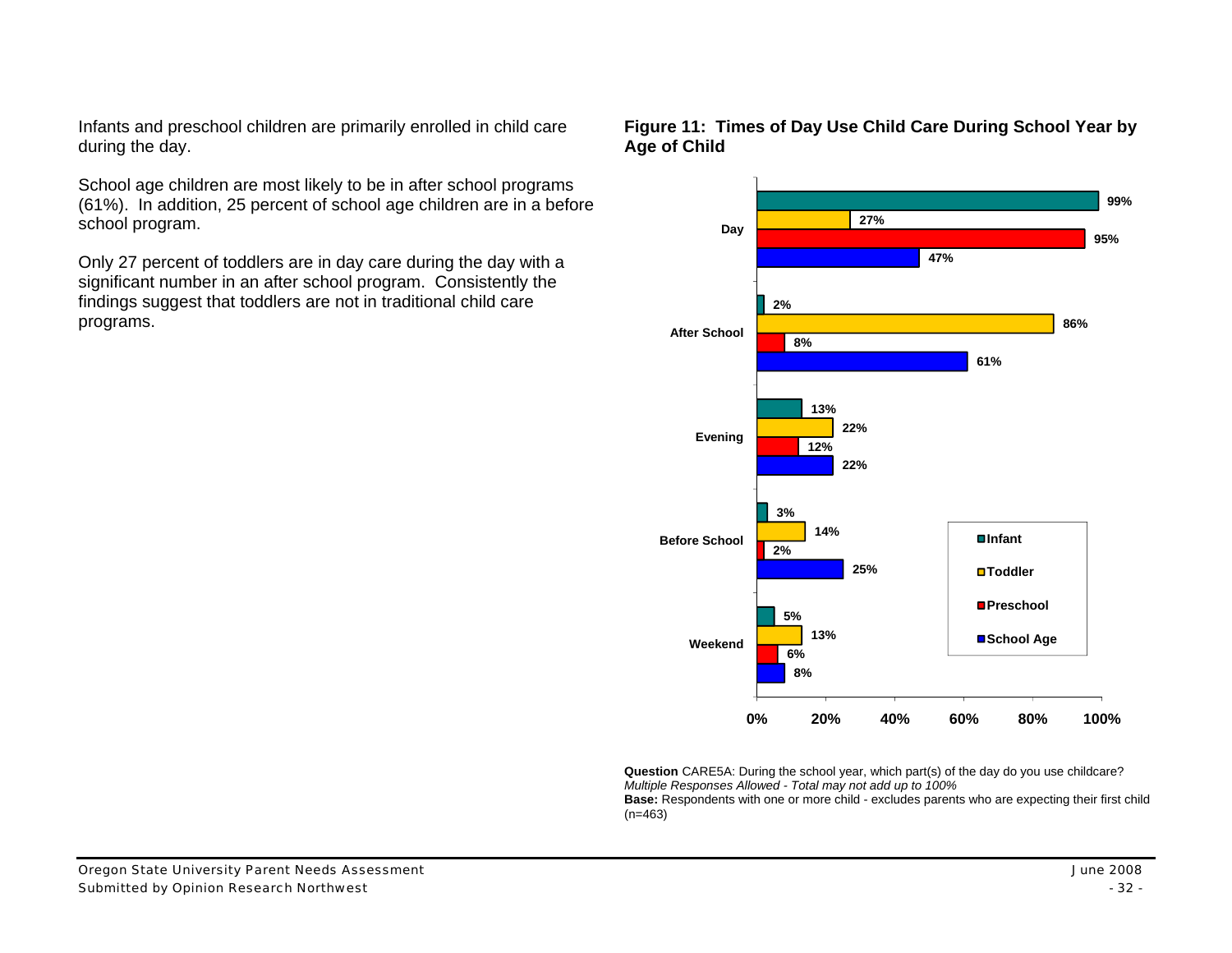Infants and preschool children are primarily enrolled in child care during the day.

School age children are most likely to be in after school programs (61%). In addition, 25 percent of school age children are in a before school program.

Only 27 percent of toddlers are in day care during the day with a significant number in an after school program. Consistently the findings suggest that toddlers are not in traditional child care programs.

**Figure 11: Times of Day Use Child Care During School Year by Age of Child**

Day
99%
27%
95%
47%

After School
2%
86%
8%
61%

Evening
13%
22%
12%
22%

Before School
3%
14%
2%
25%

Weekend
5%
13%
6%
8%

0% 20% 40% 60% 80% 100%

Infant
Toddler
Preschool
School Age

**Question** CARE5A: During the school year, which part(s) of the day do you use childcare?
*Multiple Responses Allowed - Total may not add up to 100%*
**Base:** Respondents with one or more child - excludes parents who are expecting their first child (n=463)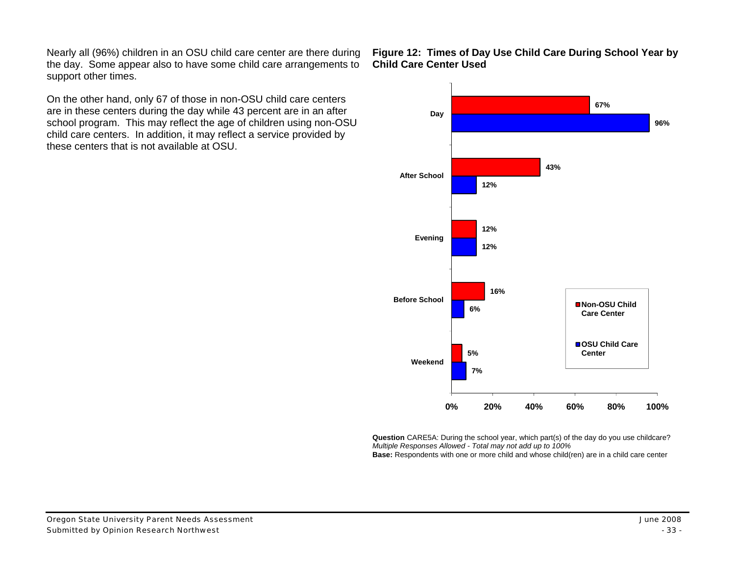Nearly all (96%) children in an OSU child care center are there during the day. Some appear also to have some child care arrangements to support other times.

On the other hand, only 67 of those in non-OSU child care centers are in these centers during the day while 43 percent are in an after school program. This may reflect the age of children using non-OSU child care centers. In addition, it may reflect a service provided by these centers that is not available at OSU.

**Figure 12: Times of Day Use Child Care During School Year by Child Care Center Used**

Day
67%
96%

After School
43%
12%

Evening
12%
12%

Before School
16%
6%

Weekend
5%
7%

0% 20% 40% 60% 80% 100%

Non-OSU Child Care Center
OSU Child Care Center

**Question** CARE5A: During the school year, which part(s) of the day do you use childcare?
*Multiple Responses Allowed - Total may not add up to 100%*
**Base:** Respondents with one or more child and whose child(ren) are in a child care center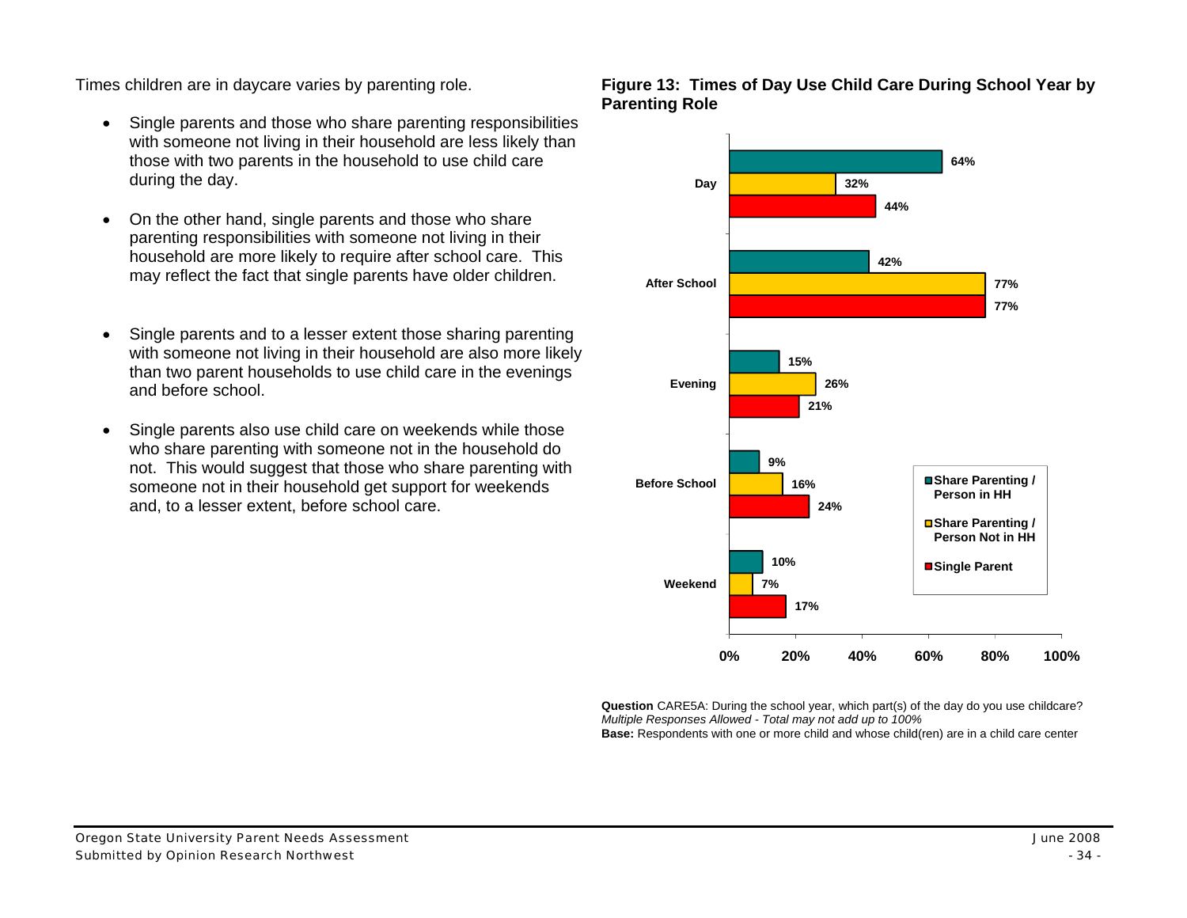Times children are in daycare varies by parenting role.

- Single parents and those who share parenting responsibilities with someone not living in their household are less likely than those with two parents in the household to use child care during the day.
- On the other hand, single parents and those who share parenting responsibilities with someone not living in their household are more likely to require after school care. This may reflect the fact that single parents have older children.
- Single parents and to a lesser extent those sharing parenting with someone not living in their household are also more likely than two parent households to use child care in the evenings and before school.
- Single parents also use child care on weekends while those who share parenting with someone not in the household do not. This would suggest that those who share parenting with someone not in their household get support for weekends and, to a lesser extent, before school care.

**Figure 13: Times of Day Use Child Care During School Year by Parenting Role**

Day: 64%, 32%, 44%
After School: 42%, 77%, 77%
Evening: 15%, 26%, 21%
Before School: 9%, 16%, 24%
Weekend: 10%, 7%, 17%

0% 20% 40% 60% 80% 100%

Share Parenting / Person in HH
Share Parenting / Person Not in HH
Single Parent

**Question** CARE5A: During the school year, which part(s) of the day do you use childcare?
*Multiple Responses Allowed - Total may not add up to 100%*
**Base:** Respondents with one or more child and whose child(ren) are in a child care center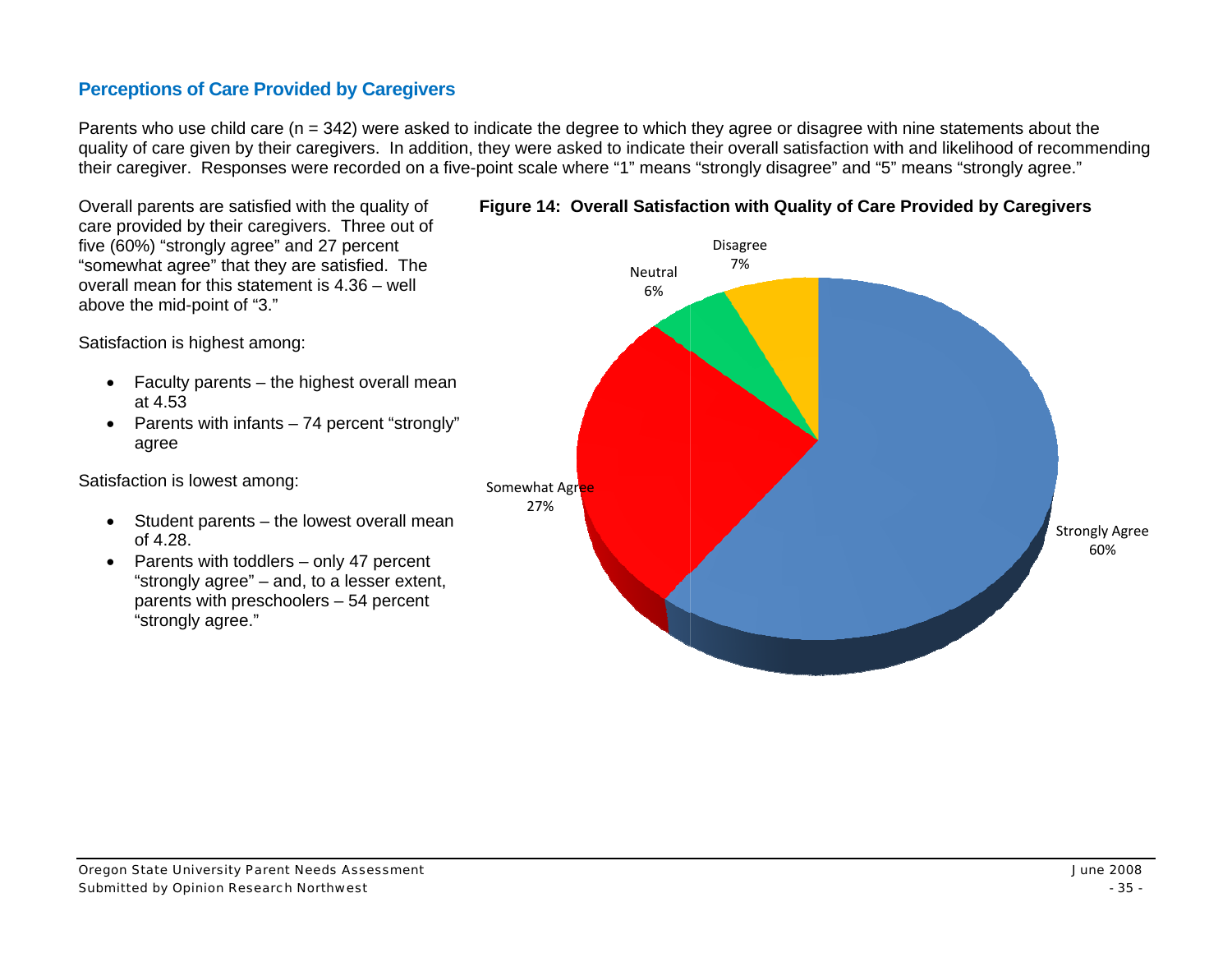## Perceptions of Care Provided by Caregivers

Parents who use child care (n = 342) were asked to indicate the degree to which they agree or disagree with nine statements about the quality of care given by their caregivers. In addition, they were asked to indicate their overall satisfaction with and likelihood of recommending their caregiver. Responses were recorded on a five-point scale where "1" means "strongly disagree" and "5" means "strongly agree."

Overall parents are satisfied with the quality of care provided by their caregivers. Three out of five (60%) "strongly agree" and 27 percent "somewhat agree" that they are satisfied. The overall mean for this statement is 4.36 – well above the mid-point of "3."

Satisfaction is highest among:

- Faculty parents – the highest overall mean at 4.53
- Parents with infants – 74 percent "strongly" agree

Satisfaction is lowest among:

- Student parents – the lowest overall mean of 4.28.
- Parents with toddlers – only 47 percent "strongly agree" – and, to a lesser extent, parents with preschoolers – 54 percent "strongly agree."

**Figure 14: Overall Satisfaction with Quality of Care Provided by Caregivers**

Disagree 7%

Neutral 6%

Somewhat Agree 27%

Strongly Agree 60%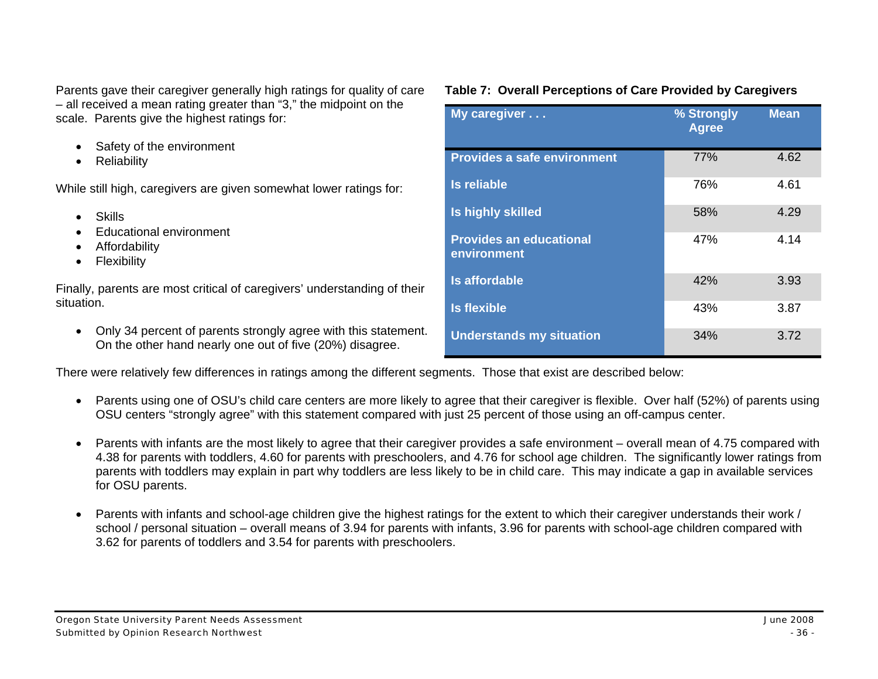Parents gave their caregiver generally high ratings for quality of care – all received a mean rating greater than "3," the midpoint on the scale. Parents give the highest ratings for:

- Safety of the environment
- Reliability

While still high, caregivers are given somewhat lower ratings for:

- Skills
- Educational environment
- Affordability
- Flexibility

Finally, parents are most critical of caregivers' understanding of their situation.

- Only 34 percent of parents strongly agree with this statement. On the other hand nearly one out of five (20%) disagree.

**Table 7: Overall Perceptions of Care Provided by Caregivers**

| My caregiver . . . | % Strongly Agree | Mean |
|---|---|---|
| **Provides a safe environment** | 77% | 4.62 |
| **Is reliable** | 76% | 4.61 |
| **Is highly skilled** | 58% | 4.29 |
| **Provides an educational environment** | 47% | 4.14 |
| **Is affordable** | 42% | 3.93 |
| **Is flexible** | 43% | 3.87 |
| **Understands my situation** | 34% | 3.72 |

There were relatively few differences in ratings among the different segments. Those that exist are described below:

- Parents using one of OSU's child care centers are more likely to agree that their caregiver is flexible. Over half (52%) of parents using OSU centers "strongly agree" with this statement compared with just 25 percent of those using an off-campus center.

- Parents with infants are the most likely to agree that their caregiver provides a safe environment – overall mean of 4.75 compared with 4.38 for parents with toddlers, 4.60 for parents with preschoolers, and 4.76 for school age children. The significantly lower ratings from parents with toddlers may explain in part why toddlers are less likely to be in child care. This may indicate a gap in available services for OSU parents.

- Parents with infants and school-age children give the highest ratings for the extent to which their caregiver understands their work / school / personal situation – overall means of 3.94 for parents with infants, 3.96 for parents with school-age children compared with 3.62 for parents of toddlers and 3.54 for parents with preschoolers.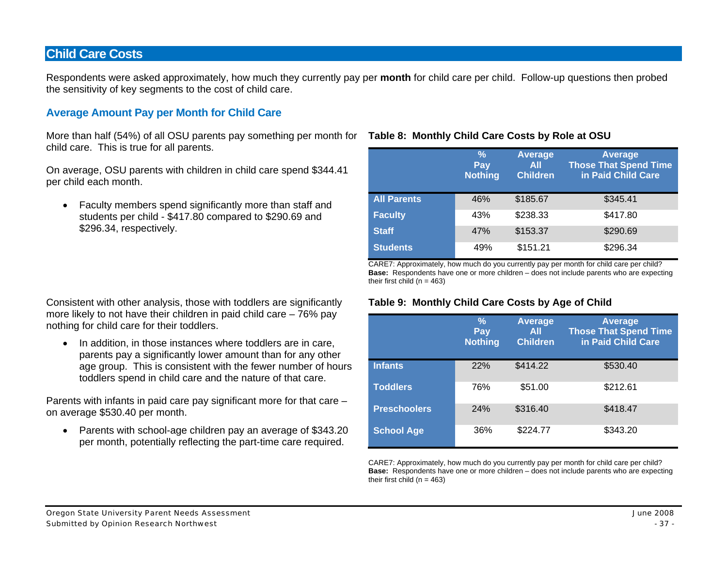## Child Care Costs

Respondents were asked approximately, how much they currently pay per **month** for child care per child. Follow-up questions then probed the sensitivity of key segments to the cost of child care.

### Average Amount Pay per Month for Child Care

More than half (54%) of all OSU parents pay something per month for child care. This is true for all parents.

On average, OSU parents with children in child care spend $344.41 per child each month.

- Faculty members spend significantly more than staff and students per child - $417.80 compared to $290.69 and $296.34, respectively.

**Table 8: Monthly Child Care Costs by Role at OSU**

| | % Pay Nothing | Average All Children | Average Those That Spend Time in Paid Child Care |
|---|---|---|---|
| **All Parents** | 46% | $185.67 | $345.41 |
| **Faculty** | 43% | $238.33 | $417.80 |
| **Staff** | 47% | $153.37 | $290.69 |
| **Students** | 49% | $151.21 | $296.34 |

CARE7: Approximately, how much do you currently pay per month for child care per child?
**Base:** Respondents have one or more children – does not include parents who are expecting their first child (n = 463)

Consistent with other analysis, those with toddlers are significantly more likely to not have their children in paid child care – 76% pay nothing for child care for their toddlers.

- In addition, in those instances where toddlers are in care, parents pay a significantly lower amount than for any other age group. This is consistent with the fewer number of hours toddlers spend in child care and the nature of that care.

Parents with infants in paid care pay significant more for that care – on average $530.40 per month.

- Parents with school-age children pay an average of $343.20 per month, potentially reflecting the part-time care required.

**Table 9: Monthly Child Care Costs by Age of Child**

| | % Pay Nothing | Average All Children | Average Those That Spend Time in Paid Child Care |
|---|---|---|---|
| **Infants** | 22% | $414.22 | $530.40 |
| **Toddlers** | 76% | $51.00 | $212.61 |
| **Preschoolers** | 24% | $316.40 | $418.47 |
| **School Age** | 36% | $224.77 | $343.20 |

CARE7: Approximately, how much do you currently pay per month for child care per child?
**Base:** Respondents have one or more children – does not include parents who are expecting their first child (n = 463)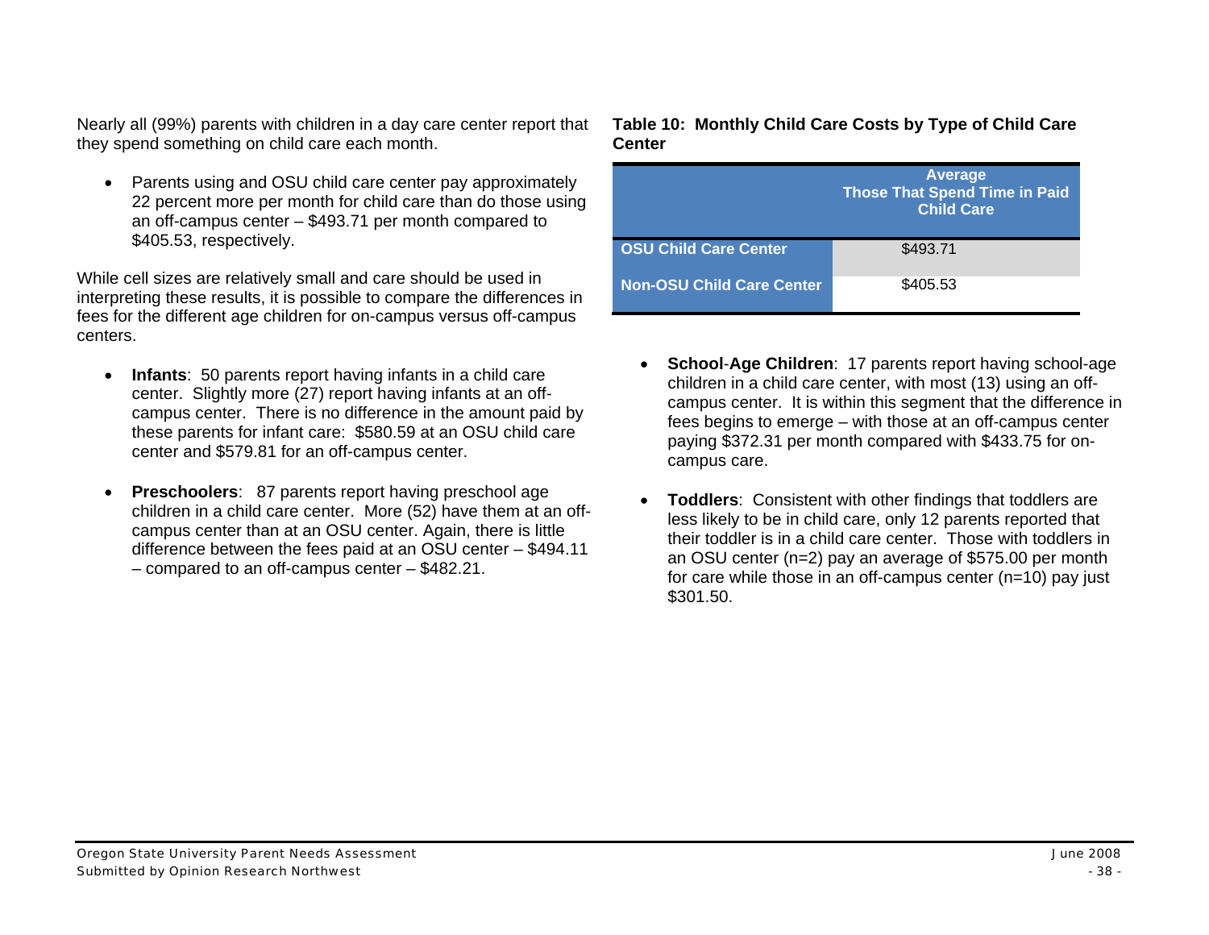Nearly all (99%) parents with children in a day care center report that they spend something on child care each month.

- Parents using and OSU child care center pay approximately 22 percent more per month for child care than do those using an off-campus center – $493.71 per month compared to $405.53, respectively.

While cell sizes are relatively small and care should be used in interpreting these results, it is possible to compare the differences in fees for the different age children for on-campus versus off-campus centers.

- **Infants**: 50 parents report having infants in a child care center. Slightly more (27) report having infants at an off-campus center. There is no difference in the amount paid by these parents for infant care: $580.59 at an OSU child care center and $579.81 for an off-campus center.

- **Preschoolers**: 87 parents report having preschool age children in a child care center. More (52) have them at an off-campus center than at an OSU center. Again, there is little difference between the fees paid at an OSU center – $494.11 – compared to an off-campus center – $482.21.

**Table 10: Monthly Child Care Costs by Type of Child Care Center**

| | Average Those That Spend Time in Paid Child Care |
|---|---|
| **OSU Child Care Center** | $493.71 |
| **Non-OSU Child Care Center** | $405.53 |

- **School-Age Children**: 17 parents report having school-age children in a child care center, with most (13) using an off-campus center. It is within this segment that the difference in fees begins to emerge – with those at an off-campus center paying $372.31 per month compared with $433.75 for on-campus care.

- **Toddlers**: Consistent with other findings that toddlers are less likely to be in child care, only 12 parents reported that their toddler is in a child care center. Those with toddlers in an OSU center (n=2) pay an average of $575.00 per month for care while those in an off-campus center (n=10) pay just $301.50.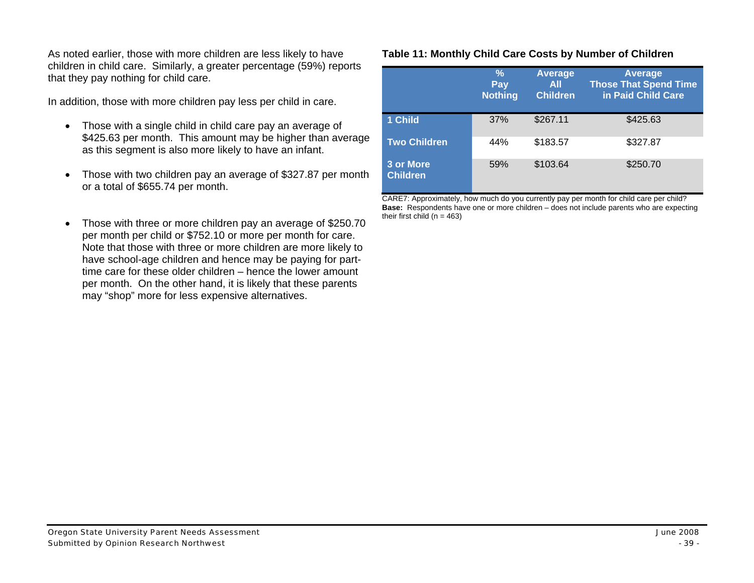As noted earlier, those with more children are less likely to have children in child care. Similarly, a greater percentage (59%) reports that they pay nothing for child care.

In addition, those with more children pay less per child in care.

- Those with a single child in child care pay an average of $425.63 per month. This amount may be higher than average as this segment is also more likely to have an infant.

- Those with two children pay an average of $327.87 per month or a total of $655.74 per month.

- Those with three or more children pay an average of $250.70 per month per child or $752.10 or more per month for care. Note that those with three or more children are more likely to have school-age children and hence may be paying for part-time care for these older children – hence the lower amount per month. On the other hand, it is likely that these parents may "shop" more for less expensive alternatives.

**Table 11: Monthly Child Care Costs by Number of Children**

| | % Pay Nothing | Average All Children | Average Those That Spend Time in Paid Child Care |
|---|---|---|---|
| **1 Child** | 37% | $267.11 | $425.63 |
| **Two Children** | 44% | $183.57 | $327.87 |
| **3 or More Children** | 59% | $103.64 | $250.70 |

CARE7: Approximately, how much do you currently pay per month for child care per child?
**Base:** Respondents have one or more children – does not include parents who are expecting their first child (n = 463)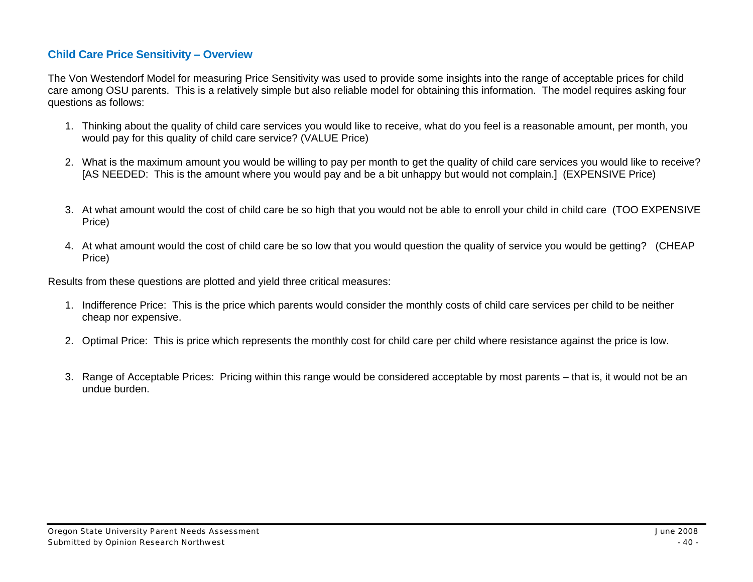## Child Care Price Sensitivity – Overview

The Von Westendorf Model for measuring Price Sensitivity was used to provide some insights into the range of acceptable prices for child care among OSU parents. This is a relatively simple but also reliable model for obtaining this information. The model requires asking four questions as follows:

1. Thinking about the quality of child care services you would like to receive, what do you feel is a reasonable amount, per month, you would pay for this quality of child care service? (VALUE Price)

2. What is the maximum amount you would be willing to pay per month to get the quality of child care services you would like to receive? [AS NEEDED: This is the amount where you would pay and be a bit unhappy but would not complain.] (EXPENSIVE Price)

3. At what amount would the cost of child care be so high that you would not be able to enroll your child in child care (TOO EXPENSIVE Price)

4. At what amount would the cost of child care be so low that you would question the quality of service you would be getting? (CHEAP Price)

Results from these questions are plotted and yield three critical measures:

1. Indifference Price: This is the price which parents would consider the monthly costs of child care services per child to be neither cheap nor expensive.

2. Optimal Price: This is price which represents the monthly cost for child care per child where resistance against the price is low.

3. Range of Acceptable Prices: Pricing within this range would be considered acceptable by most parents – that is, it would not be an undue burden.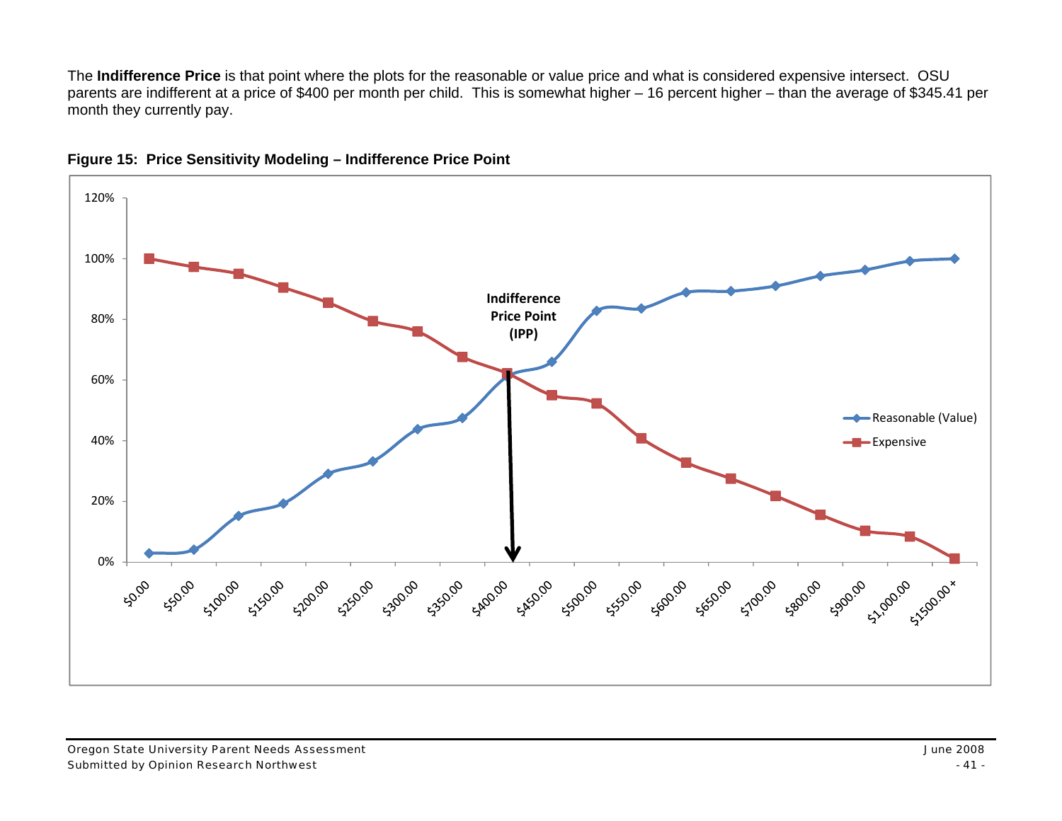The **Indifference Price** is that point where the plots for the reasonable or value price and what is considered expensive intersect. OSU parents are indifferent at a price of $400 per month per child. This is somewhat higher – 16 percent higher – than the average of $345.41 per month they currently pay.

**Figure 15: Price Sensitivity Modeling – Indifference Price Point**

120%
100%
80%
60%
40%
20%
0%

Indifference Price Point (IPP)

Reasonable (Value)
Expensive

$0.00
$50.00
$100.00
$150.00
$200.00
$250.00
$300.00
$350.00
$400.00
$450.00
$500.00
$550.00
$600.00
$650.00
$700.00
$800.00
$900.00
$1,000.00
$1500.00+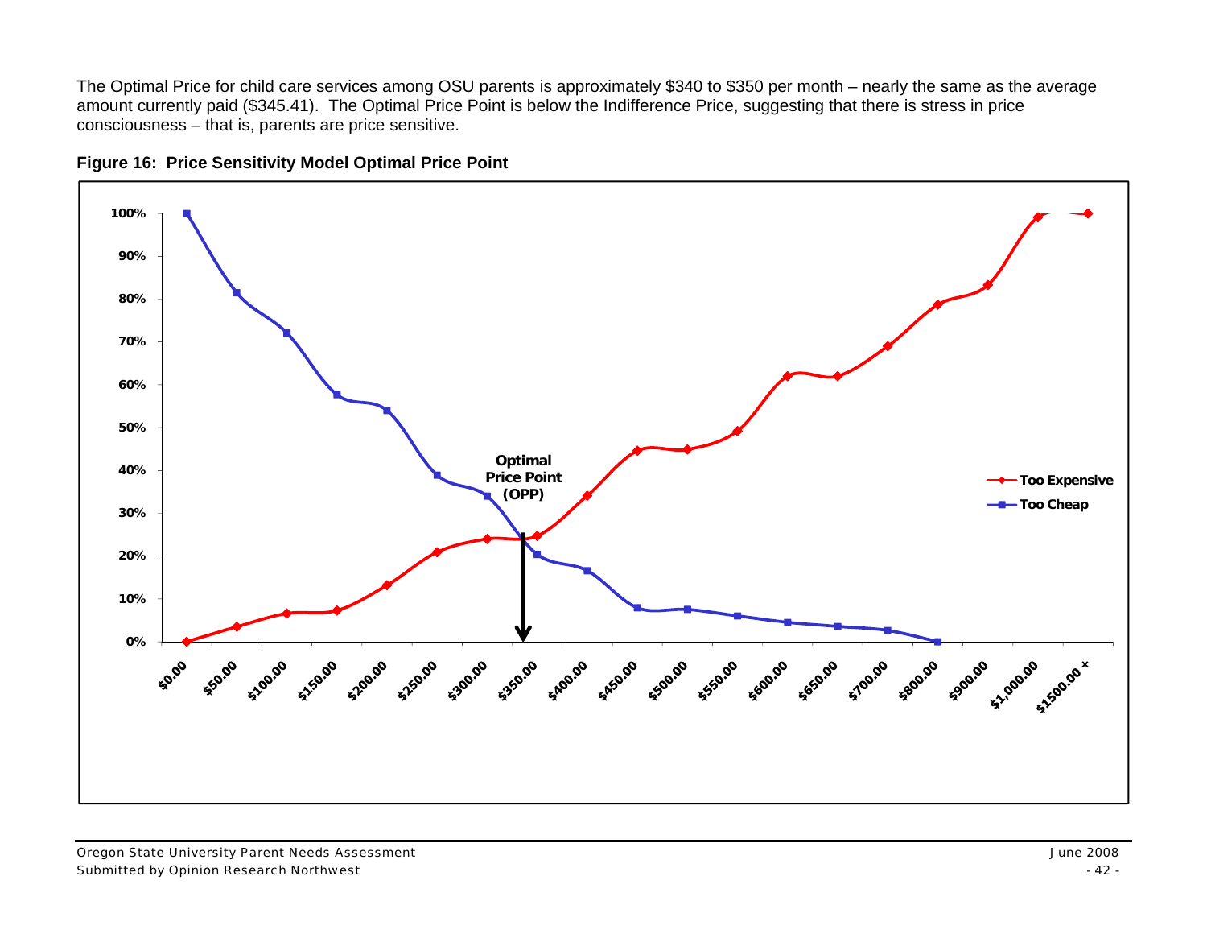The Optimal Price for child care services among OSU parents is approximately $340 to $350 per month – nearly the same as the average amount currently paid ($345.41). The Optimal Price Point is below the Indifference Price, suggesting that there is stress in price consciousness – that is, parents are price sensitive.

**Figure 16: Price Sensitivity Model Optimal Price Point**

100%
90%
80%
70%
60%
50%
40%
30%
20%
10%
0%

$0.00
$50.00
$100.00
$150.00
$200.00
$250.00
$300.00
$350.00
$400.00
$450.00
$500.00
$550.00
$600.00
$650.00
$700.00
$800.00
$900.00
$1,000.00
$1500.00 +

Optimal Price Point (OPP)

Too Expensive
Too Cheap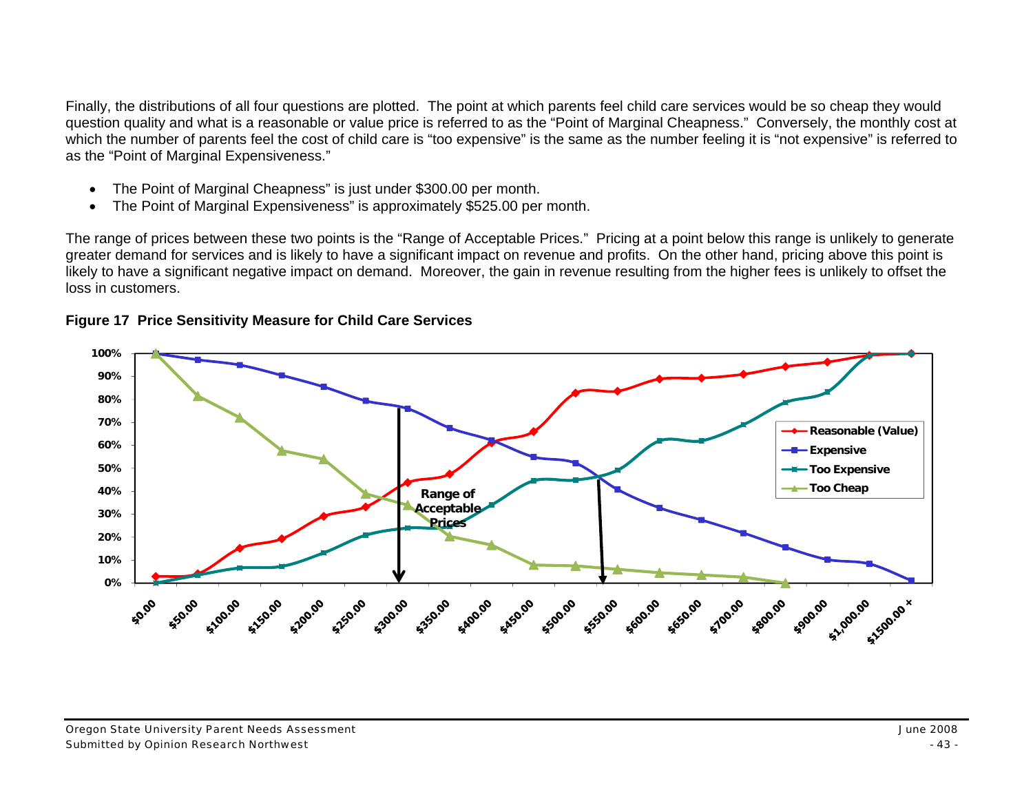Finally, the distributions of all four questions are plotted. The point at which parents feel child care services would be so cheap they would question quality and what is a reasonable or value price is referred to as the "Point of Marginal Cheapness." Conversely, the monthly cost at which the number of parents feel the cost of child care is "too expensive" is the same as the number feeling it is "not expensive" is referred to as the "Point of Marginal Expensiveness."

- The Point of Marginal Cheapness" is just under $300.00 per month.
- The Point of Marginal Expensiveness" is approximately $525.00 per month.

The range of prices between these two points is the "Range of Acceptable Prices." Pricing at a point below this range is unlikely to generate greater demand for services and is likely to have a significant impact on revenue and profits. On the other hand, pricing above this point is likely to have a significant negative impact on demand. Moreover, the gain in revenue resulting from the higher fees is unlikely to offset the loss in customers.

**Figure 17 Price Sensitivity Measure for Child Care Services**

100%
90%
80%
70%
60%
50%
40%
30%
20%
10%
0%

$0.00 $50.00 $100.00 $150.00 $200.00 $250.00 $300.00 $350.00 $400.00 $450.00 $500.00 $550.00 $600.00 $650.00 $700.00 $800.00 $900.00 $1,000.00 $1500.00 +

Range of Acceptable Prices

Reasonable (Value)
Expensive
Too Expensive
Too Cheap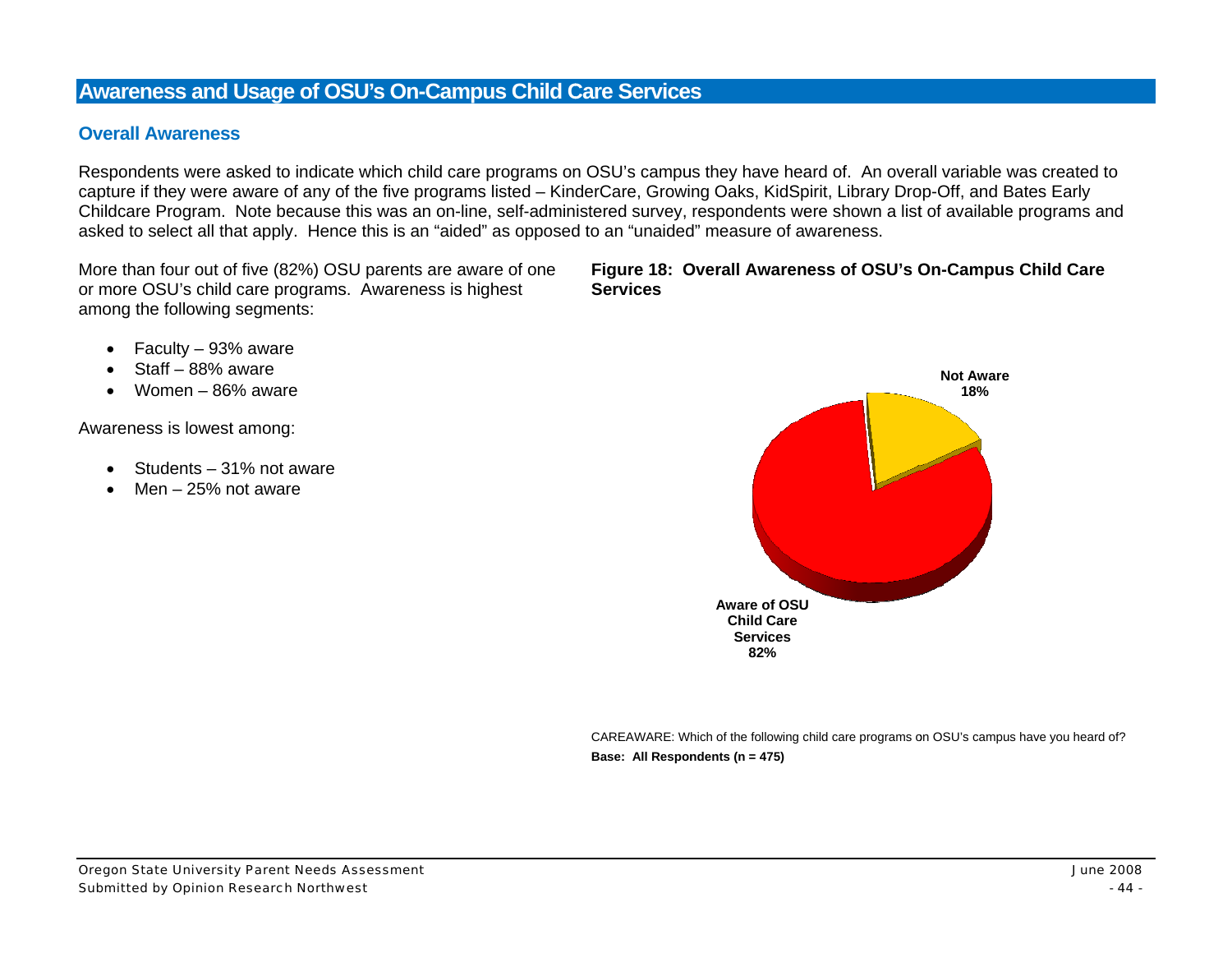## Awareness and Usage of OSU's On-Campus Child Care Services

### Overall Awareness

Respondents were asked to indicate which child care programs on OSU's campus they have heard of. An overall variable was created to capture if they were aware of any of the five programs listed – KinderCare, Growing Oaks, KidSpirit, Library Drop-Off, and Bates Early Childcare Program. Note because this was an on-line, self-administered survey, respondents were shown a list of available programs and asked to select all that apply. Hence this is an "aided" as opposed to an "unaided" measure of awareness.

More than four out of five (82%) OSU parents are aware of one or more OSU's child care programs. Awareness is highest among the following segments:

- Faculty – 93% aware
- Staff – 88% aware
- Women – 86% aware

Awareness is lowest among:

- Students – 31% not aware
- Men – 25% not aware

**Figure 18: Overall Awareness of OSU's On-Campus Child Care Services**

Not Aware
18%

Aware of OSU Child Care Services
82%

CAREAWARE: Which of the following child care programs on OSU's campus have you heard of?
**Base: All Respondents (n = 475)**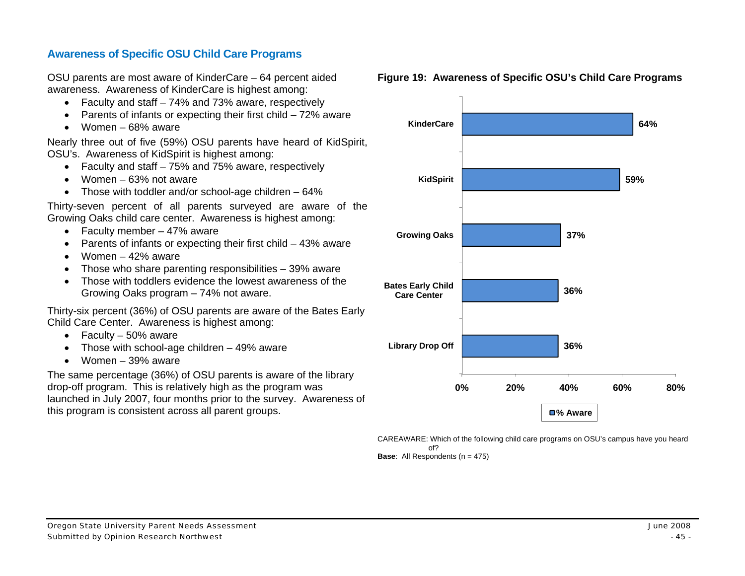## Awareness of Specific OSU Child Care Programs

OSU parents are most aware of KinderCare – 64 percent aided awareness. Awareness of KinderCare is highest among:

- Faculty and staff – 74% and 73% aware, respectively
- Parents of infants or expecting their first child – 72% aware
- Women – 68% aware

Nearly three out of five (59%) OSU parents have heard of KidSpirit, OSU's. Awareness of KidSpirit is highest among:

- Faculty and staff – 75% and 75% aware, respectively
- Women – 63% not aware
- Those with toddler and/or school-age children – 64%

Thirty-seven percent of all parents surveyed are aware of the Growing Oaks child care center. Awareness is highest among:

- Faculty member – 47% aware
- Parents of infants or expecting their first child – 43% aware
- Women – 42% aware
- Those who share parenting responsibilities – 39% aware
- Those with toddlers evidence the lowest awareness of the Growing Oaks program – 74% not aware.

Thirty-six percent (36%) of OSU parents are aware of the Bates Early Child Care Center. Awareness is highest among:

- Faculty – 50% aware
- Those with school-age children – 49% aware
- Women – 39% aware

The same percentage (36%) of OSU parents is aware of the library drop-off program. This is relatively high as the program was launched in July 2007, four months prior to the survey. Awareness of this program is consistent across all parent groups.

**Figure 19: Awareness of Specific OSU's Child Care Programs**

KinderCare 64%
KidSpirit 59%
Growing Oaks 37%
Bates Early Child Care Center 36%
Library Drop Off 36%

0% 20% 40% 60% 80%

% Aware

CAREAWARE: Which of the following child care programs on OSU's campus have you heard of?
**Base**: All Respondents (n = 475)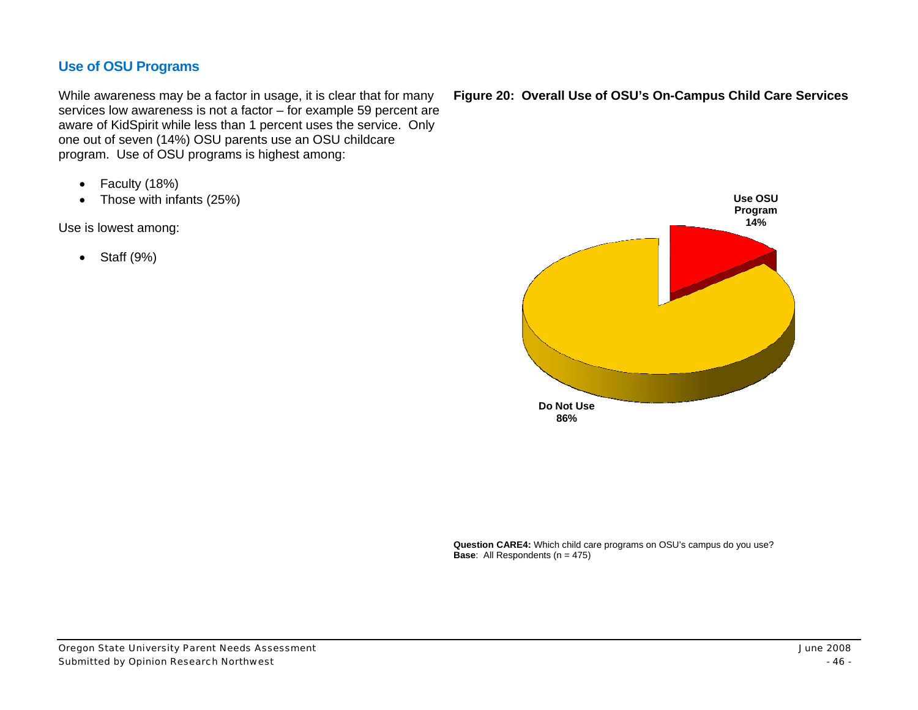## Use of OSU Programs

While awareness may be a factor in usage, it is clear that for many services low awareness is not a factor – for example 59 percent are aware of KidSpirit while less than 1 percent uses the service. Only one out of seven (14%) OSU parents use an OSU childcare program. Use of OSU programs is highest among:

- Faculty (18%)
- Those with infants (25%)

Use is lowest among:

- Staff (9%)

**Figure 20: Overall Use of OSU's On-Campus Child Care Services**

Use OSU Program 14%

Do Not Use 86%

**Question CARE4:** Which child care programs on OSU's campus do you use?
**Base**: All Respondents (n = 475)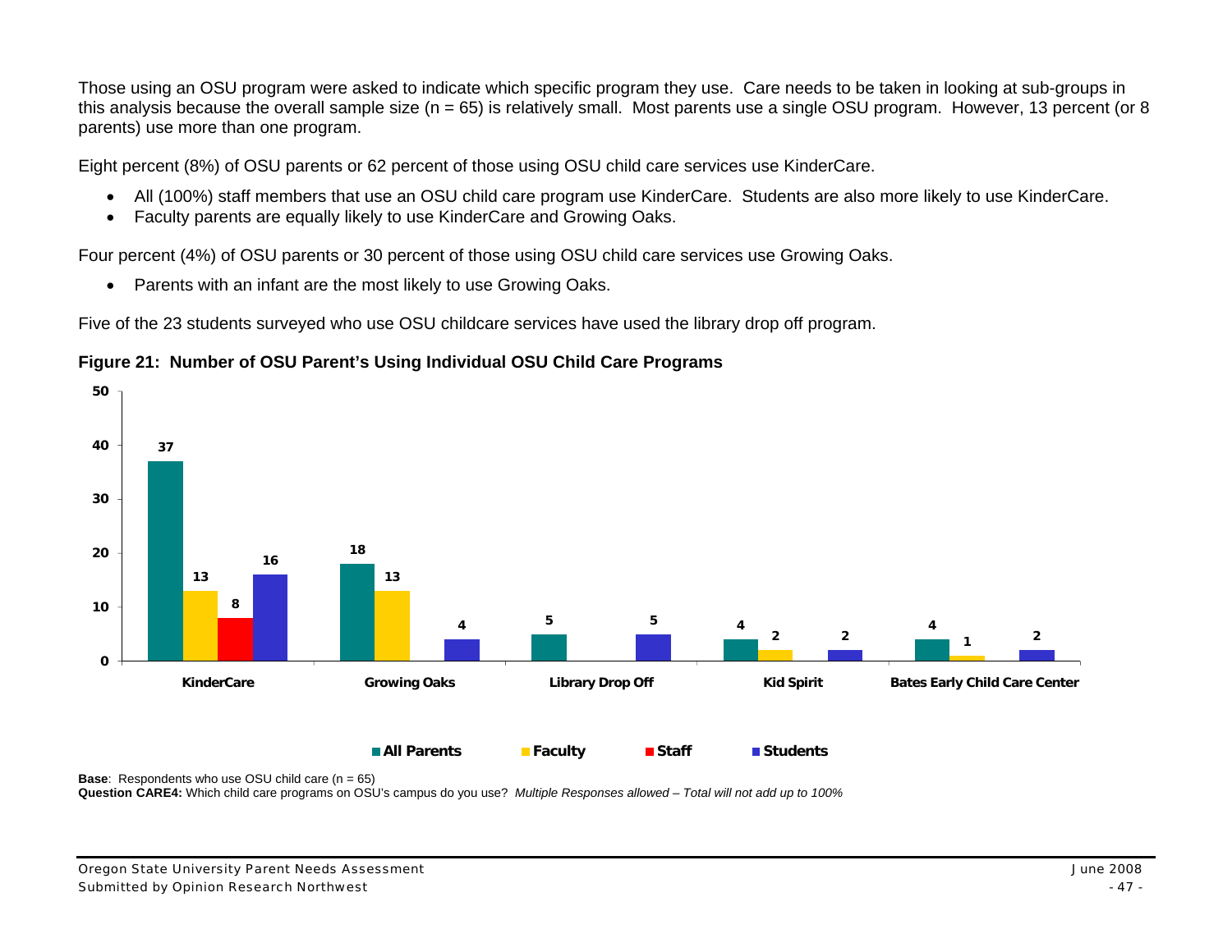Those using an OSU program were asked to indicate which specific program they use. Care needs to be taken in looking at sub-groups in this analysis because the overall sample size (n = 65) is relatively small. Most parents use a single OSU program. However, 13 percent (or 8 parents) use more than one program.

Eight percent (8%) of OSU parents or 62 percent of those using OSU child care services use KinderCare.

- All (100%) staff members that use an OSU child care program use KinderCare. Students are also more likely to use KinderCare.
- Faculty parents are equally likely to use KinderCare and Growing Oaks.

Four percent (4%) of OSU parents or 30 percent of those using OSU child care services use Growing Oaks.

- Parents with an infant are the most likely to use Growing Oaks.

Five of the 23 students surveyed who use OSU childcare services have used the library drop off program.

**Figure 21: Number of OSU Parent's Using Individual OSU Child Care Programs**

50
40
30
20
10
0

37
13
8
16
KinderCare

18
13
4
Growing Oaks

5
5
Library Drop Off

4
2
2
Kid Spirit

4
1
2
Bates Early Child Care Center

All Parents
Faculty
Staff
Students

**Base**: Respondents who use OSU child care (n = 65)
**Question CARE4:** Which child care programs on OSU's campus do you use? *Multiple Responses allowed – Total will not add up to 100%*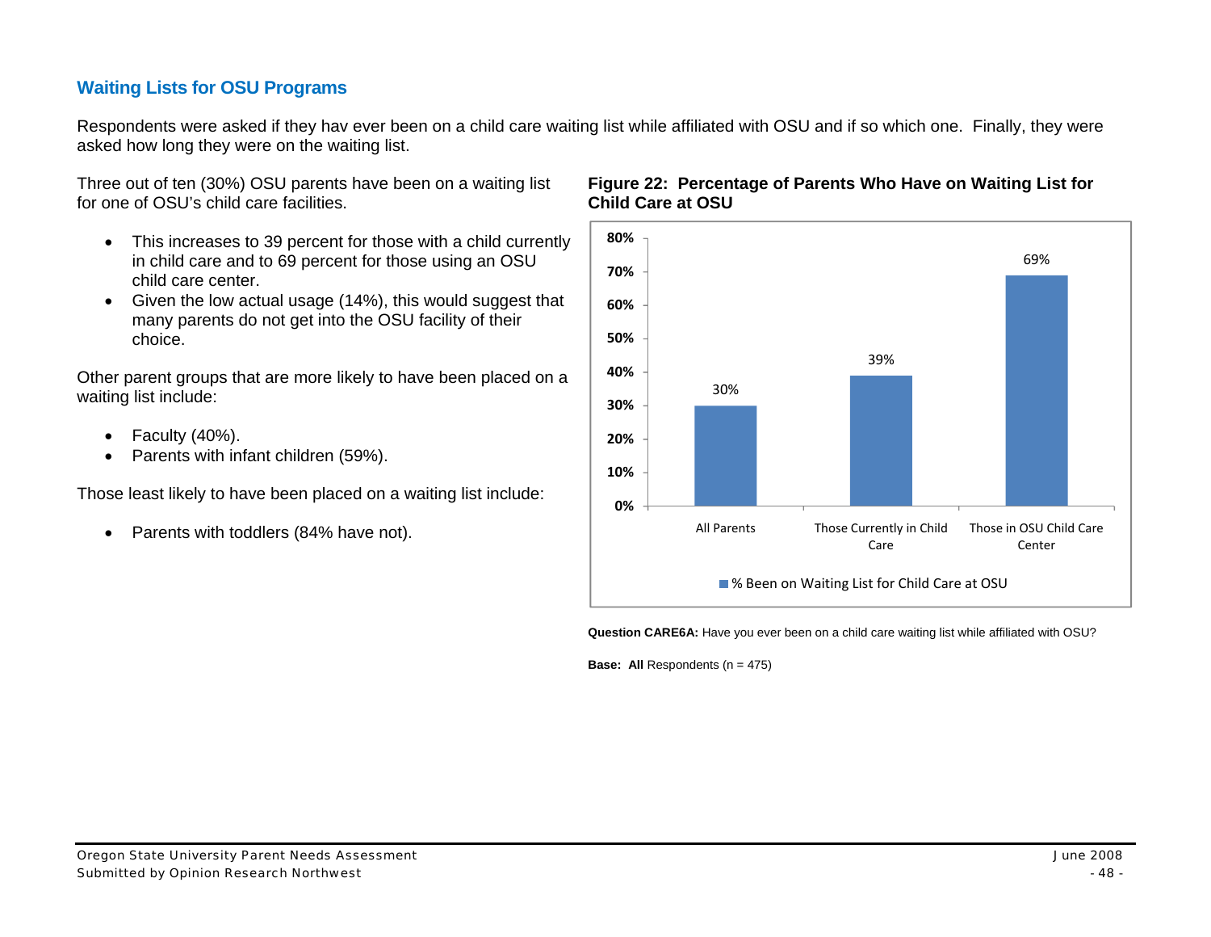## Waiting Lists for OSU Programs

Respondents were asked if they hav ever been on a child care waiting list while affiliated with OSU and if so which one. Finally, they were asked how long they were on the waiting list.

Three out of ten (30%) OSU parents have been on a waiting list for one of OSU's child care facilities.

- This increases to 39 percent for those with a child currently in child care and to 69 percent for those using an OSU child care center.
- Given the low actual usage (14%), this would suggest that many parents do not get into the OSU facility of their choice.

Other parent groups that are more likely to have been placed on a waiting list include:

- Faculty (40%).
- Parents with infant children (59%).

Those least likely to have been placed on a waiting list include:

- Parents with toddlers (84% have not).

**Figure 22: Percentage of Parents Who Have on Waiting List for Child Care at OSU**

80%
70%
60%
50%
40%
30%
20%
10%
0%

30%
39%
69%

All Parents
Those Currently in Child Care
Those in OSU Child Care Center

% Been on Waiting List for Child Care at OSU

**Question CARE6A:** Have you ever been on a child care waiting list while affiliated with OSU?

**Base: All** Respondents (n = 475)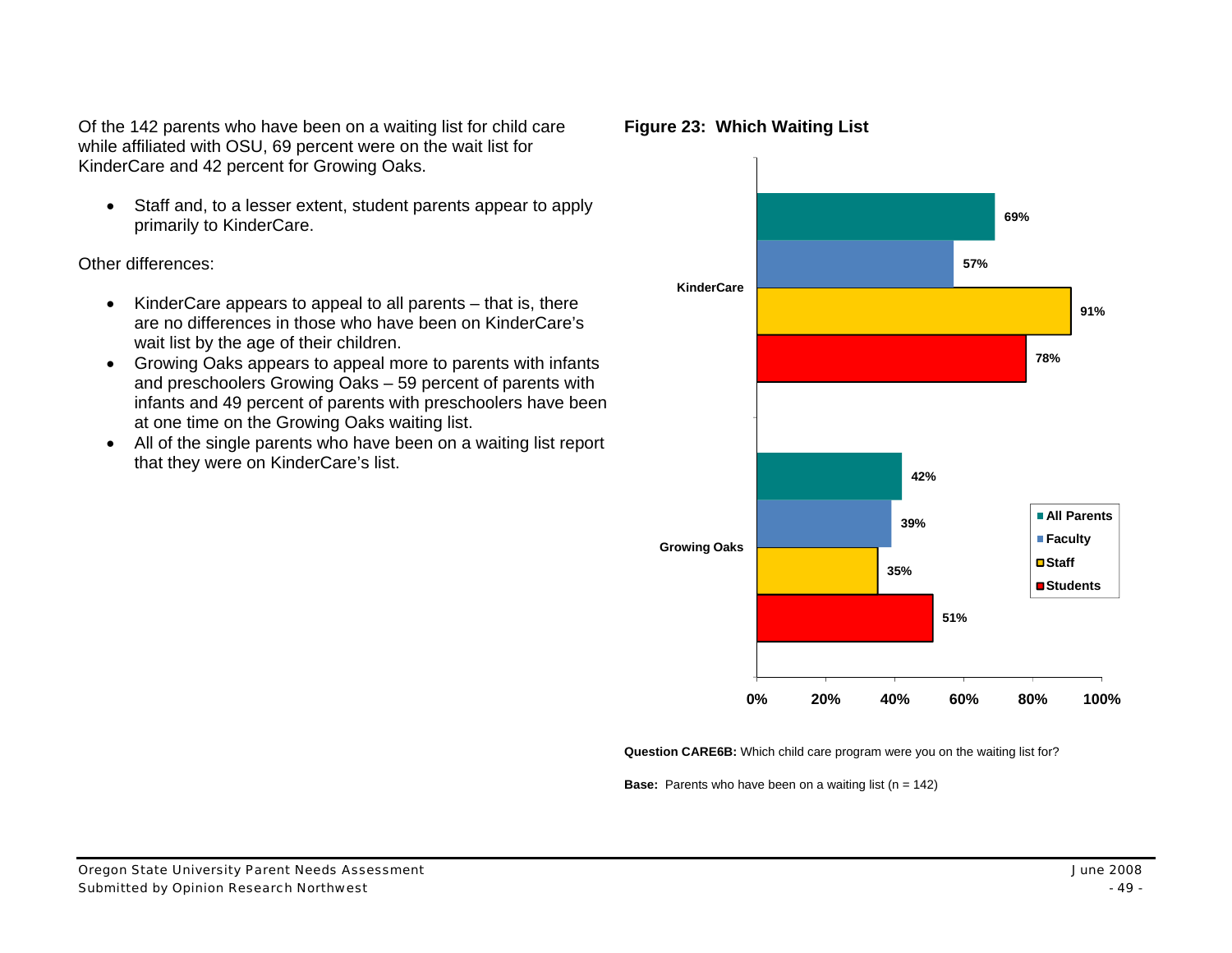Of the 142 parents who have been on a waiting list for child care while affiliated with OSU, 69 percent were on the wait list for KinderCare and 42 percent for Growing Oaks.

- Staff and, to a lesser extent, student parents appear to apply primarily to KinderCare.

Other differences:

- KinderCare appears to appeal to all parents – that is, there are no differences in those who have been on KinderCare's wait list by the age of their children.
- Growing Oaks appears to appeal more to parents with infants and preschoolers Growing Oaks – 59 percent of parents with infants and 49 percent of parents with preschoolers have been at one time on the Growing Oaks waiting list.
- All of the single parents who have been on a waiting list report that they were on KinderCare's list.

**Figure 23: Which Waiting List**

KinderCare
69%
57%
91%
78%

Growing Oaks
42%
39%
35%
51%

0% 20% 40% 60% 80% 100%

All Parents
Faculty
Staff
Students

**Question CARE6B:** Which child care program were you on the waiting list for?

**Base:** Parents who have been on a waiting list (n = 142)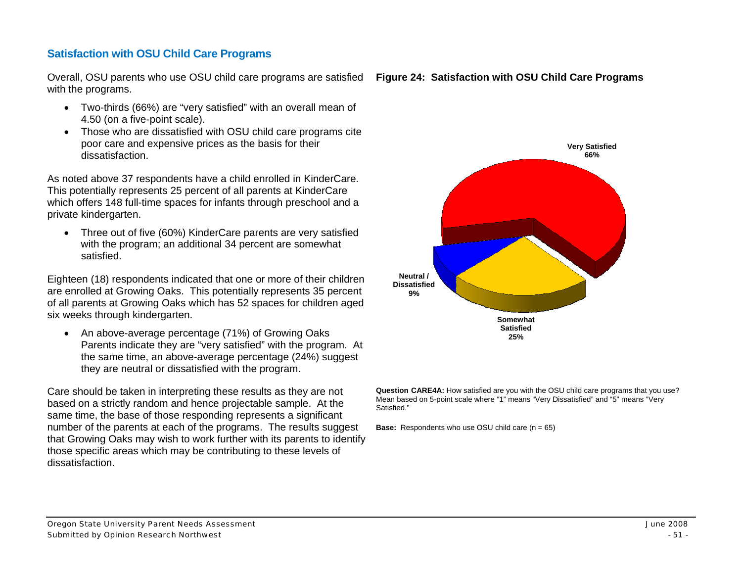## Satisfaction with OSU Child Care Programs

Overall, OSU parents who use OSU child care programs are satisfied with the programs.

- Two-thirds (66%) are "very satisfied" with an overall mean of 4.50 (on a five-point scale).
- Those who are dissatisfied with OSU child care programs cite poor care and expensive prices as the basis for their dissatisfaction.

As noted above 37 respondents have a child enrolled in KinderCare. This potentially represents 25 percent of all parents at KinderCare which offers 148 full-time spaces for infants through preschool and a private kindergarten.

- Three out of five (60%) KinderCare parents are very satisfied with the program; an additional 34 percent are somewhat satisfied.

Eighteen (18) respondents indicated that one or more of their children are enrolled at Growing Oaks. This potentially represents 35 percent of all parents at Growing Oaks which has 52 spaces for children aged six weeks through kindergarten.

- An above-average percentage (71%) of Growing Oaks Parents indicate they are "very satisfied" with the program. At the same time, an above-average percentage (24%) suggest they are neutral or dissatisfied with the program.

Care should be taken in interpreting these results as they are not based on a strictly random and hence projectable sample. At the same time, the base of those responding represents a significant number of the parents at each of the programs. The results suggest that Growing Oaks may wish to work further with its parents to identify those specific areas which may be contributing to these levels of dissatisfaction.

**Figure 24: Satisfaction with OSU Child Care Programs**

Very Satisfied
66%

Neutral / Dissatisfied
9%

Somewhat Satisfied
25%

**Question CARE4A:** How satisfied are you with the OSU child care programs that you use? Mean based on 5-point scale where "1" means "Very Dissatisfied" and "5" means "Very Satisfied."

**Base:** Respondents who use OSU child care (n = 65)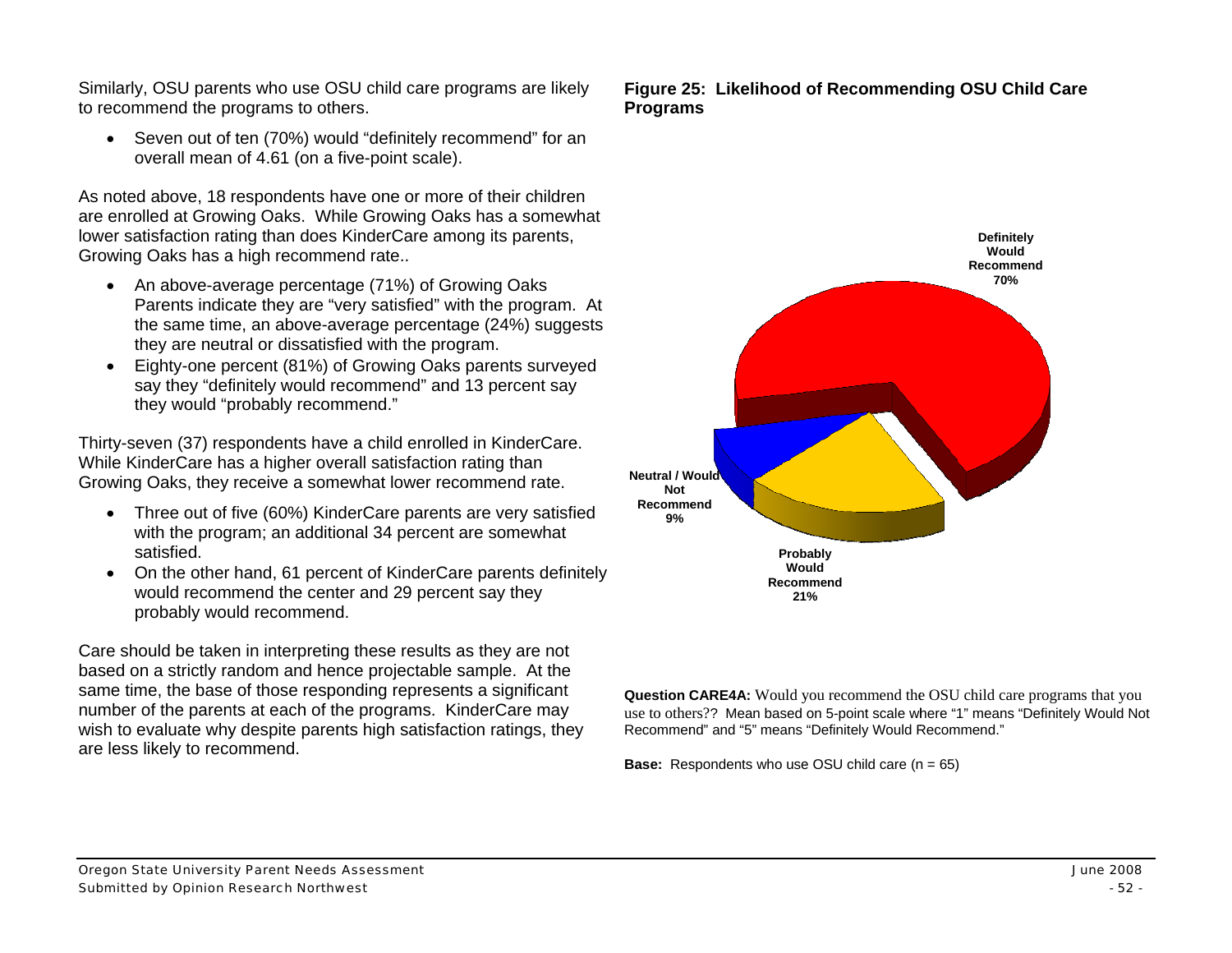Similarly, OSU parents who use OSU child care programs are likely to recommend the programs to others.

- Seven out of ten (70%) would "definitely recommend" for an overall mean of 4.61 (on a five-point scale).

As noted above, 18 respondents have one or more of their children are enrolled at Growing Oaks. While Growing Oaks has a somewhat lower satisfaction rating than does KinderCare among its parents, Growing Oaks has a high recommend rate..

- An above-average percentage (71%) of Growing Oaks Parents indicate they are "very satisfied" with the program. At the same time, an above-average percentage (24%) suggests they are neutral or dissatisfied with the program.
- Eighty-one percent (81%) of Growing Oaks parents surveyed say they "definitely would recommend" and 13 percent say they would "probably recommend."

Thirty-seven (37) respondents have a child enrolled in KinderCare. While KinderCare has a higher overall satisfaction rating than Growing Oaks, they receive a somewhat lower recommend rate.

- Three out of five (60%) KinderCare parents are very satisfied with the program; an additional 34 percent are somewhat satisfied.
- On the other hand, 61 percent of KinderCare parents definitely would recommend the center and 29 percent say they probably would recommend.

Care should be taken in interpreting these results as they are not based on a strictly random and hence projectable sample. At the same time, the base of those responding represents a significant number of the parents at each of the programs. KinderCare may wish to evaluate why despite parents high satisfaction ratings, they are less likely to recommend.

**Figure 25: Likelihood of Recommending OSU Child Care Programs**

Definitely Would Recommend 70%

Neutral / Would Not Recommend 9%

Probably Would Recommend 21%

**Question CARE4A:** Would you recommend the OSU child care programs that you use to others?? Mean based on 5-point scale where "1" means "Definitely Would Not Recommend" and "5" means "Definitely Would Recommend."

**Base:** Respondents who use OSU child care (n = 65)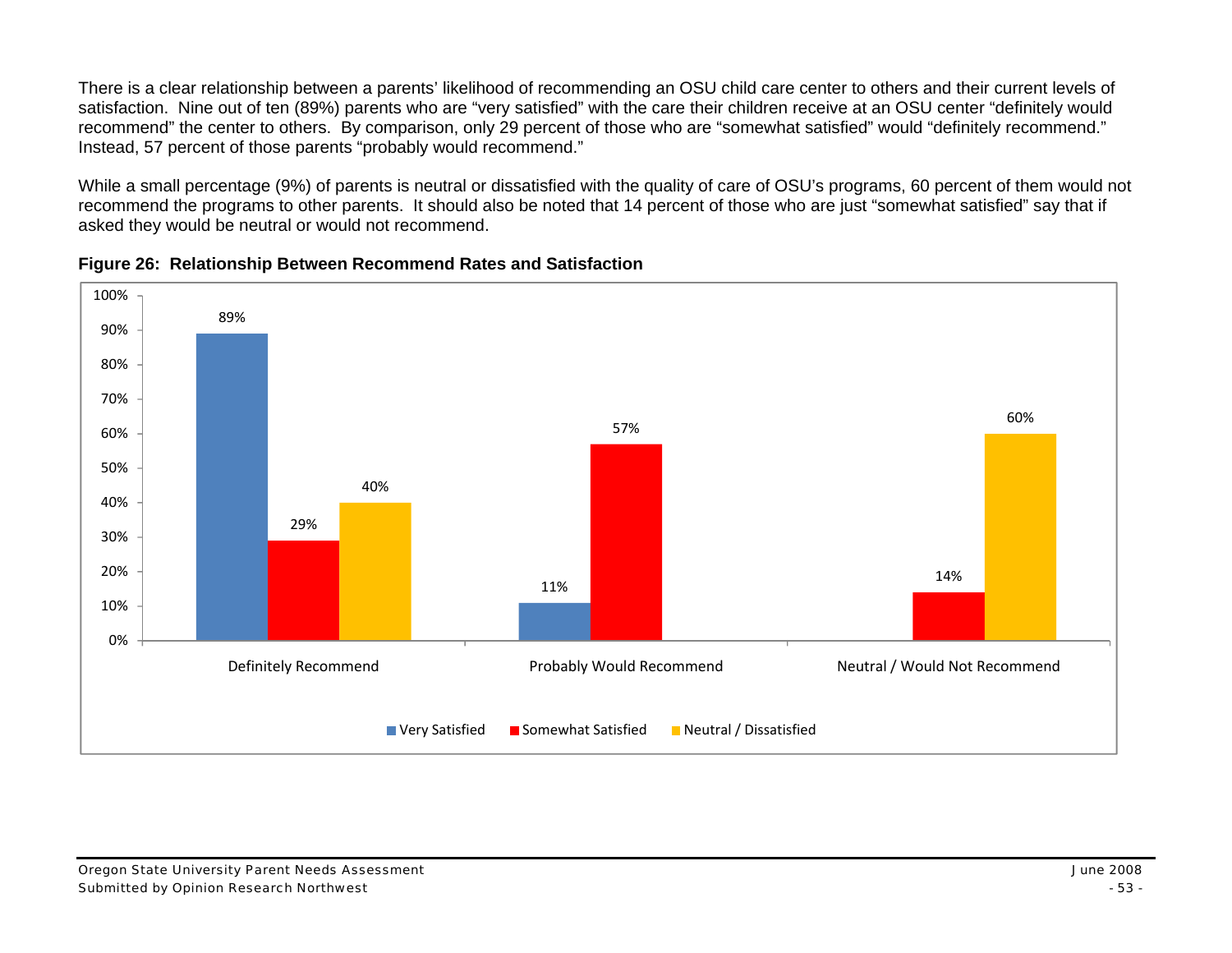There is a clear relationship between a parents' likelihood of recommending an OSU child care center to others and their current levels of satisfaction. Nine out of ten (89%) parents who are "very satisfied" with the care their children receive at an OSU center "definitely would recommend" the center to others. By comparison, only 29 percent of those who are "somewhat satisfied" would "definitely recommend." Instead, 57 percent of those parents "probably would recommend."

While a small percentage (9%) of parents is neutral or dissatisfied with the quality of care of OSU's programs, 60 percent of them would not recommend the programs to other parents. It should also be noted that 14 percent of those who are just "somewhat satisfied" say that if asked they would be neutral or would not recommend.

**Figure 26: Relationship Between Recommend Rates and Satisfaction**

100%
90%
80%
70%
60%
50%
40%
30%
20%
10%
0%

89%
29%
40%
11%
57%
14%
60%

Definitely Recommend
Probably Would Recommend
Neutral / Would Not Recommend

Very Satisfied
Somewhat Satisfied
Neutral / Dissatisfied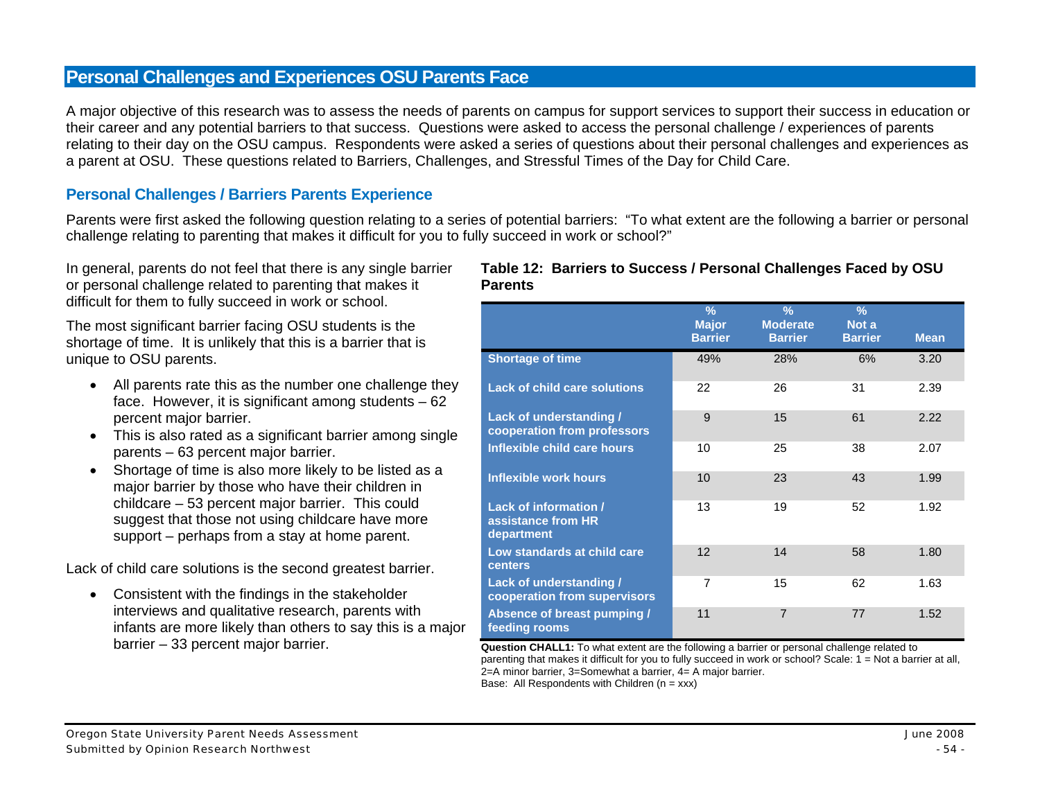## Personal Challenges and Experiences OSU Parents Face

A major objective of this research was to assess the needs of parents on campus for support services to support their success in education or their career and any potential barriers to that success. Questions were asked to access the personal challenge / experiences of parents relating to their day on the OSU campus. Respondents were asked a series of questions about their personal challenges and experiences as a parent at OSU. These questions related to Barriers, Challenges, and Stressful Times of the Day for Child Care.

### Personal Challenges / Barriers Parents Experience

Parents were first asked the following question relating to a series of potential barriers: "To what extent are the following a barrier or personal challenge relating to parenting that makes it difficult for you to fully succeed in work or school?"

In general, parents do not feel that there is any single barrier or personal challenge related to parenting that makes it difficult for them to fully succeed in work or school.

The most significant barrier facing OSU students is the shortage of time. It is unlikely that this is a barrier that is unique to OSU parents.

- All parents rate this as the number one challenge they face. However, it is significant among students – 62 percent major barrier.
- This is also rated as a significant barrier among single parents – 63 percent major barrier.
- Shortage of time is also more likely to be listed as a major barrier by those who have their children in childcare – 53 percent major barrier. This could suggest that those not using childcare have more support – perhaps from a stay at home parent.

Lack of child care solutions is the second greatest barrier.

- Consistent with the findings in the stakeholder interviews and qualitative research, parents with infants are more likely than others to say this is a major barrier – 33 percent major barrier.

**Table 12: Barriers to Success / Personal Challenges Faced by OSU Parents**

| | % Major Barrier | % Moderate Barrier | % Not a Barrier | Mean |
|---|---|---|---|---|
| Shortage of time | 49% | 28% | 6% | 3.20 |
| Lack of child care solutions | 22 | 26 | 31 | 2.39 |
| Lack of understanding / cooperation from professors | 9 | 15 | 61 | 2.22 |
| Inflexible child care hours | 10 | 25 | 38 | 2.07 |
| Inflexible work hours | 10 | 23 | 43 | 1.99 |
| Lack of information / assistance from HR department | 13 | 19 | 52 | 1.92 |
| Low standards at child care centers | 12 | 14 | 58 | 1.80 |
| Lack of understanding / cooperation from supervisors | 7 | 15 | 62 | 1.63 |
| Absence of breast pumping / feeding rooms | 11 | 7 | 77 | 1.52 |

**Question CHALL1:** To what extent are the following a barrier or personal challenge related to parenting that makes it difficult for you to fully succeed in work or school? Scale: 1 = Not a barrier at all, 2=A minor barrier, 3=Somewhat a barrier, 4= A major barrier.
Base: All Respondents with Children (n = xxx)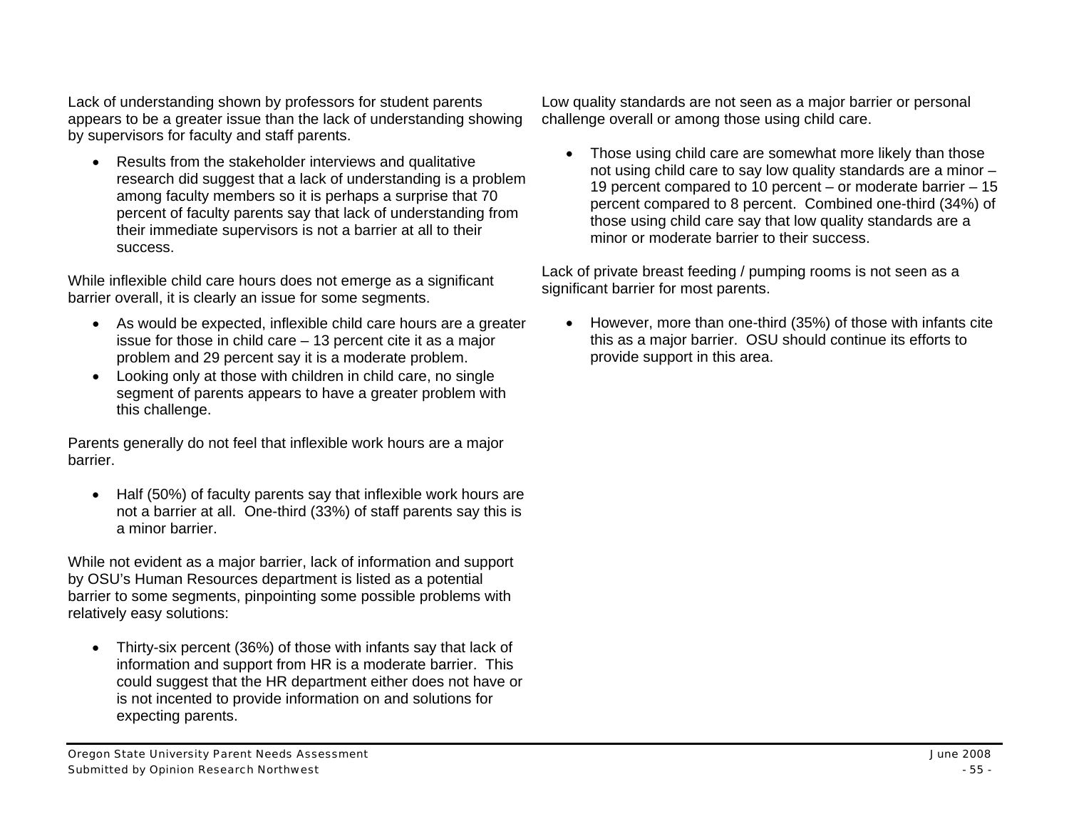Lack of understanding shown by professors for student parents appears to be a greater issue than the lack of understanding showing by supervisors for faculty and staff parents.

- Results from the stakeholder interviews and qualitative research did suggest that a lack of understanding is a problem among faculty members so it is perhaps a surprise that 70 percent of faculty parents say that lack of understanding from their immediate supervisors is not a barrier at all to their success.

While inflexible child care hours does not emerge as a significant barrier overall, it is clearly an issue for some segments.

- As would be expected, inflexible child care hours are a greater issue for those in child care – 13 percent cite it as a major problem and 29 percent say it is a moderate problem.
- Looking only at those with children in child care, no single segment of parents appears to have a greater problem with this challenge.

Parents generally do not feel that inflexible work hours are a major barrier.

- Half (50%) of faculty parents say that inflexible work hours are not a barrier at all. One-third (33%) of staff parents say this is a minor barrier.

While not evident as a major barrier, lack of information and support by OSU's Human Resources department is listed as a potential barrier to some segments, pinpointing some possible problems with relatively easy solutions:

- Thirty-six percent (36%) of those with infants say that lack of information and support from HR is a moderate barrier. This could suggest that the HR department either does not have or is not incented to provide information on and solutions for expecting parents.

Low quality standards are not seen as a major barrier or personal challenge overall or among those using child care.

- Those using child care are somewhat more likely than those not using child care to say low quality standards are a minor – 19 percent compared to 10 percent – or moderate barrier – 15 percent compared to 8 percent. Combined one-third (34%) of those using child care say that low quality standards are a minor or moderate barrier to their success.

Lack of private breast feeding / pumping rooms is not seen as a significant barrier for most parents.

- However, more than one-third (35%) of those with infants cite this as a major barrier. OSU should continue its efforts to provide support in this area.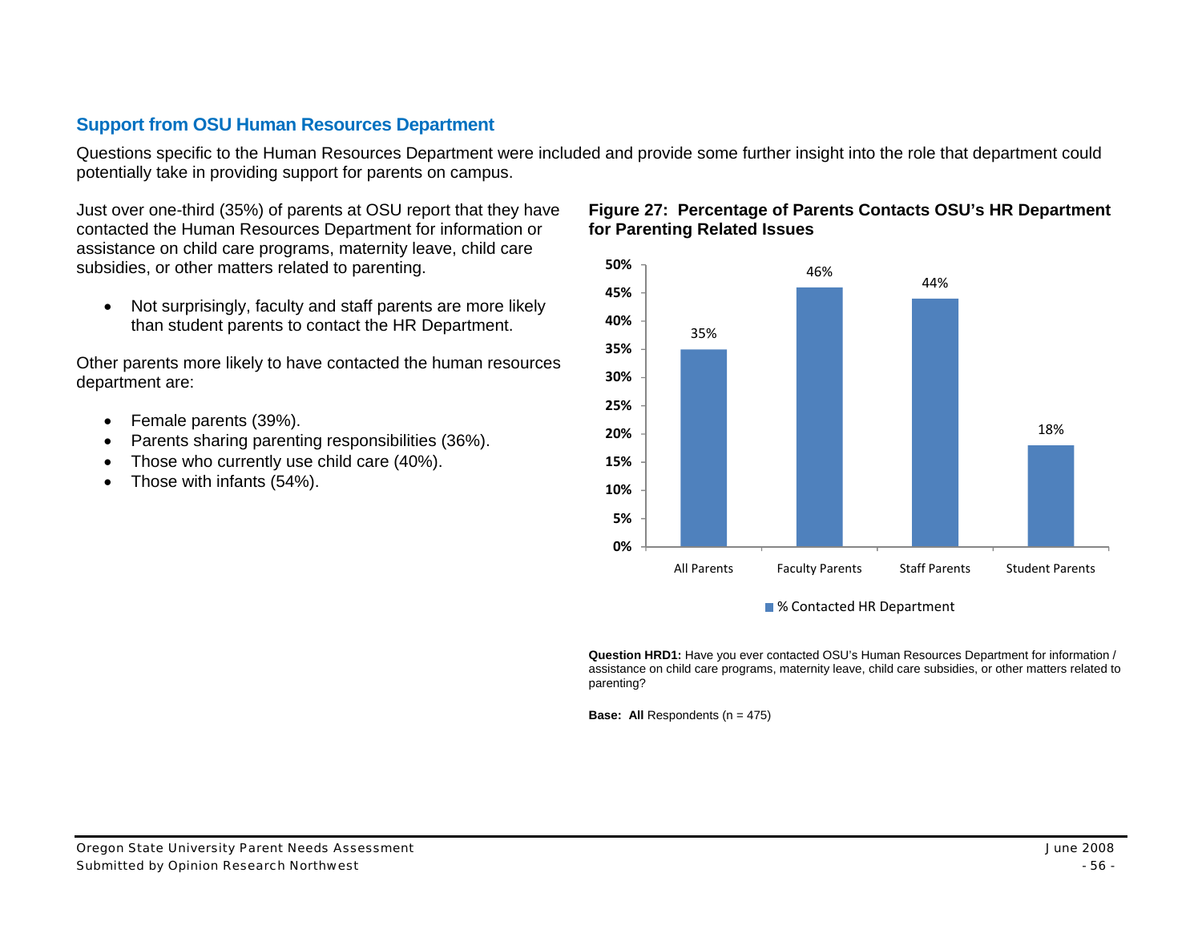## Support from OSU Human Resources Department

Questions specific to the Human Resources Department were included and provide some further insight into the role that department could potentially take in providing support for parents on campus.

Just over one-third (35%) of parents at OSU report that they have contacted the Human Resources Department for information or assistance on child care programs, maternity leave, child care subsidies, or other matters related to parenting.

- Not surprisingly, faculty and staff parents are more likely than student parents to contact the HR Department.

Other parents more likely to have contacted the human resources department are:

- Female parents (39%).
- Parents sharing parenting responsibilities (36%).
- Those who currently use child care (40%).
- Those with infants (54%).

**Figure 27: Percentage of Parents Contacts OSU's HR Department for Parenting Related Issues**

50%
45%
40%
35%
30%
25%
20%
15%
10%
5%
0%

35%
46%
44%
18%

All Parents
Faculty Parents
Staff Parents
Student Parents

% Contacted HR Department

**Question HRD1:** Have you ever contacted OSU's Human Resources Department for information / assistance on child care programs, maternity leave, child care subsidies, or other matters related to parenting?

**Base: All** Respondents (n = 475)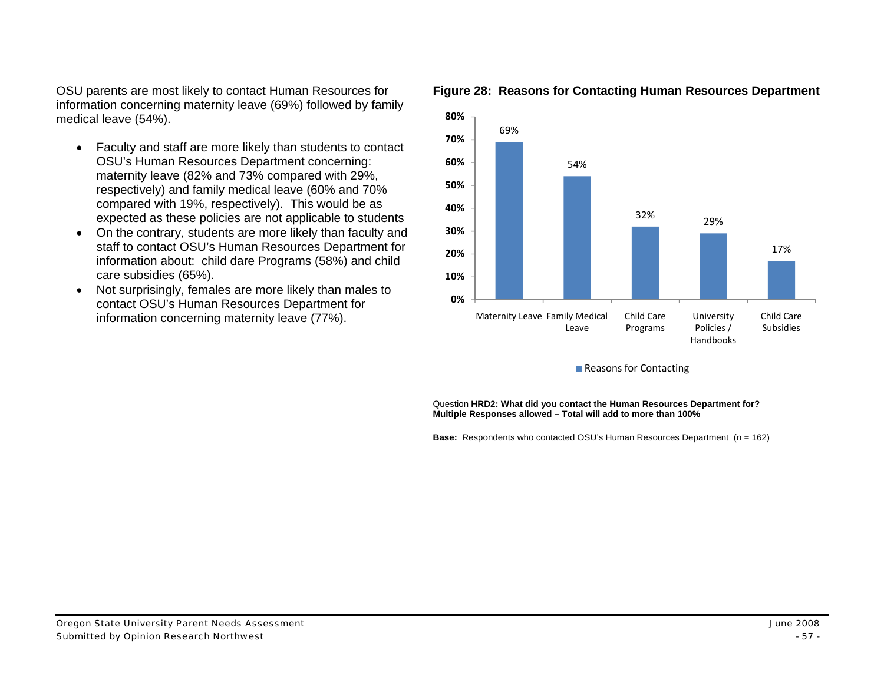OSU parents are most likely to contact Human Resources for information concerning maternity leave (69%) followed by family medical leave (54%).

- Faculty and staff are more likely than students to contact OSU's Human Resources Department concerning: maternity leave (82% and 73% compared with 29%, respectively) and family medical leave (60% and 70% compared with 19%, respectively). This would be as expected as these policies are not applicable to students
- On the contrary, students are more likely than faculty and staff to contact OSU's Human Resources Department for information about: child dare Programs (58%) and child care subsidies (65%).
- Not surprisingly, females are more likely than males to contact OSU's Human Resources Department for information concerning maternity leave (77%).

**Figure 28: Reasons for Contacting Human Resources Department**

80%
70%
60%
50%
40%
30%
20%
10%
0%

69%
54%
32%
29%
17%

Maternity Leave
Family Medical Leave
Child Care Programs
University Policies / Handbooks
Child Care Subsidies

Reasons for Contacting

Question **HRD2: What did you contact the Human Resources Department for?**
**Multiple Responses allowed – Total will add to more than 100%**

**Base:** Respondents who contacted OSU's Human Resources Department (n = 162)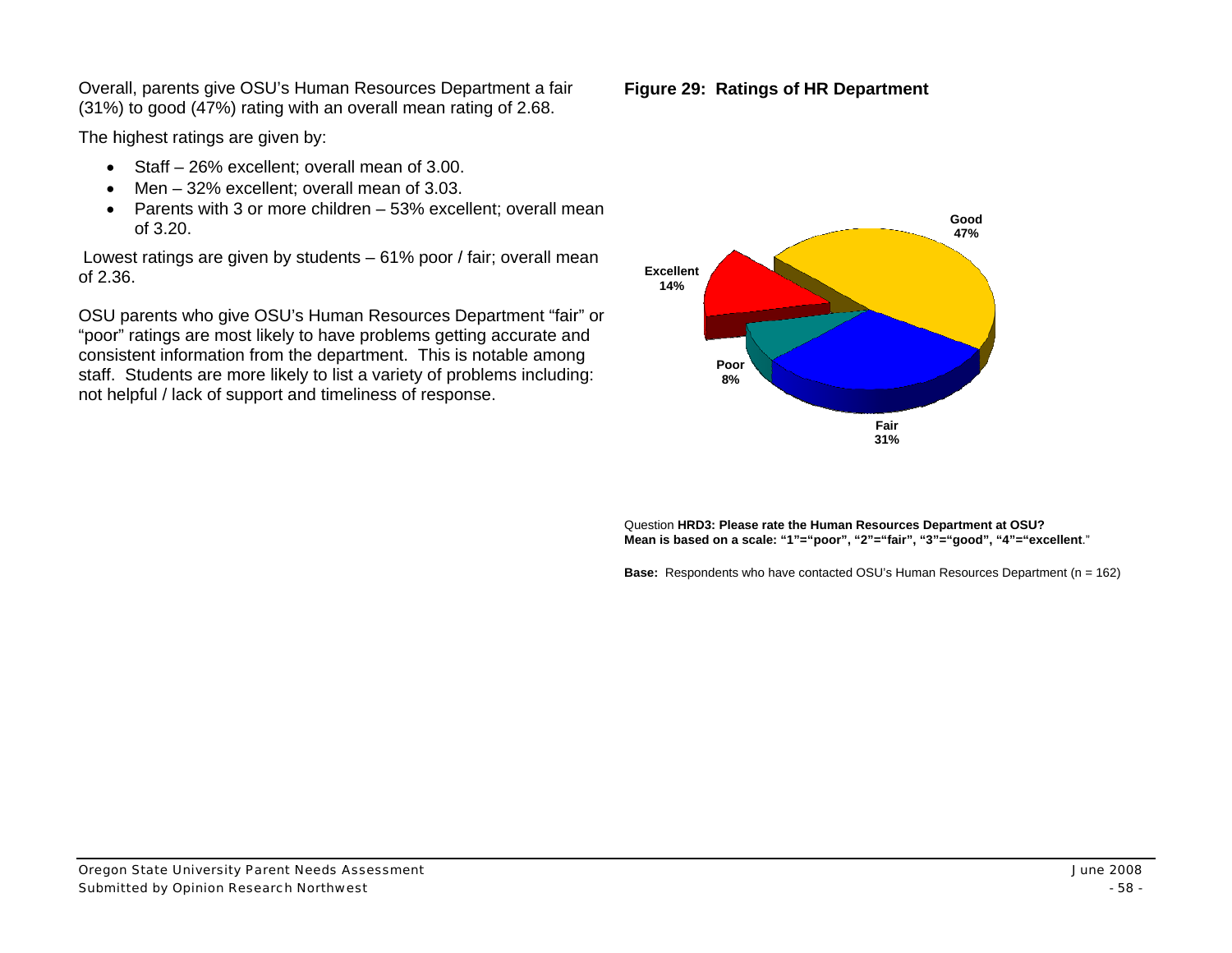Overall, parents give OSU's Human Resources Department a fair (31%) to good (47%) rating with an overall mean rating of 2.68.

The highest ratings are given by:

- Staff – 26% excellent; overall mean of 3.00.
- Men – 32% excellent; overall mean of 3.03.
- Parents with 3 or more children – 53% excellent; overall mean of 3.20.

Lowest ratings are given by students – 61% poor / fair; overall mean of 2.36.

OSU parents who give OSU's Human Resources Department "fair" or "poor" ratings are most likely to have problems getting accurate and consistent information from the department. This is notable among staff. Students are more likely to list a variety of problems including: not helpful / lack of support and timeliness of response.

**Figure 29: Ratings of HR Department**

Good
47%

Excellent
14%

Poor
8%

Fair
31%

Question **HRD3: Please rate the Human Resources Department at OSU?**
**Mean is based on a scale: "1"="poor", "2"="fair", "3"="good", "4"="excellent**."

**Base:** Respondents who have contacted OSU's Human Resources Department (n = 162)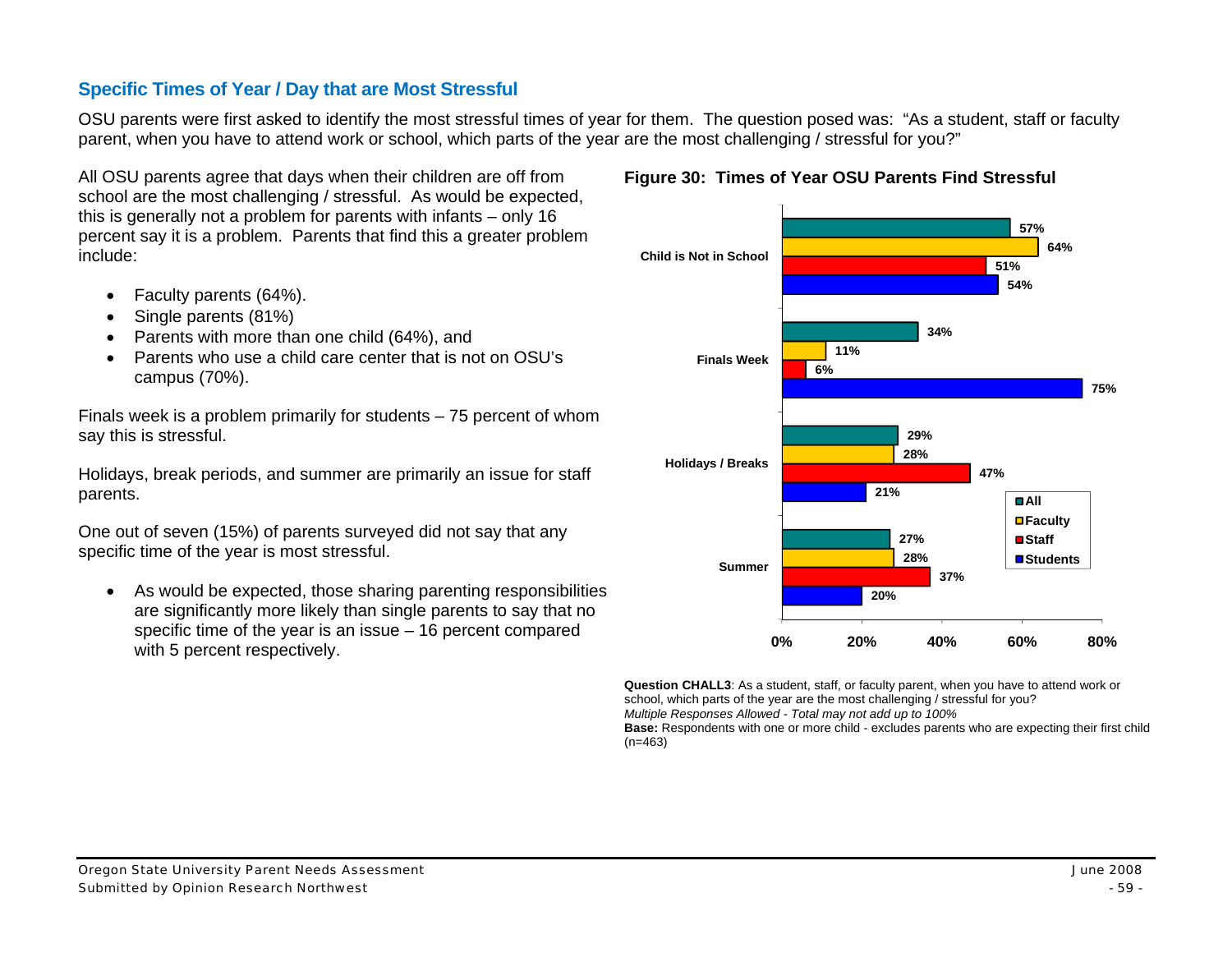## Specific Times of Year / Day that are Most Stressful

OSU parents were first asked to identify the most stressful times of year for them. The question posed was: "As a student, staff or faculty parent, when you have to attend work or school, which parts of the year are the most challenging / stressful for you?"

All OSU parents agree that days when their children are off from school are the most challenging / stressful. As would be expected, this is generally not a problem for parents with infants – only 16 percent say it is a problem. Parents that find this a greater problem include:

- Faculty parents (64%).
- Single parents (81%)
- Parents with more than one child (64%), and
- Parents who use a child care center that is not on OSU's campus (70%).

Finals week is a problem primarily for students – 75 percent of whom say this is stressful.

Holidays, break periods, and summer are primarily an issue for staff parents.

One out of seven (15%) of parents surveyed did not say that any specific time of the year is most stressful.

- As would be expected, those sharing parenting responsibilities are significantly more likely than single parents to say that no specific time of the year is an issue – 16 percent compared with 5 percent respectively.

**Figure 30: Times of Year OSU Parents Find Stressful**

Child is Not in School: 57%, 64%, 51%, 54%

Finals Week: 34%, 11%, 6%, 75%

Holidays / Breaks: 29%, 28%, 47%, 21%

Summer: 27%, 28%, 37%, 20%

0% 20% 40% 60% 80%

All
Faculty
Staff
Students

**Question CHALL3**: As a student, staff, or faculty parent, when you have to attend work or school, which parts of the year are the most challenging / stressful for you?
*Multiple Responses Allowed - Total may not add up to 100%*
**Base:** Respondents with one or more child - excludes parents who are expecting their first child (n=463)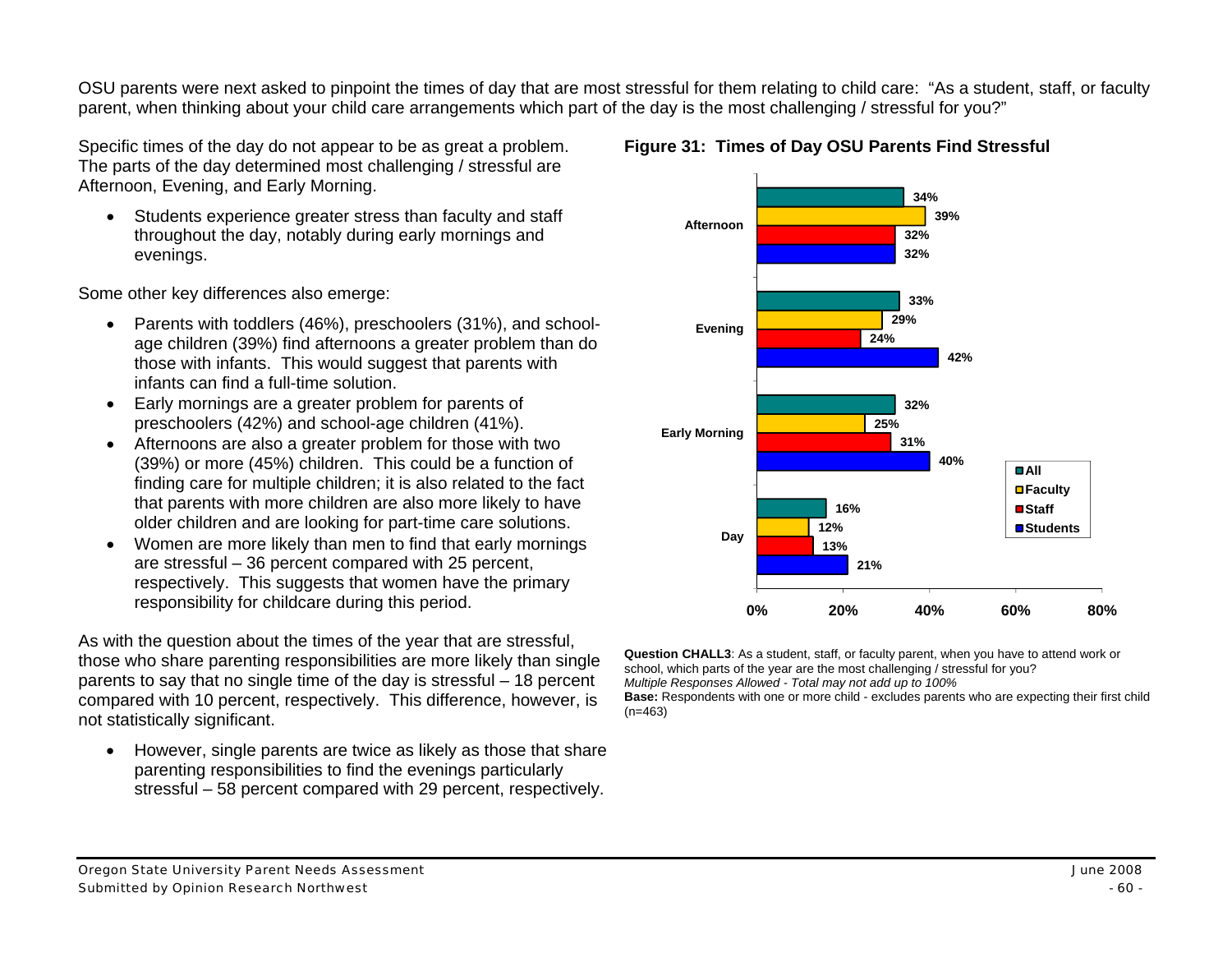OSU parents were next asked to pinpoint the times of day that are most stressful for them relating to child care: "As a student, staff, or faculty parent, when thinking about your child care arrangements which part of the day is the most challenging / stressful for you?"

Specific times of the day do not appear to be as great a problem. The parts of the day determined most challenging / stressful are Afternoon, Evening, and Early Morning.

- Students experience greater stress than faculty and staff throughout the day, notably during early mornings and evenings.

Some other key differences also emerge:

- Parents with toddlers (46%), preschoolers (31%), and school-age children (39%) find afternoons a greater problem than do those with infants. This would suggest that parents with infants can find a full-time solution.
- Early mornings are a greater problem for parents of preschoolers (42%) and school-age children (41%).
- Afternoons are also a greater problem for those with two (39%) or more (45%) children. This could be a function of finding care for multiple children; it is also related to the fact that parents with more children are also more likely to have older children and are looking for part-time care solutions.
- Women are more likely than men to find that early mornings are stressful – 36 percent compared with 25 percent, respectively. This suggests that women have the primary responsibility for childcare during this period.

As with the question about the times of the year that are stressful, those who share parenting responsibilities are more likely than single parents to say that no single time of the day is stressful – 18 percent compared with 10 percent, respectively. This difference, however, is not statistically significant.

- However, single parents are twice as likely as those that share parenting responsibilities to find the evenings particularly stressful – 58 percent compared with 29 percent, respectively.

**Figure 31: Times of Day OSU Parents Find Stressful**

Afternoon: 34% 39% 32% 32%
Evening: 33% 29% 24% 42%
Early Morning: 32% 25% 31% 40%
Day: 16% 12% 13% 21%

0% 20% 40% 60% 80%

All
Faculty
Staff
Students

**Question CHALL3**: As a student, staff, or faculty parent, when you have to attend work or school, which parts of the year are the most challenging / stressful for you?
*Multiple Responses Allowed - Total may not add up to 100%*
**Base:** Respondents with one or more child - excludes parents who are expecting their first child (n=463)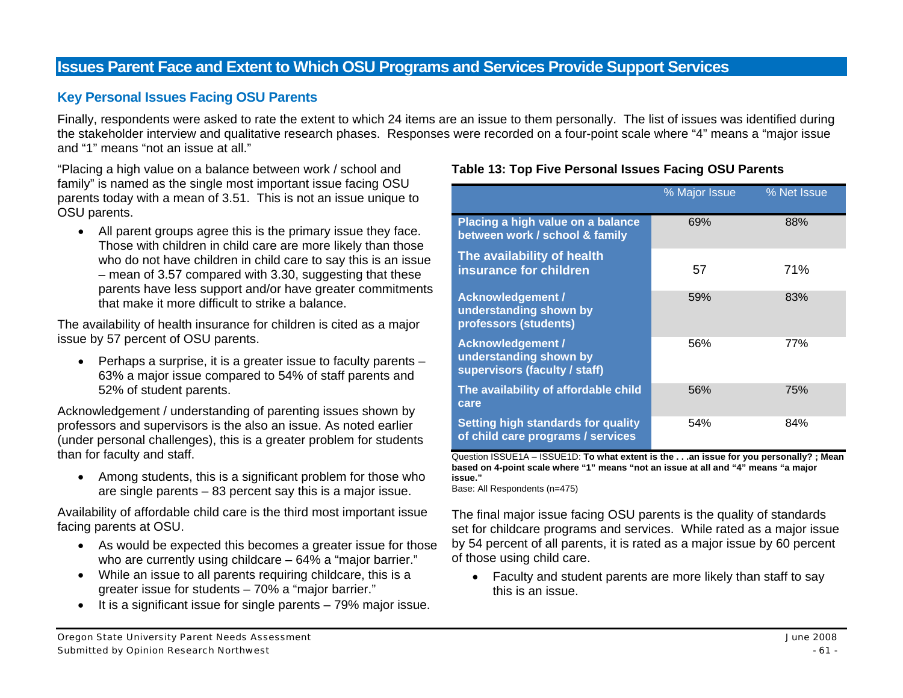# Issues Parent Face and Extent to Which OSU Programs and Services Provide Support Services

## Key Personal Issues Facing OSU Parents

Finally, respondents were asked to rate the extent to which 24 items are an issue to them personally. The list of issues was identified during the stakeholder interview and qualitative research phases. Responses were recorded on a four-point scale where "4" means a "major issue and "1" means "not an issue at all."

"Placing a high value on a balance between work / school and family" is named as the single most important issue facing OSU parents today with a mean of 3.51. This is not an issue unique to OSU parents.

- All parent groups agree this is the primary issue they face. Those with children in child care are more likely than those who do not have children in child care to say this is an issue – mean of 3.57 compared with 3.30, suggesting that these parents have less support and/or have greater commitments that make it more difficult to strike a balance.

The availability of health insurance for children is cited as a major issue by 57 percent of OSU parents.

- Perhaps a surprise, it is a greater issue to faculty parents – 63% a major issue compared to 54% of staff parents and 52% of student parents.

Acknowledgement / understanding of parenting issues shown by professors and supervisors is the also an issue. As noted earlier (under personal challenges), this is a greater problem for students than for faculty and staff.

- Among students, this is a significant problem for those who are single parents – 83 percent say this is a major issue.

Availability of affordable child care is the third most important issue facing parents at OSU.

- As would be expected this becomes a greater issue for those who are currently using childcare – 64% a "major barrier."
- While an issue to all parents requiring childcare, this is a greater issue for students – 70% a "major barrier."
- It is a significant issue for single parents – 79% major issue.

**Table 13: Top Five Personal Issues Facing OSU Parents**

| | % Major Issue | % Net Issue |
|---|---|---|
| **Placing a high value on a balance between work / school & family** | 69% | 88% |
| **The availability of health insurance for children** | 57 | 71% |
| **Acknowledgement / understanding shown by professors (students)** | 59% | 83% |
| **Acknowledgement / understanding shown by supervisors (faculty / staff)** | 56% | 77% |
| **The availability of affordable child care** | 56% | 75% |
| **Setting high standards for quality of child care programs / services** | 54% | 84% |

Question ISSUE1A – ISSUE1D: **To what extent is the . . .an issue for you personally? ; Mean based on 4-point scale where "1" means "not an issue at all and "4" means "a major issue."**
Base: All Respondents (n=475)

The final major issue facing OSU parents is the quality of standards set for childcare programs and services. While rated as a major issue by 54 percent of all parents, it is rated as a major issue by 60 percent of those using child care.

- Faculty and student parents are more likely than staff to say this is an issue.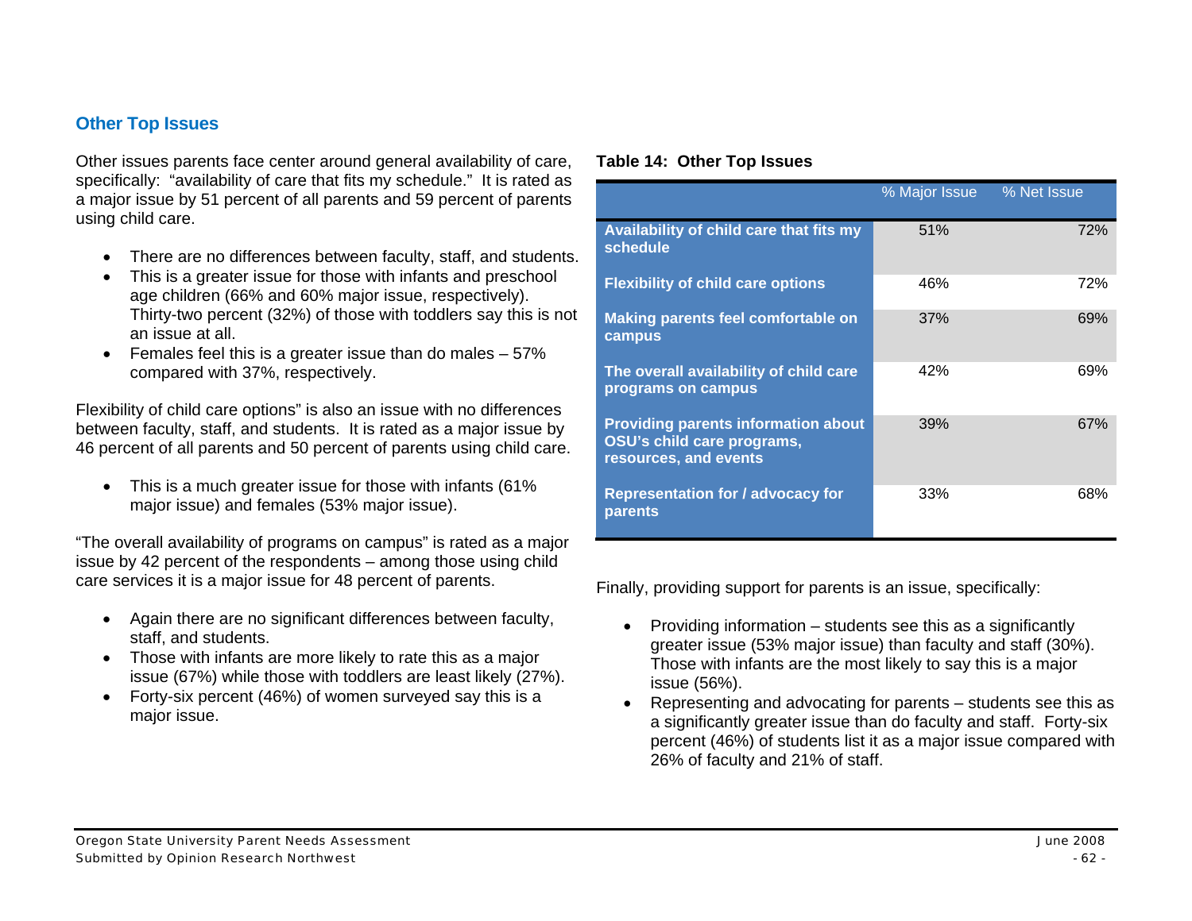## Other Top Issues

Other issues parents face center around general availability of care, specifically: "availability of care that fits my schedule." It is rated as a major issue by 51 percent of all parents and 59 percent of parents using child care.

- There are no differences between faculty, staff, and students.
- This is a greater issue for those with infants and preschool age children (66% and 60% major issue, respectively). Thirty-two percent (32%) of those with toddlers say this is not an issue at all.
- Females feel this is a greater issue than do males – 57% compared with 37%, respectively.

Flexibility of child care options" is also an issue with no differences between faculty, staff, and students. It is rated as a major issue by 46 percent of all parents and 50 percent of parents using child care.

- This is a much greater issue for those with infants (61% major issue) and females (53% major issue).

"The overall availability of programs on campus" is rated as a major issue by 42 percent of the respondents – among those using child care services it is a major issue for 48 percent of parents.

- Again there are no significant differences between faculty, staff, and students.
- Those with infants are more likely to rate this as a major issue (67%) while those with toddlers are least likely (27%).
- Forty-six percent (46%) of women surveyed say this is a major issue.

**Table 14: Other Top Issues**

| | % Major Issue | % Net Issue |
|---|---|---|
| **Availability of child care that fits my schedule** | 51% | 72% |
| **Flexibility of child care options** | 46% | 72% |
| **Making parents feel comfortable on campus** | 37% | 69% |
| **The overall availability of child care programs on campus** | 42% | 69% |
| **Providing parents information about OSU's child care programs, resources, and events** | 39% | 67% |
| **Representation for / advocacy for parents** | 33% | 68% |

Finally, providing support for parents is an issue, specifically:

- Providing information – students see this as a significantly greater issue (53% major issue) than faculty and staff (30%). Those with infants are the most likely to say this is a major issue (56%).
- Representing and advocating for parents – students see this as a significantly greater issue than do faculty and staff. Forty-six percent (46%) of students list it as a major issue compared with 26% of faculty and 21% of staff.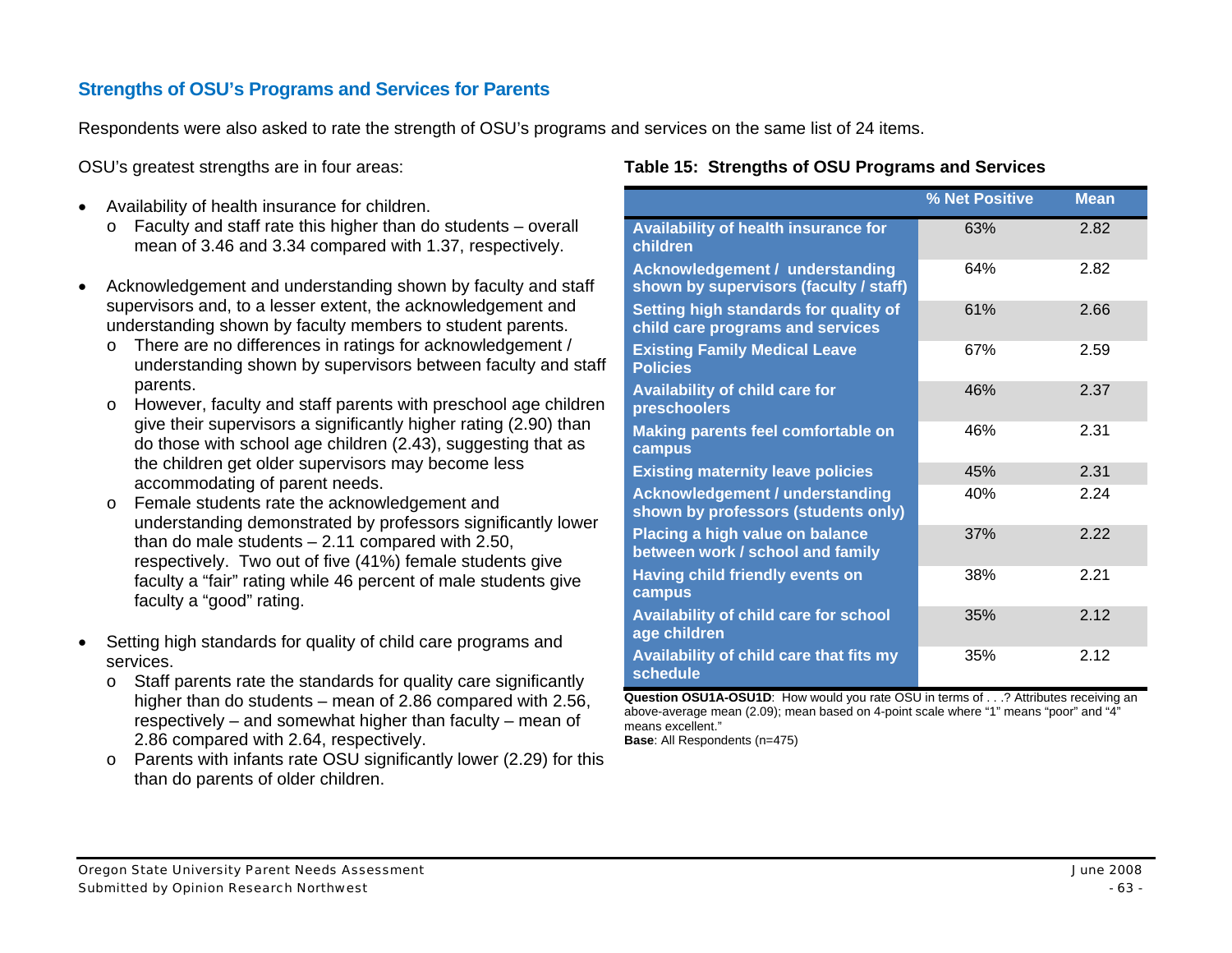## Strengths of OSU's Programs and Services for Parents

Respondents were also asked to rate the strength of OSU's programs and services on the same list of 24 items.

OSU's greatest strengths are in four areas:

- Availability of health insurance for children.
  - Faculty and staff rate this higher than do students – overall mean of 3.46 and 3.34 compared with 1.37, respectively.
- Acknowledgement and understanding shown by faculty and staff supervisors and, to a lesser extent, the acknowledgement and understanding shown by faculty members to student parents.
  - There are no differences in ratings for acknowledgement / understanding shown by supervisors between faculty and staff parents.
  - However, faculty and staff parents with preschool age children give their supervisors a significantly higher rating (2.90) than do those with school age children (2.43), suggesting that as the children get older supervisors may become less accommodating of parent needs.
  - Female students rate the acknowledgement and understanding demonstrated by professors significantly lower than do male students – 2.11 compared with 2.50, respectively. Two out of five (41%) female students give faculty a "fair" rating while 46 percent of male students give faculty a "good" rating.
- Setting high standards for quality of child care programs and services.
  - Staff parents rate the standards for quality care significantly higher than do students – mean of 2.86 compared with 2.56, respectively – and somewhat higher than faculty – mean of 2.86 compared with 2.64, respectively.
  - Parents with infants rate OSU significantly lower (2.29) for this than do parents of older children.

**Table 15: Strengths of OSU Programs and Services**

| | % Net Positive | Mean |
|---|---|---|
| Availability of health insurance for children | 63% | 2.82 |
| Acknowledgement / understanding shown by supervisors (faculty / staff) | 64% | 2.82 |
| Setting high standards for quality of child care programs and services | 61% | 2.66 |
| Existing Family Medical Leave Policies | 67% | 2.59 |
| Availability of child care for preschoolers | 46% | 2.37 |
| Making parents feel comfortable on campus | 46% | 2.31 |
| Existing maternity leave policies | 45% | 2.31 |
| Acknowledgement / understanding shown by professors (students only) | 40% | 2.24 |
| Placing a high value on balance between work / school and family | 37% | 2.22 |
| Having child friendly events on campus | 38% | 2.21 |
| Availability of child care for school age children | 35% | 2.12 |
| Availability of child care that fits my schedule | 35% | 2.12 |

**Question OSU1A-OSU1D**: How would you rate OSU in terms of . . .? Attributes receiving an above-average mean (2.09); mean based on 4-point scale where "1" means "poor" and "4" means excellent."
**Base**: All Respondents (n=475)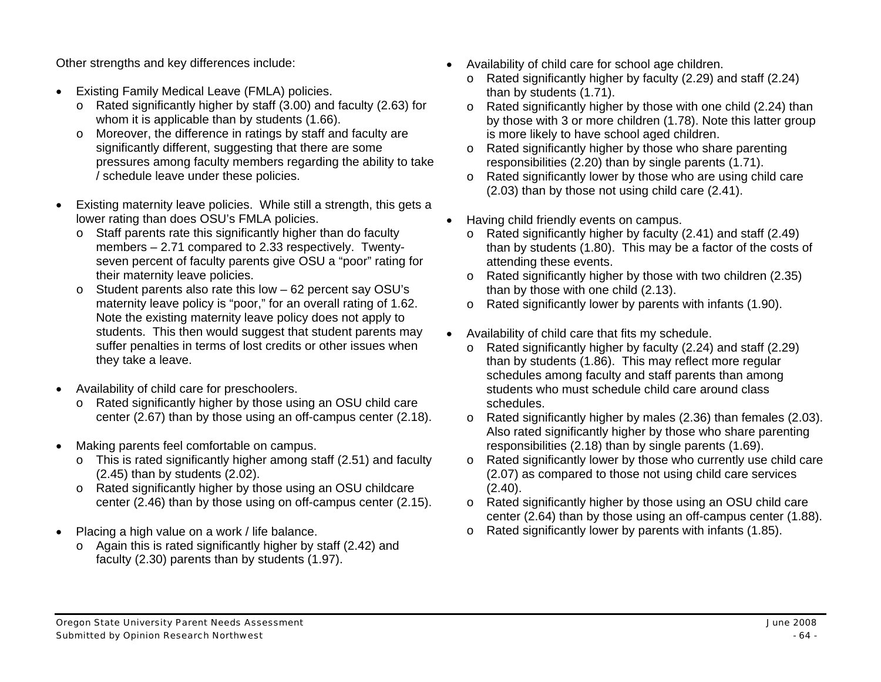Other strengths and key differences include:

- Existing Family Medical Leave (FMLA) policies.
  - Rated significantly higher by staff (3.00) and faculty (2.63) for whom it is applicable than by students (1.66).
  - Moreover, the difference in ratings by staff and faculty are significantly different, suggesting that there are some pressures among faculty members regarding the ability to take / schedule leave under these policies.

- Existing maternity leave policies. While still a strength, this gets a lower rating than does OSU's FMLA policies.
  - Staff parents rate this significantly higher than do faculty members – 2.71 compared to 2.33 respectively. Twenty-seven percent of faculty parents give OSU a "poor" rating for their maternity leave policies.
  - Student parents also rate this low – 62 percent say OSU's maternity leave policy is "poor," for an overall rating of 1.62. Note the existing maternity leave policy does not apply to students. This then would suggest that student parents may suffer penalties in terms of lost credits or other issues when they take a leave.

- Availability of child care for preschoolers.
  - Rated significantly higher by those using an OSU child care center (2.67) than by those using an off-campus center (2.18).

- Making parents feel comfortable on campus.
  - This is rated significantly higher among staff (2.51) and faculty (2.45) than by students (2.02).
  - Rated significantly higher by those using an OSU childcare center (2.46) than by those using on off-campus center (2.15).

- Placing a high value on a work / life balance.
  - Again this is rated significantly higher by staff (2.42) and faculty (2.30) parents than by students (1.97).

- Availability of child care for school age children.
  - Rated significantly higher by faculty (2.29) and staff (2.24) than by students (1.71).
  - Rated significantly higher by those with one child (2.24) than by those with 3 or more children (1.78). Note this latter group is more likely to have school aged children.
  - Rated significantly higher by those who share parenting responsibilities (2.20) than by single parents (1.71).
  - Rated significantly lower by those who are using child care (2.03) than by those not using child care (2.41).

- Having child friendly events on campus.
  - Rated significantly higher by faculty (2.41) and staff (2.49) than by students (1.80). This may be a factor of the costs of attending these events.
  - Rated significantly higher by those with two children (2.35) than by those with one child (2.13).
  - Rated significantly lower by parents with infants (1.90).

- Availability of child care that fits my schedule.
  - Rated significantly higher by faculty (2.24) and staff (2.29) than by students (1.86). This may reflect more regular schedules among faculty and staff parents than among students who must schedule child care around class schedules.
  - Rated significantly higher by males (2.36) than females (2.03). Also rated significantly higher by those who share parenting responsibilities (2.18) than by single parents (1.69).
  - Rated significantly lower by those who currently use child care (2.07) as compared to those not using child care services (2.40).
  - Rated significantly higher by those using an OSU child care center (2.64) than by those using an off-campus center (1.88).
  - Rated significantly lower by parents with infants (1.85).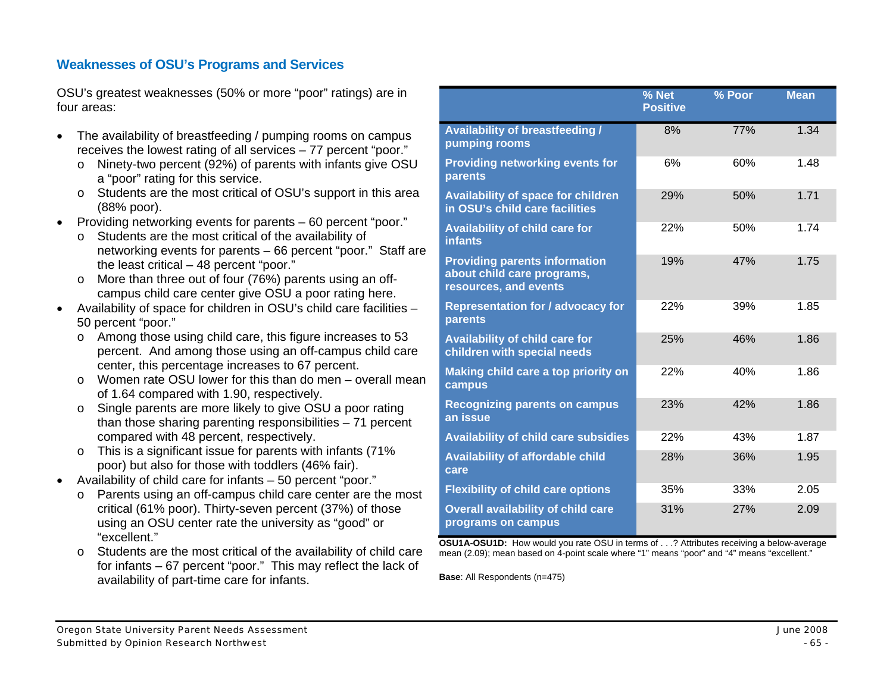## Weaknesses of OSU's Programs and Services

OSU's greatest weaknesses (50% or more "poor" ratings) are in four areas:

- The availability of breastfeeding / pumping rooms on campus receives the lowest rating of all services – 77 percent "poor."
  - Ninety-two percent (92%) of parents with infants give OSU a "poor" rating for this service.
  - Students are the most critical of OSU's support in this area (88% poor).
- Providing networking events for parents – 60 percent "poor."
  - Students are the most critical of the availability of networking events for parents – 66 percent "poor." Staff are the least critical – 48 percent "poor."
  - More than three out of four (76%) parents using an off-campus child care center give OSU a poor rating here.
- Availability of space for children in OSU's child care facilities – 50 percent "poor."
  - Among those using child care, this figure increases to 53 percent. And among those using an off-campus child care center, this percentage increases to 67 percent.
  - Women rate OSU lower for this than do men – overall mean of 1.64 compared with 1.90, respectively.
  - Single parents are more likely to give OSU a poor rating than those sharing parenting responsibilities – 71 percent compared with 48 percent, respectively.
  - This is a significant issue for parents with infants (71% poor) but also for those with toddlers (46% fair).
- Availability of child care for infants – 50 percent "poor."
  - Parents using an off-campus child care center are the most critical (61% poor). Thirty-seven percent (37%) of those using an OSU center rate the university as "good" or "excellent."
  - Students are the most critical of the availability of child care for infants – 67 percent "poor." This may reflect the lack of availability of part-time care for infants.

| | % Net Positive | % Poor | Mean |
|---|---|---|---|
| **Availability of breastfeeding / pumping rooms** | 8% | 77% | 1.34 |
| **Providing networking events for parents** | 6% | 60% | 1.48 |
| **Availability of space for children in OSU's child care facilities** | 29% | 50% | 1.71 |
| **Availability of child care for infants** | 22% | 50% | 1.74 |
| **Providing parents information about child care programs, resources, and events** | 19% | 47% | 1.75 |
| **Representation for / advocacy for parents** | 22% | 39% | 1.85 |
| **Availability of child care for children with special needs** | 25% | 46% | 1.86 |
| **Making child care a top priority on campus** | 22% | 40% | 1.86 |
| **Recognizing parents on campus an issue** | 23% | 42% | 1.86 |
| **Availability of child care subsidies** | 22% | 43% | 1.87 |
| **Availability of affordable child care** | 28% | 36% | 1.95 |
| **Flexibility of child care options** | 35% | 33% | 2.05 |
| **Overall availability of child care programs on campus** | 31% | 27% | 2.09 |

**OSU1A-OSU1D:** How would you rate OSU in terms of . . .? Attributes receiving a below-average mean (2.09); mean based on 4-point scale where "1" means "poor" and "4" means "excellent."

**Base**: All Respondents (n=475)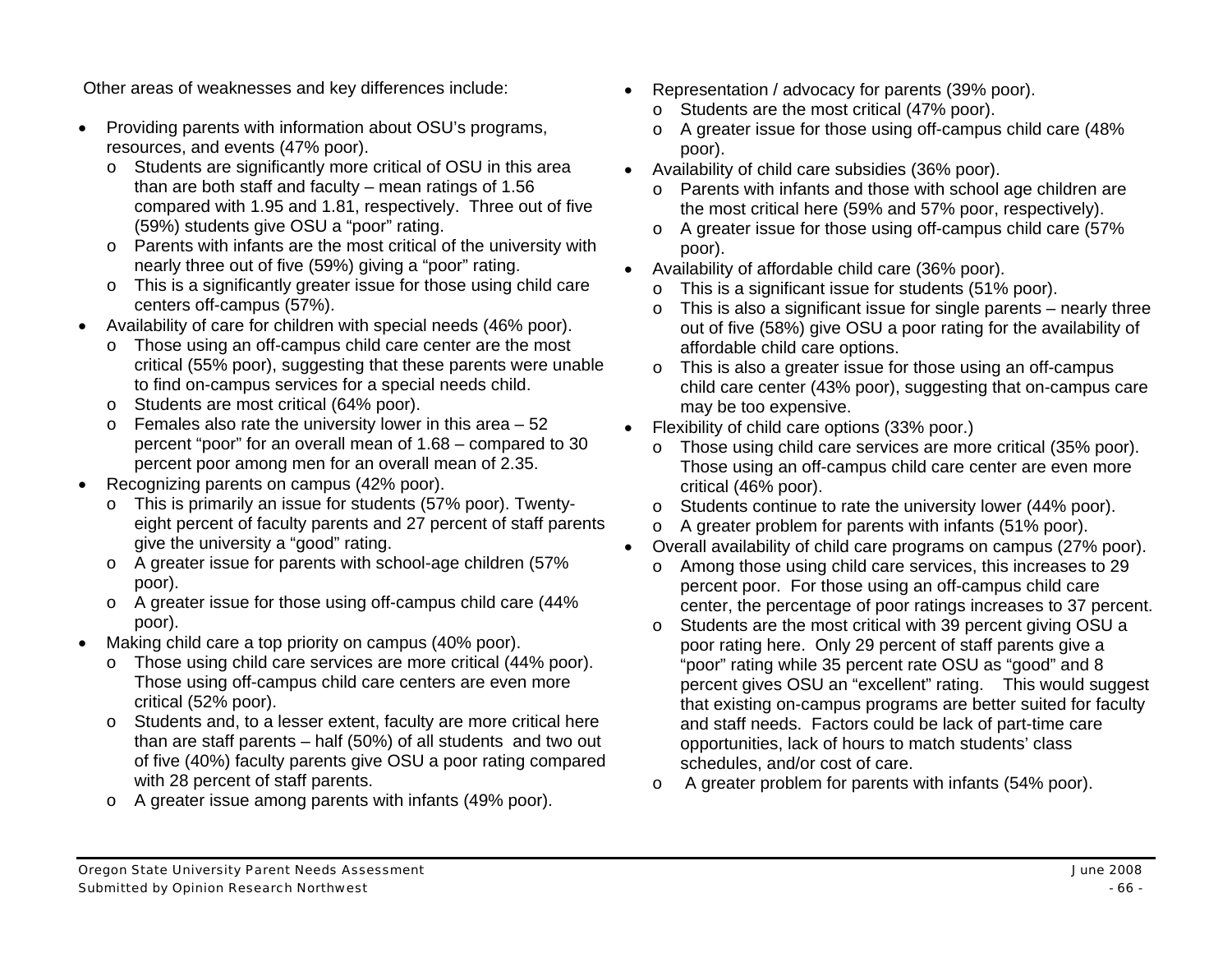Other areas of weaknesses and key differences include:

- Providing parents with information about OSU's programs, resources, and events (47% poor).
  - Students are significantly more critical of OSU in this area than are both staff and faculty – mean ratings of 1.56 compared with 1.95 and 1.81, respectively. Three out of five (59%) students give OSU a "poor" rating.
  - Parents with infants are the most critical of the university with nearly three out of five (59%) giving a "poor" rating.
  - This is a significantly greater issue for those using child care centers off-campus (57%).
- Availability of care for children with special needs (46% poor).
  - Those using an off-campus child care center are the most critical (55% poor), suggesting that these parents were unable to find on-campus services for a special needs child.
  - Students are most critical (64% poor).
  - Females also rate the university lower in this area – 52 percent "poor" for an overall mean of 1.68 – compared to 30 percent poor among men for an overall mean of 2.35.
- Recognizing parents on campus (42% poor).
  - This is primarily an issue for students (57% poor). Twenty-eight percent of faculty parents and 27 percent of staff parents give the university a "good" rating.
  - A greater issue for parents with school-age children (57% poor).
  - A greater issue for those using off-campus child care (44% poor).
- Making child care a top priority on campus (40% poor).
  - Those using child care services are more critical (44% poor). Those using off-campus child care centers are even more critical (52% poor).
  - Students and, to a lesser extent, faculty are more critical here than are staff parents – half (50%) of all students and two out of five (40%) faculty parents give OSU a poor rating compared with 28 percent of staff parents.
  - A greater issue among parents with infants (49% poor).
- Representation / advocacy for parents (39% poor).
  - Students are the most critical (47% poor).
  - A greater issue for those using off-campus child care (48% poor).
- Availability of child care subsidies (36% poor).
  - Parents with infants and those with school age children are the most critical here (59% and 57% poor, respectively).
  - A greater issue for those using off-campus child care (57% poor).
- Availability of affordable child care (36% poor).
  - This is a significant issue for students (51% poor).
  - This is also a significant issue for single parents – nearly three out of five (58%) give OSU a poor rating for the availability of affordable child care options.
  - This is also a greater issue for those using an off-campus child care center (43% poor), suggesting that on-campus care may be too expensive.
- Flexibility of child care options (33% poor.)
  - Those using child care services are more critical (35% poor). Those using an off-campus child care center are even more critical (46% poor).
  - Students continue to rate the university lower (44% poor).
  - A greater problem for parents with infants (51% poor).
- Overall availability of child care programs on campus (27% poor).
  - Among those using child care services, this increases to 29 percent poor. For those using an off-campus child care center, the percentage of poor ratings increases to 37 percent.
  - Students are the most critical with 39 percent giving OSU a poor rating here. Only 29 percent of staff parents give a "poor" rating while 35 percent rate OSU as "good" and 8 percent gives OSU an "excellent" rating. This would suggest that existing on-campus programs are better suited for faculty and staff needs. Factors could be lack of part-time care opportunities, lack of hours to match students' class schedules, and/or cost of care.
  - A greater problem for parents with infants (54% poor).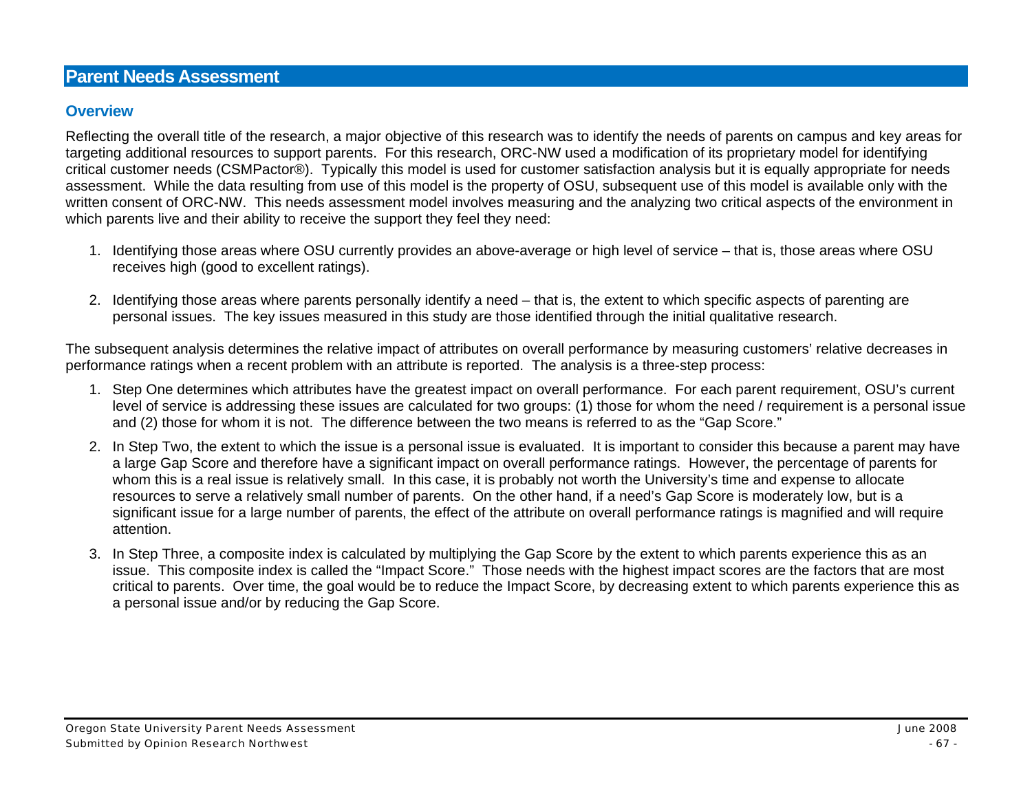# Parent Needs Assessment

## Overview

Reflecting the overall title of the research, a major objective of this research was to identify the needs of parents on campus and key areas for targeting additional resources to support parents. For this research, ORC-NW used a modification of its proprietary model for identifying critical customer needs (CSMPactor®). Typically this model is used for customer satisfaction analysis but it is equally appropriate for needs assessment. While the data resulting from use of this model is the property of OSU, subsequent use of this model is available only with the written consent of ORC-NW. This needs assessment model involves measuring and the analyzing two critical aspects of the environment in which parents live and their ability to receive the support they feel they need:

1. Identifying those areas where OSU currently provides an above-average or high level of service – that is, those areas where OSU receives high (good to excellent ratings).

2. Identifying those areas where parents personally identify a need – that is, the extent to which specific aspects of parenting are personal issues. The key issues measured in this study are those identified through the initial qualitative research.

The subsequent analysis determines the relative impact of attributes on overall performance by measuring customers' relative decreases in performance ratings when a recent problem with an attribute is reported. The analysis is a three-step process:

1. Step One determines which attributes have the greatest impact on overall performance. For each parent requirement, OSU's current level of service is addressing these issues are calculated for two groups: (1) those for whom the need / requirement is a personal issue and (2) those for whom it is not. The difference between the two means is referred to as the "Gap Score."
2. In Step Two, the extent to which the issue is a personal issue is evaluated. It is important to consider this because a parent may have a large Gap Score and therefore have a significant impact on overall performance ratings. However, the percentage of parents for whom this is a real issue is relatively small. In this case, it is probably not worth the University's time and expense to allocate resources to serve a relatively small number of parents. On the other hand, if a need's Gap Score is moderately low, but is a significant issue for a large number of parents, the effect of the attribute on overall performance ratings is magnified and will require attention.
3. In Step Three, a composite index is calculated by multiplying the Gap Score by the extent to which parents experience this as an issue. This composite index is called the "Impact Score." Those needs with the highest impact scores are the factors that are most critical to parents. Over time, the goal would be to reduce the Impact Score, by decreasing extent to which parents experience this as a personal issue and/or by reducing the Gap Score.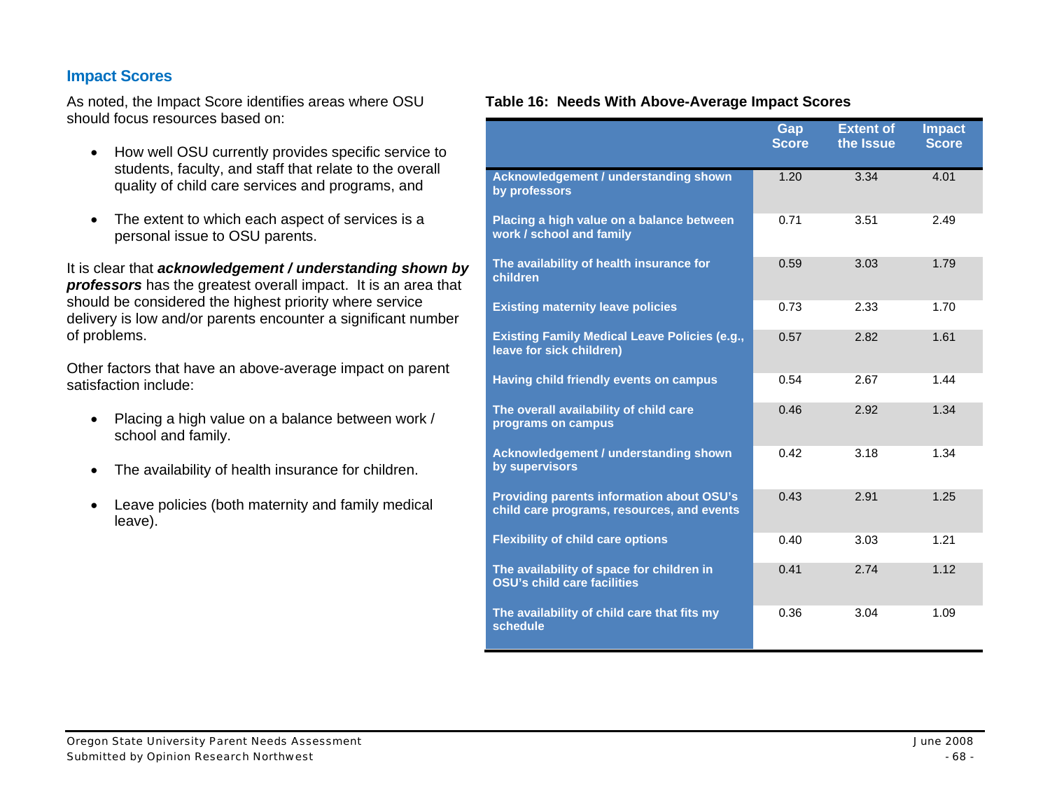## Impact Scores

As noted, the Impact Score identifies areas where OSU should focus resources based on:

- How well OSU currently provides specific service to students, faculty, and staff that relate to the overall quality of child care services and programs, and
- The extent to which each aspect of services is a personal issue to OSU parents.

It is clear that ***acknowledgement / understanding shown by professors*** has the greatest overall impact. It is an area that should be considered the highest priority where service delivery is low and/or parents encounter a significant number of problems.

Other factors that have an above-average impact on parent satisfaction include:

- Placing a high value on a balance between work / school and family.
- The availability of health insurance for children.
- Leave policies (both maternity and family medical leave).

**Table 16: Needs With Above-Average Impact Scores**

| | Gap Score | Extent of the Issue | Impact Score |
|---|---|---|---|
| **Acknowledgement / understanding shown by professors** | 1.20 | 3.34 | 4.01 |
| **Placing a high value on a balance between work / school and family** | 0.71 | 3.51 | 2.49 |
| **The availability of health insurance for children** | 0.59 | 3.03 | 1.79 |
| **Existing maternity leave policies** | 0.73 | 2.33 | 1.70 |
| **Existing Family Medical Leave Policies (e.g., leave for sick children)** | 0.57 | 2.82 | 1.61 |
| **Having child friendly events on campus** | 0.54 | 2.67 | 1.44 |
| **The overall availability of child care programs on campus** | 0.46 | 2.92 | 1.34 |
| **Acknowledgement / understanding shown by supervisors** | 0.42 | 3.18 | 1.34 |
| **Providing parents information about OSU's child care programs, resources, and events** | 0.43 | 2.91 | 1.25 |
| **Flexibility of child care options** | 0.40 | 3.03 | 1.21 |
| **The availability of space for children in OSU's child care facilities** | 0.41 | 2.74 | 1.12 |
| **The availability of child care that fits my schedule** | 0.36 | 3.04 | 1.09 |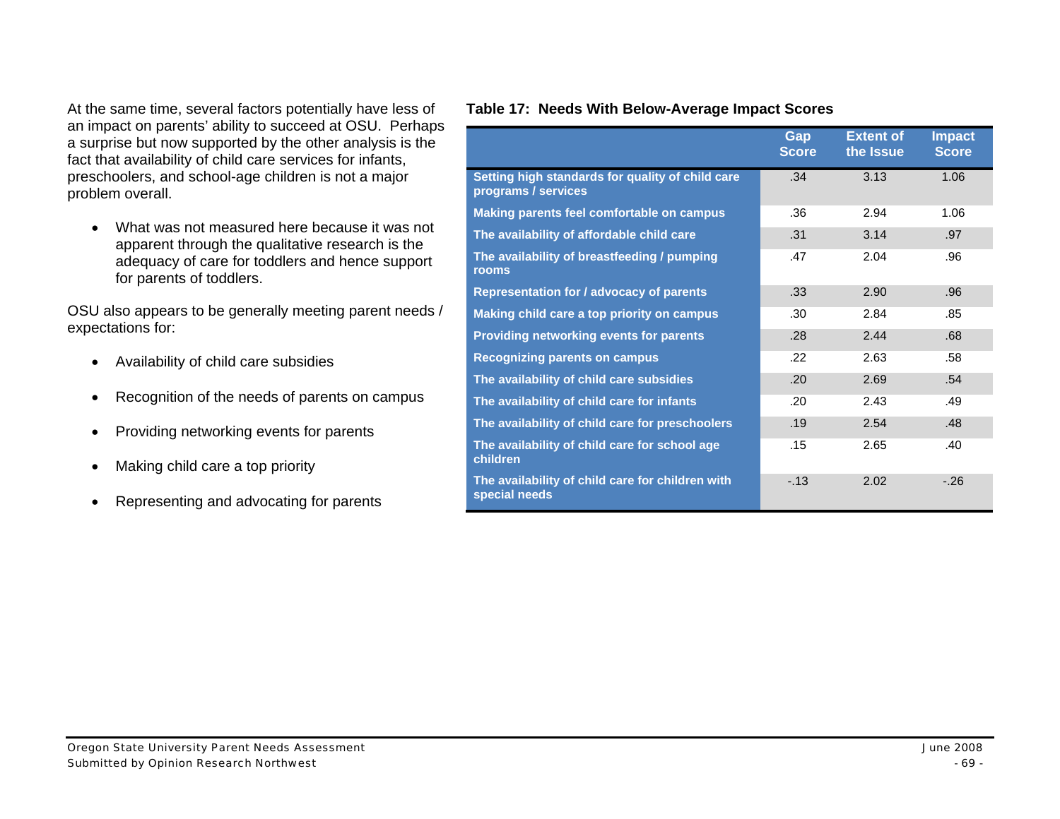At the same time, several factors potentially have less of an impact on parents' ability to succeed at OSU. Perhaps a surprise but now supported by the other analysis is the fact that availability of child care services for infants, preschoolers, and school-age children is not a major problem overall.

- What was not measured here because it was not apparent through the qualitative research is the adequacy of care for toddlers and hence support for parents of toddlers.

OSU also appears to be generally meeting parent needs / expectations for:

- Availability of child care subsidies
- Recognition of the needs of parents on campus
- Providing networking events for parents
- Making child care a top priority
- Representing and advocating for parents

**Table 17: Needs With Below-Average Impact Scores**

| | Gap Score | Extent of the Issue | Impact Score |
|---|---|---|---|
| Setting high standards for quality of child care programs / services | .34 | 3.13 | 1.06 |
| Making parents feel comfortable on campus | .36 | 2.94 | 1.06 |
| The availability of affordable child care | .31 | 3.14 | .97 |
| The availability of breastfeeding / pumping rooms | .47 | 2.04 | .96 |
| Representation for / advocacy of parents | .33 | 2.90 | .96 |
| Making child care a top priority on campus | .30 | 2.84 | .85 |
| Providing networking events for parents | .28 | 2.44 | .68 |
| Recognizing parents on campus | .22 | 2.63 | .58 |
| The availability of child care subsidies | .20 | 2.69 | .54 |
| The availability of child care for infants | .20 | 2.43 | .49 |
| The availability of child care for preschoolers | .19 | 2.54 | .48 |
| The availability of child care for school age children | .15 | 2.65 | .40 |
| The availability of child care for children with special needs | -.13 | 2.02 | -.26 |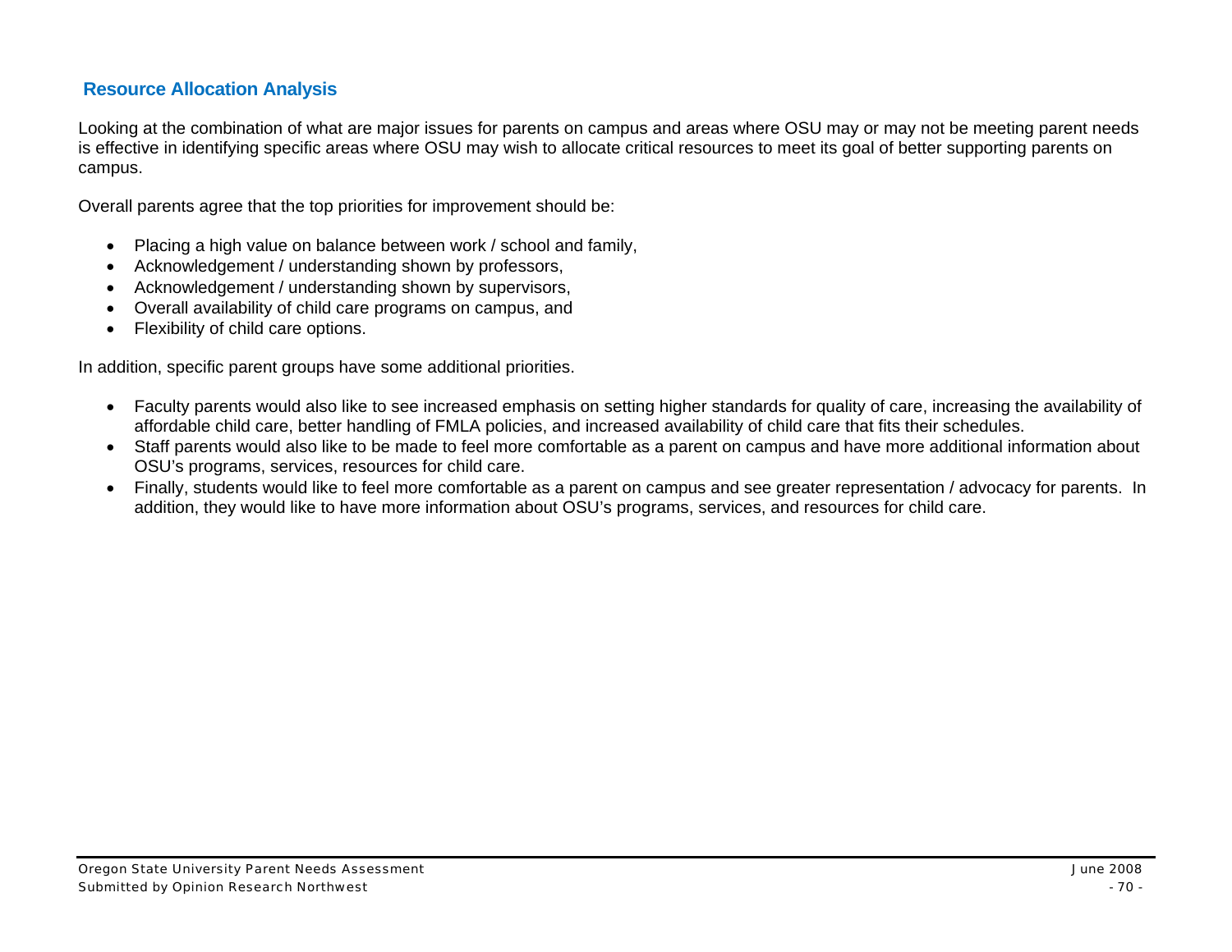## Resource Allocation Analysis

Looking at the combination of what are major issues for parents on campus and areas where OSU may or may not be meeting parent needs is effective in identifying specific areas where OSU may wish to allocate critical resources to meet its goal of better supporting parents on campus.

Overall parents agree that the top priorities for improvement should be:

- Placing a high value on balance between work / school and family,
- Acknowledgement / understanding shown by professors,
- Acknowledgement / understanding shown by supervisors,
- Overall availability of child care programs on campus, and
- Flexibility of child care options.

In addition, specific parent groups have some additional priorities.

- Faculty parents would also like to see increased emphasis on setting higher standards for quality of care, increasing the availability of affordable child care, better handling of FMLA policies, and increased availability of child care that fits their schedules.
- Staff parents would also like to be made to feel more comfortable as a parent on campus and have more additional information about OSU's programs, services, resources for child care.
- Finally, students would like to feel more comfortable as a parent on campus and see greater representation / advocacy for parents. In addition, they would like to have more information about OSU's programs, services, and resources for child care.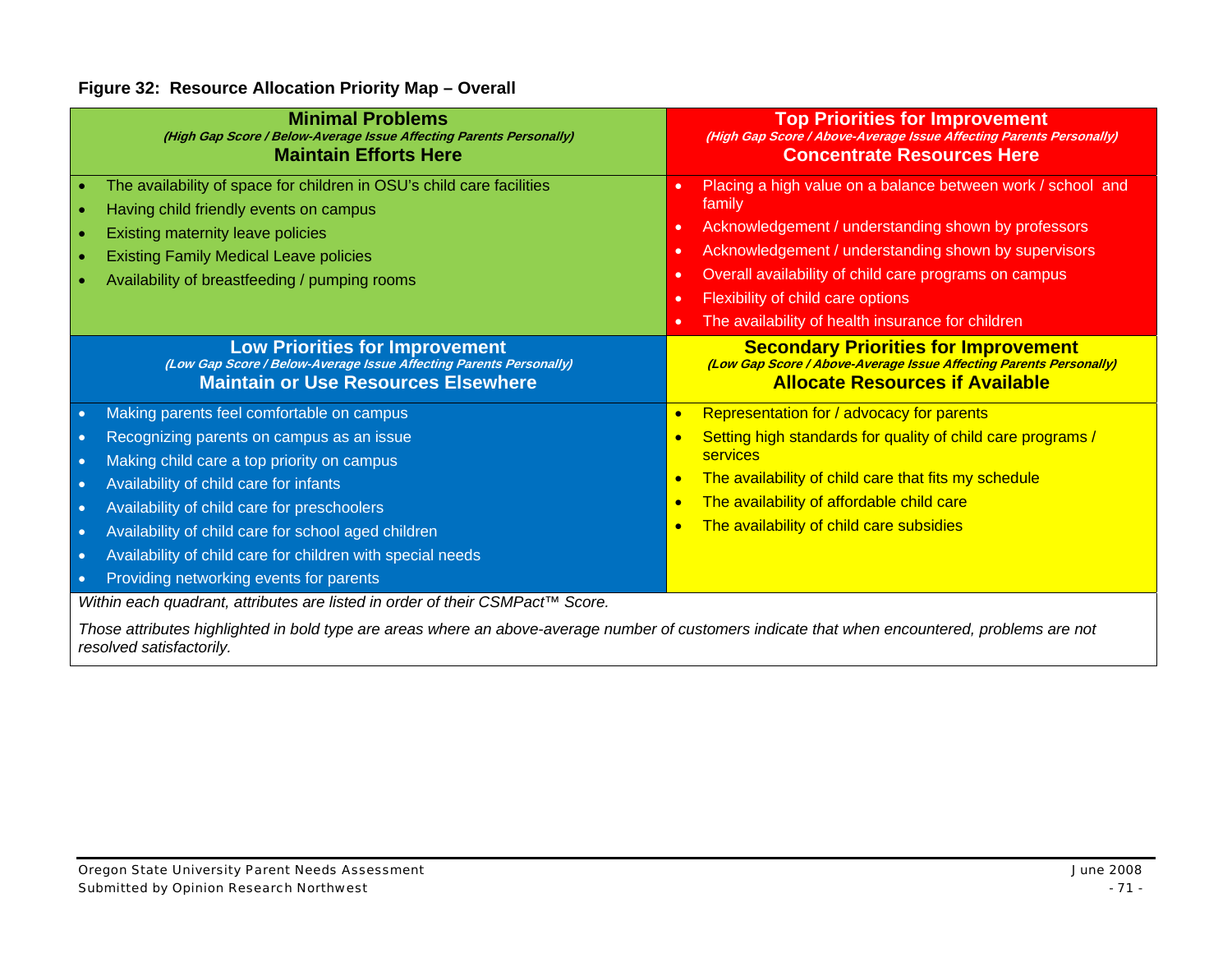**Figure 32: Resource Allocation Priority Map – Overall**

| **Minimal Problems** *(High Gap Score / Below-Average Issue Affecting Parents Personally)* **Maintain Efforts Here** | **Top Priorities for Improvement** *(High Gap Score / Above-Average Issue Affecting Parents Personally)* **Concentrate Resources Here** |
|---|---|
| • The availability of space for children in OSU's child care facilities<br>• Having child friendly events on campus<br>• Existing maternity leave policies<br>• Existing Family Medical Leave policies<br>• Availability of breastfeeding / pumping rooms | • Placing a high value on a balance between work / school and family<br>• Acknowledgement / understanding shown by professors<br>• Acknowledgement / understanding shown by supervisors<br>• Overall availability of child care programs on campus<br>• Flexibility of child care options<br>• The availability of health insurance for children |
| **Low Priorities for Improvement** *(Low Gap Score / Below-Average Issue Affecting Parents Personally)* **Maintain or Use Resources Elsewhere** | **Secondary Priorities for Improvement** *(Low Gap Score / Above-Average Issue Affecting Parents Personally)* **Allocate Resources if Available** |
| • Making parents feel comfortable on campus<br>• Recognizing parents on campus as an issue<br>• Making child care a top priority on campus<br>• Availability of child care for infants<br>• Availability of child care for preschoolers<br>• Availability of child care for school aged children<br>• Availability of child care for children with special needs<br>• Providing networking events for parents | • Representation for / advocacy for parents<br>• Setting high standards for quality of child care programs / services<br>• The availability of child care that fits my schedule<br>• The availability of affordable child care<br>• The availability of child care subsidies |

*Within each quadrant, attributes are listed in order of their CSMPact™ Score.*

*Those attributes highlighted in bold type are areas where an above-average number of customers indicate that when encountered, problems are not resolved satisfactorily.*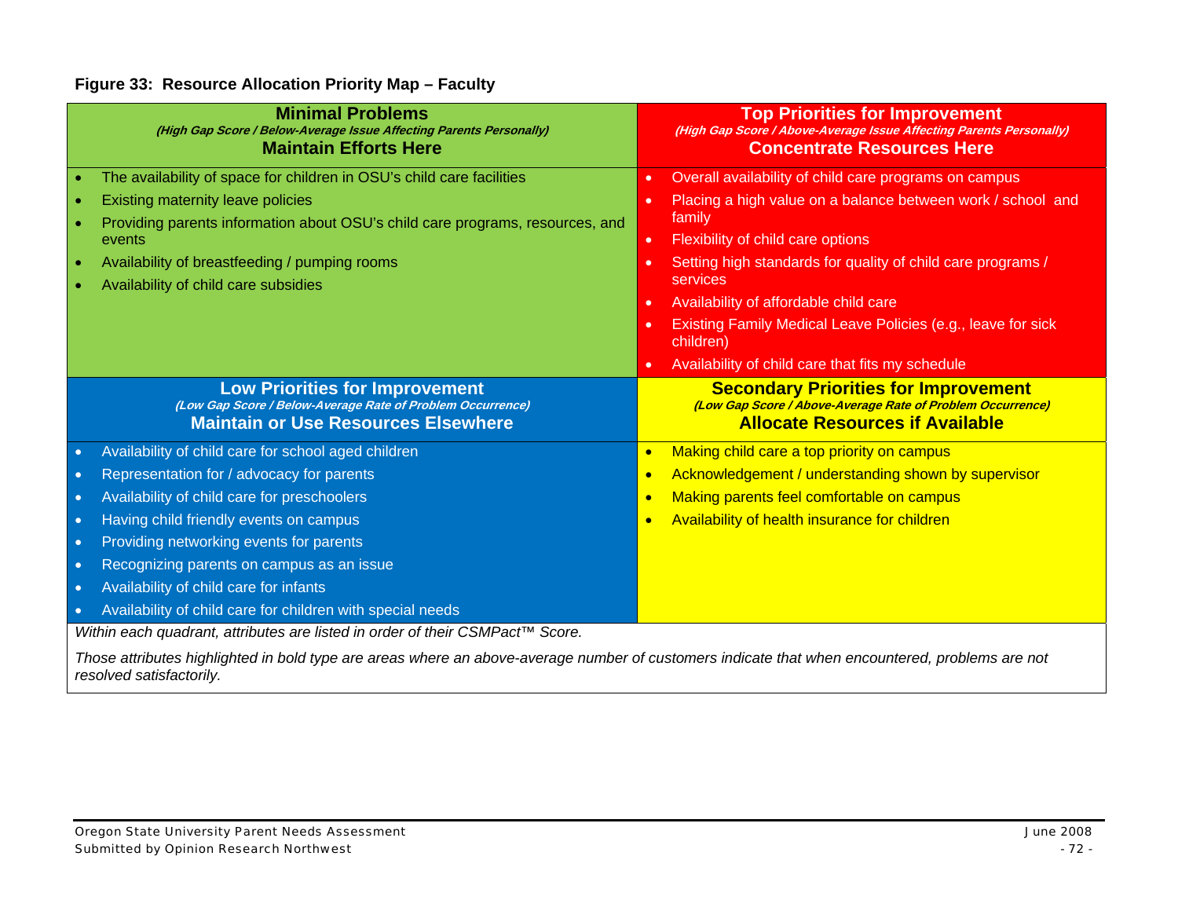**Figure 33: Resource Allocation Priority Map – Faculty**

| **Minimal Problems**<br>*(High Gap Score / Below-Average Issue Affecting Parents Personally)*<br>**Maintain Efforts Here** | **Top Priorities for Improvement**<br>*(High Gap Score / Above-Average Issue Affecting Parents Personally)*<br>**Concentrate Resources Here** |
|---|---|
| • The availability of space for children in OSU's child care facilities<br>• Existing maternity leave policies<br>• Providing parents information about OSU's child care programs, resources, and events<br>• Availability of breastfeeding / pumping rooms<br>• Availability of child care subsidies | • Overall availability of child care programs on campus<br>• Placing a high value on a balance between work / school and family<br>• Flexibility of child care options<br>• Setting high standards for quality of child care programs / services<br>• Availability of affordable child care<br>• Existing Family Medical Leave Policies (e.g., leave for sick children)<br>• Availability of child care that fits my schedule |
| **Low Priorities for Improvement**<br>*(Low Gap Score / Below-Average Rate of Problem Occurrence)*<br>**Maintain or Use Resources Elsewhere** | **Secondary Priorities for Improvement**<br>*(Low Gap Score / Above-Average Rate of Problem Occurrence)*<br>**Allocate Resources if Available** |
| • Availability of child care for school aged children<br>• Representation for / advocacy for parents<br>• Availability of child care for preschoolers<br>• Having child friendly events on campus<br>• Providing networking events for parents<br>• Recognizing parents on campus as an issue<br>• Availability of child care for infants<br>• Availability of child care for children with special needs | • Making child care a top priority on campus<br>• Acknowledgement / understanding shown by supervisor<br>• Making parents feel comfortable on campus<br>• Availability of health insurance for children |

*Within each quadrant, attributes are listed in order of their CSMPact™ Score.*

*Those attributes highlighted in bold type are areas where an above-average number of customers indicate that when encountered, problems are not resolved satisfactorily.*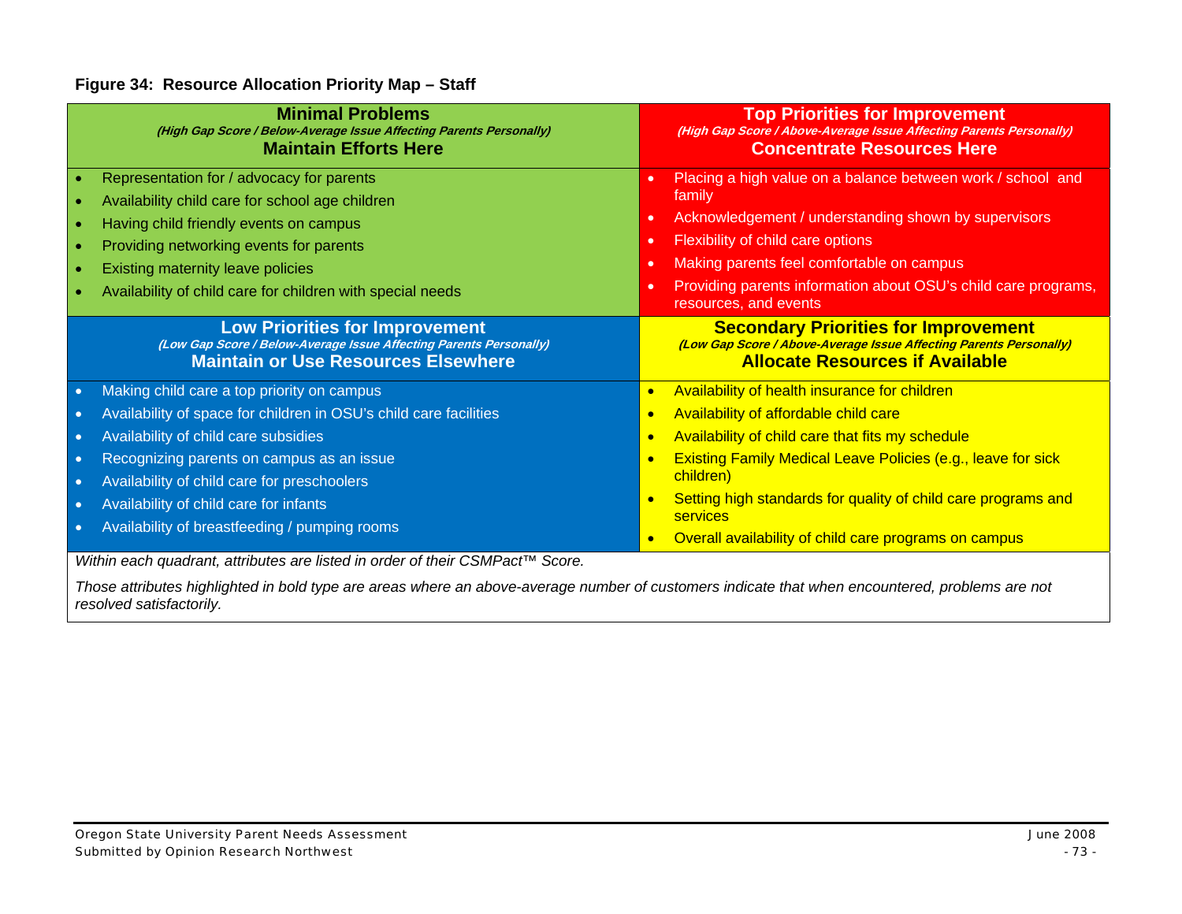**Figure 34: Resource Allocation Priority Map – Staff**

| **Minimal Problems** *(High Gap Score / Below-Average Issue Affecting Parents Personally)* **Maintain Efforts Here** | **Top Priorities for Improvement** *(High Gap Score / Above-Average Issue Affecting Parents Personally)* **Concentrate Resources Here** |
|---|---|
| • Representation for / advocacy for parents<br>• Availability child care for school age children<br>• Having child friendly events on campus<br>• Providing networking events for parents<br>• Existing maternity leave policies<br>• Availability of child care for children with special needs | • Placing a high value on a balance between work / school and family<br>• Acknowledgement / understanding shown by supervisors<br>• Flexibility of child care options<br>• Making parents feel comfortable on campus<br>• Providing parents information about OSU's child care programs, resources, and events |
| **Low Priorities for Improvement** *(Low Gap Score / Below-Average Issue Affecting Parents Personally)* **Maintain or Use Resources Elsewhere** | **Secondary Priorities for Improvement** *(Low Gap Score / Above-Average Issue Affecting Parents Personally)* **Allocate Resources if Available** |
| • Making child care a top priority on campus<br>• Availability of space for children in OSU's child care facilities<br>• Availability of child care subsidies<br>• Recognizing parents on campus as an issue<br>• Availability of child care for preschoolers<br>• Availability of child care for infants<br>• Availability of breastfeeding / pumping rooms | • Availability of health insurance for children<br>• Availability of affordable child care<br>• Availability of child care that fits my schedule<br>• Existing Family Medical Leave Policies (e.g., leave for sick children)<br>• Setting high standards for quality of child care programs and services<br>• Overall availability of child care programs on campus |

*Within each quadrant, attributes are listed in order of their CSMPact™ Score.*

*Those attributes highlighted in bold type are areas where an above-average number of customers indicate that when encountered, problems are not resolved satisfactorily.*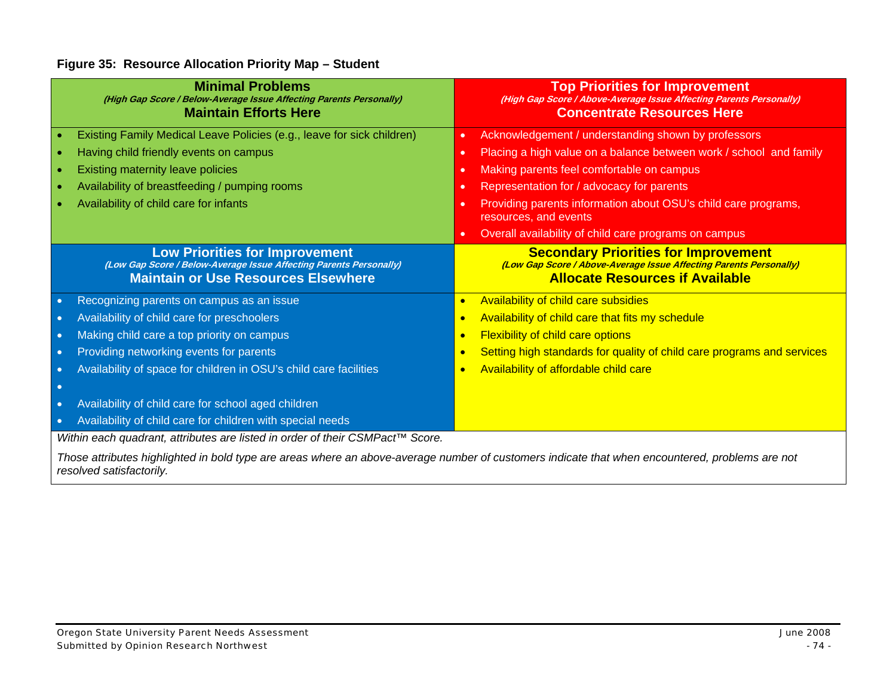**Figure 35: Resource Allocation Priority Map – Student**

| **Minimal Problems** *(High Gap Score / Below-Average Issue Affecting Parents Personally)* **Maintain Efforts Here** | **Top Priorities for Improvement** *(High Gap Score / Above-Average Issue Affecting Parents Personally)* **Concentrate Resources Here** |
|---|---|
| • Existing Family Medical Leave Policies (e.g., leave for sick children)<br>• Having child friendly events on campus<br>• Existing maternity leave policies<br>• Availability of breastfeeding / pumping rooms<br>• Availability of child care for infants | • Acknowledgement / understanding shown by professors<br>• Placing a high value on a balance between work / school and family<br>• Making parents feel comfortable on campus<br>• Representation for / advocacy for parents<br>• Providing parents information about OSU's child care programs, resources, and events<br>• Overall availability of child care programs on campus |
| **Low Priorities for Improvement** *(Low Gap Score / Below-Average Issue Affecting Parents Personally)* **Maintain or Use Resources Elsewhere** | **Secondary Priorities for Improvement** *(Low Gap Score / Above-Average Issue Affecting Parents Personally)* **Allocate Resources if Available** |
| • Recognizing parents on campus as an issue<br>• Availability of child care for preschoolers<br>• Making child care a top priority on campus<br>• Providing networking events for parents<br>• Availability of space for children in OSU's child care facilities<br>•<br>• Availability of child care for school aged children<br>• Availability of child care for children with special needs | • Availability of child care subsidies<br>• Availability of child care that fits my schedule<br>• Flexibility of child care options<br>• Setting high standards for quality of child care programs and services<br>• Availability of affordable child care |

*Within each quadrant, attributes are listed in order of their CSMPact™ Score.*

*Those attributes highlighted in bold type are areas where an above-average number of customers indicate that when encountered, problems are not resolved satisfactorily.*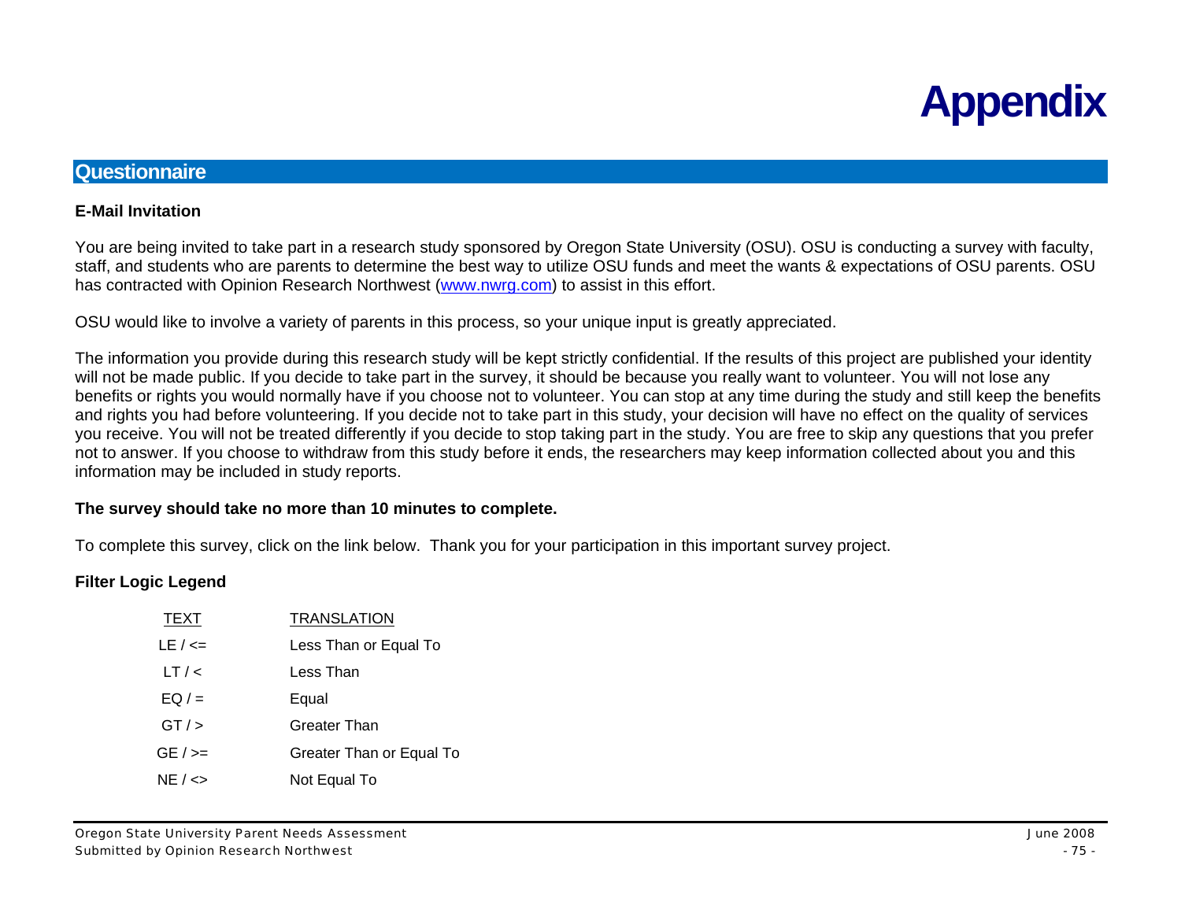# Appendix

## Questionnaire

**E-Mail Invitation**

You are being invited to take part in a research study sponsored by Oregon State University (OSU). OSU is conducting a survey with faculty, staff, and students who are parents to determine the best way to utilize OSU funds and meet the wants & expectations of OSU parents. OSU has contracted with Opinion Research Northwest (www.nwrg.com) to assist in this effort.

OSU would like to involve a variety of parents in this process, so your unique input is greatly appreciated.

The information you provide during this research study will be kept strictly confidential. If the results of this project are published your identity will not be made public. If you decide to take part in the survey, it should be because you really want to volunteer. You will not lose any benefits or rights you would normally have if you choose not to volunteer. You can stop at any time during the study and still keep the benefits and rights you had before volunteering. If you decide not to take part in this study, your decision will have no effect on the quality of services you receive. You will not be treated differently if you decide to stop taking part in the study. You are free to skip any questions that you prefer not to answer. If you choose to withdraw from this study before it ends, the researchers may keep information collected about you and this information may be included in study reports.

**The survey should take no more than 10 minutes to complete.**

To complete this survey, click on the link below. Thank you for your participation in this important survey project.

**Filter Logic Legend**

| TEXT | TRANSLATION |
|---|---|
| LE / <= | Less Than or Equal To |
| LT / < | Less Than |
| EQ / = | Equal |
| GT / > | Greater Than |
| GE / >= | Greater Than or Equal To |
| NE / <> | Not Equal To |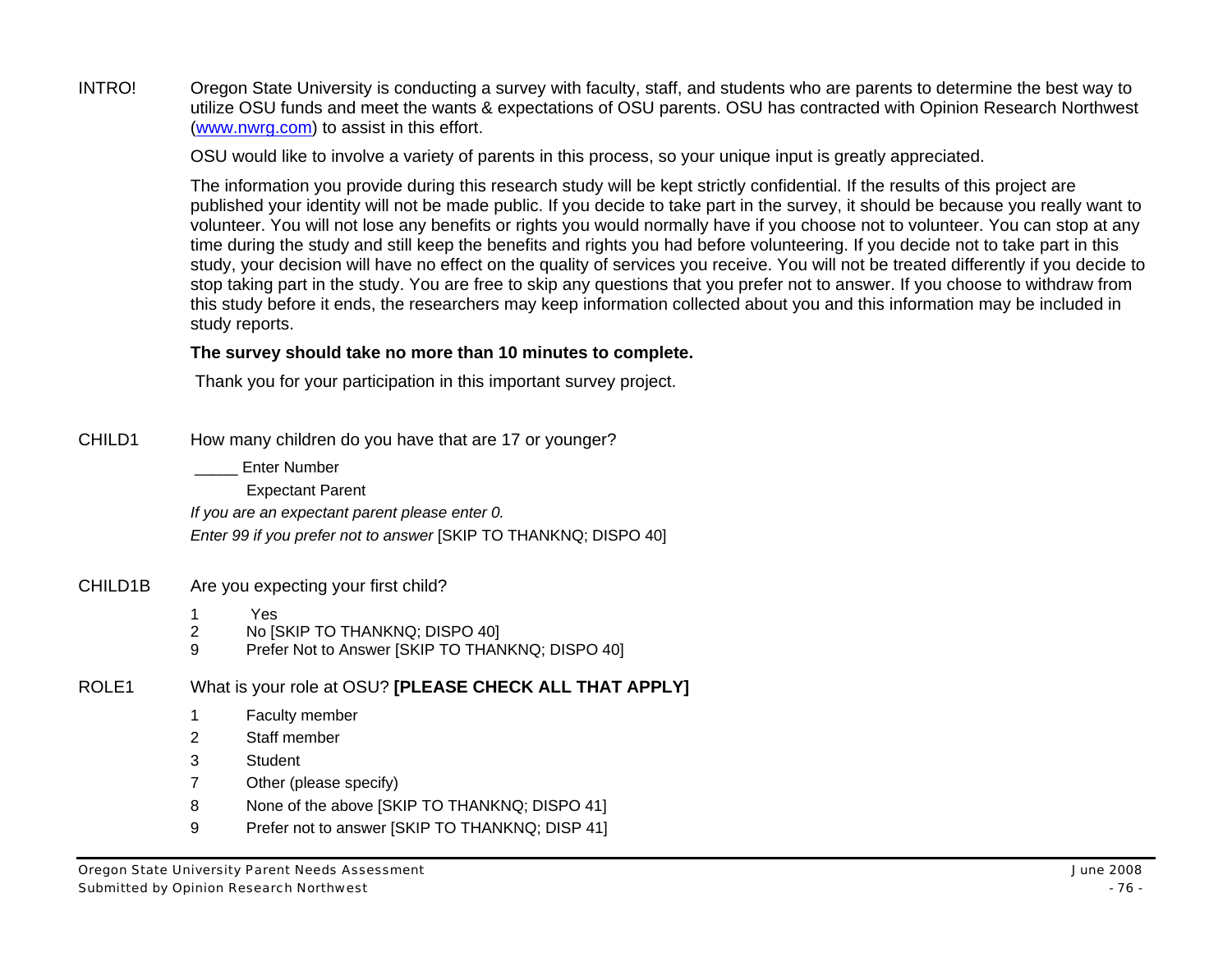INTRO! Oregon State University is conducting a survey with faculty, staff, and students who are parents to determine the best way to utilize OSU funds and meet the wants & expectations of OSU parents. OSU has contracted with Opinion Research Northwest (www.nwrg.com) to assist in this effort.

OSU would like to involve a variety of parents in this process, so your unique input is greatly appreciated.

The information you provide during this research study will be kept strictly confidential. If the results of this project are published your identity will not be made public. If you decide to take part in the survey, it should be because you really want to volunteer. You will not lose any benefits or rights you would normally have if you choose not to volunteer. You can stop at any time during the study and still keep the benefits and rights you had before volunteering. If you decide not to take part in this study, your decision will have no effect on the quality of services you receive. You will not be treated differently if you decide to stop taking part in the study. You are free to skip any questions that you prefer not to answer. If you choose to withdraw from this study before it ends, the researchers may keep information collected about you and this information may be included in study reports.

**The survey should take no more than 10 minutes to complete.**

Thank you for your participation in this important survey project.

CHILD1 How many children do you have that are 17 or younger?

_____ Enter Number

Expectant Parent

*If you are an expectant parent please enter 0.*

*Enter 99 if you prefer not to answer* [SKIP TO THANKNQ; DISPO 40]

CHILD1B Are you expecting your first child?

1 Yes
2 No [SKIP TO THANKNQ; DISPO 40]
9 Prefer Not to Answer [SKIP TO THANKNQ; DISPO 40]

ROLE1 What is your role at OSU? **[PLEASE CHECK ALL THAT APPLY]**

1 Faculty member
2 Staff member
3 Student
7 Other (please specify)
8 None of the above [SKIP TO THANKNQ; DISPO 41]
9 Prefer not to answer [SKIP TO THANKNQ; DISP 41]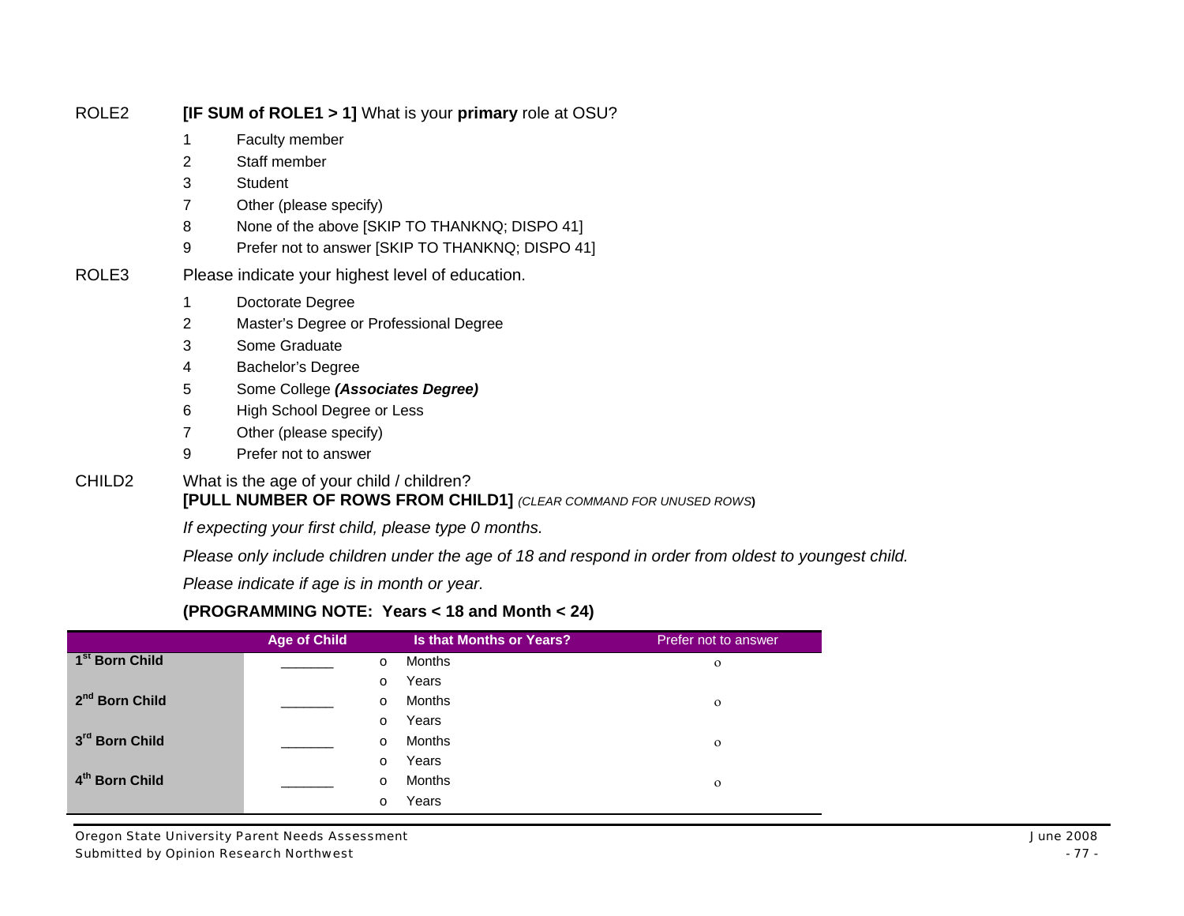ROLE2 **[IF SUM of ROLE1 > 1]** What is your **primary** role at OSU?

1 Faculty member
2 Staff member
3 Student
7 Other (please specify)
8 None of the above [SKIP TO THANKNQ; DISPO 41]
9 Prefer not to answer [SKIP TO THANKNQ; DISPO 41]

ROLE3 Please indicate your highest level of education.

1 Doctorate Degree
2 Master's Degree or Professional Degree
3 Some Graduate
4 Bachelor's Degree
5 Some College ***(Associates Degree)***
6 High School Degree or Less
7 Other (please specify)
9 Prefer not to answer

CHILD2 What is the age of your child / children?
**[PULL NUMBER OF ROWS FROM CHILD1]** *(CLEAR COMMAND FOR UNUSED ROWS)*

*If expecting your first child, please type 0 months.*

*Please only include children under the age of 18 and respond in order from oldest to youngest child.*

*Please indicate if age is in month or year.*

**(PROGRAMMING NOTE: Years < 18 and Month < 24)**

| | Age of Child | Is that Months or Years? | Prefer not to answer |
|---|---|---|---|
| **1st Born Child** | _______ | o Months<br>o Years | o |
| **2nd Born Child** | _______ | o Months<br>o Years | o |
| **3rd Born Child** | _______ | o Months<br>o Years | o |
| **4th Born Child** | _______ | o Months<br>o Years | o |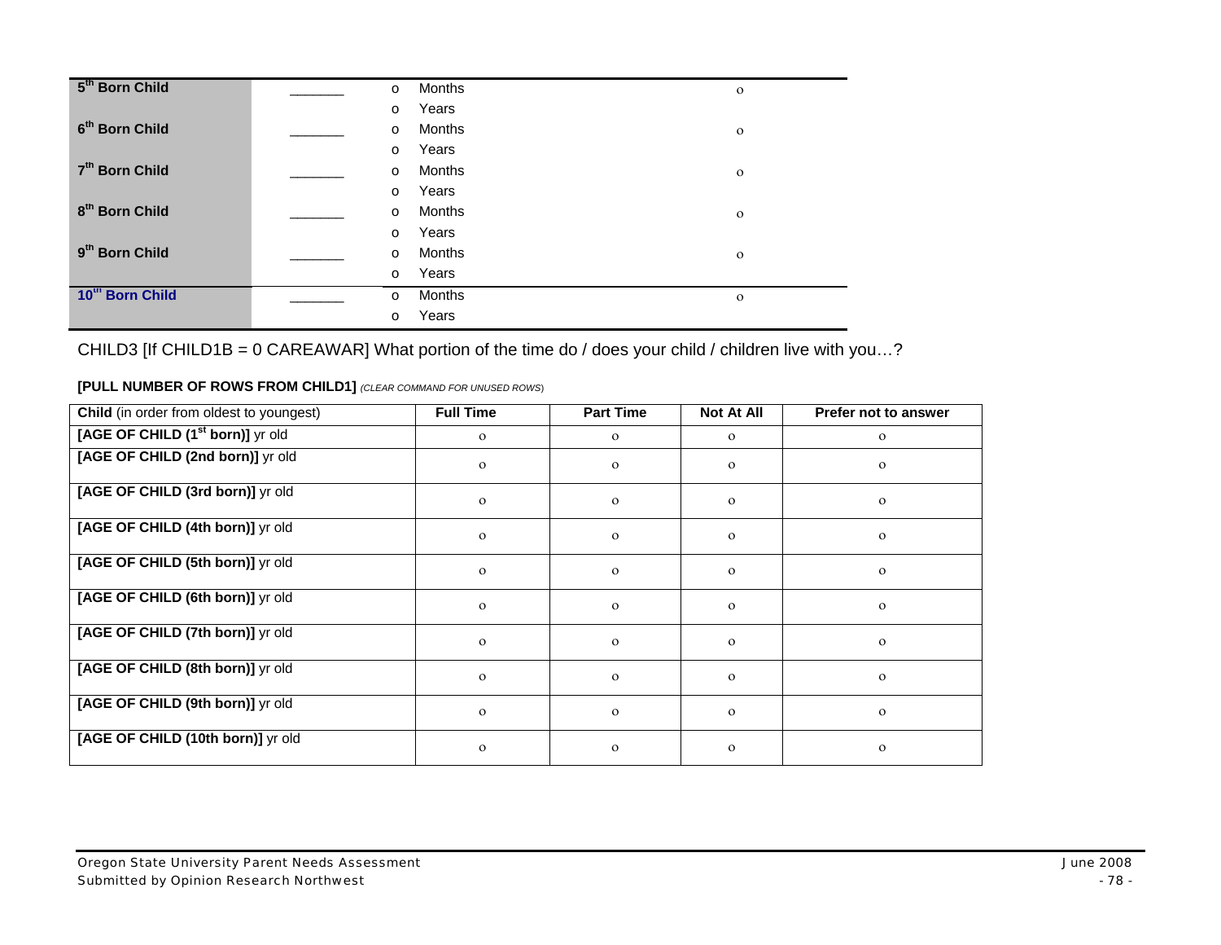| | | | |
|---|---|---|---|
| **5th Born Child** | _______ | o Months<br>o Years | o |
| **6th Born Child** | _______ | o Months<br>o Years | o |
| **7th Born Child** | _______ | o Months<br>o Years | o |
| **8th Born Child** | _______ | o Months<br>o Years | o |
| **9th Born Child** | _______ | o Months<br>o Years | o |
| **10th Born Child** | _______ | o Months<br>o Years | o |

CHILD3 [If CHILD1B = 0 CAREAWAR] What portion of the time do / does your child / children live with you…?

**[PULL NUMBER OF ROWS FROM CHILD1]** *(CLEAR COMMAND FOR UNUSED ROWS)*

| **Child** (in order from oldest to youngest) | **Full Time** | **Part Time** | **Not At All** | **Prefer not to answer** |
|---|---|---|---|---|
| **[AGE OF CHILD (1st born)]** yr old | o | o | o | o |
| **[AGE OF CHILD (2nd born)]** yr old | o | o | o | o |
| **[AGE OF CHILD (3rd born)]** yr old | o | o | o | o |
| **[AGE OF CHILD (4th born)]** yr old | o | o | o | o |
| **[AGE OF CHILD (5th born)]** yr old | o | o | o | o |
| **[AGE OF CHILD (6th born)]** yr old | o | o | o | o |
| **[AGE OF CHILD (7th born)]** yr old | o | o | o | o |
| **[AGE OF CHILD (8th born)]** yr old | o | o | o | o |
| **[AGE OF CHILD (9th born)]** yr old | o | o | o | o |
| **[AGE OF CHILD (10th born)]** yr old | o | o | o | o |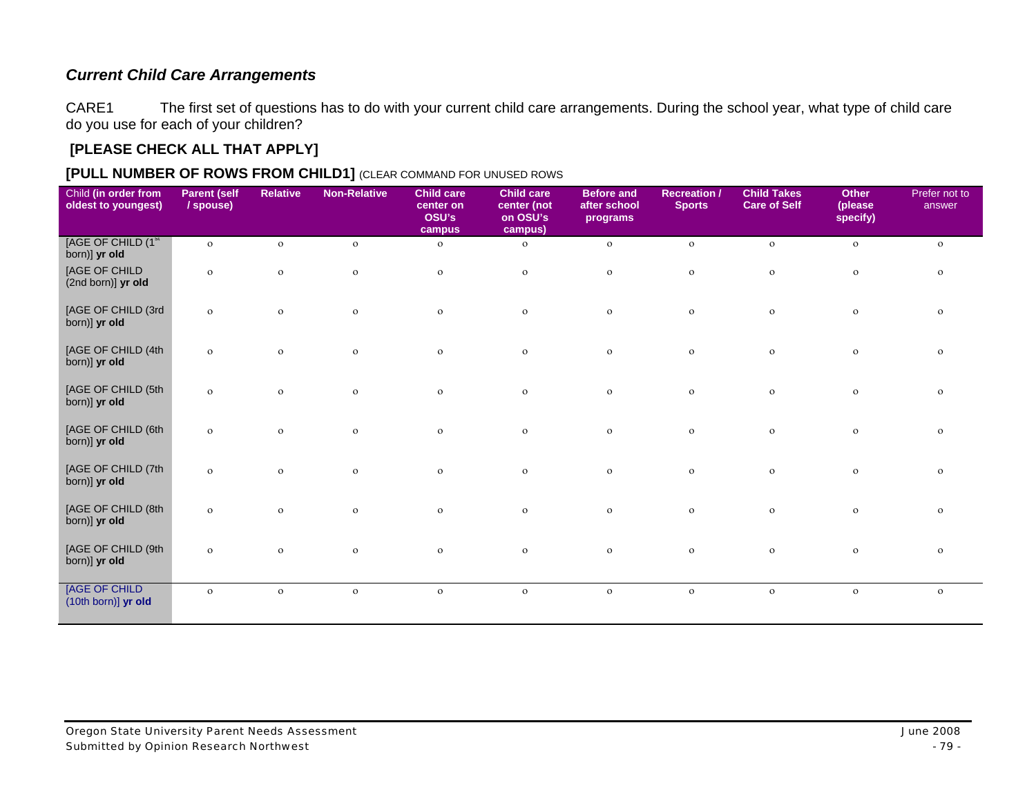### *Current Child Care Arrangements*

CARE1 The first set of questions has to do with your current child care arrangements. During the school year, what type of child care do you use for each of your children?

**[PLEASE CHECK ALL THAT APPLY]**

**[PULL NUMBER OF ROWS FROM CHILD1]** (CLEAR COMMAND FOR UNUSED ROWS

| Child **(in order from oldest to youngest)** | **Parent (self / spouse)** | **Relative** | **Non-Relative** | **Child care center on OSU's campus** | **Child care center (not on OSU's campus)** | **Before and after school programs** | **Recreation / Sports** | **Child Takes Care of Self** | **Other (please specify)** | Prefer not to answer |
|---|---|---|---|---|---|---|---|---|---|---|
| [AGE OF CHILD (1st born)] **yr old** | o | o | o | o | o | o | o | o | o | o |
| [AGE OF CHILD (2nd born)] **yr old** | o | o | o | o | o | o | o | o | o | o |
| [AGE OF CHILD (3rd born)] **yr old** | o | o | o | o | o | o | o | o | o | o |
| [AGE OF CHILD (4th born)] **yr old** | o | o | o | o | o | o | o | o | o | o |
| [AGE OF CHILD (5th born)] **yr old** | o | o | o | o | o | o | o | o | o | o |
| [AGE OF CHILD (6th born)] **yr old** | o | o | o | o | o | o | o | o | o | o |
| [AGE OF CHILD (7th born)] **yr old** | o | o | o | o | o | o | o | o | o | o |
| [AGE OF CHILD (8th born)] **yr old** | o | o | o | o | o | o | o | o | o | o |
| [AGE OF CHILD (9th born)] **yr old** | o | o | o | o | o | o | o | o | o | o |
| [AGE OF CHILD (10th born)] **yr old** | o | o | o | o | o | o | o | o | o | o |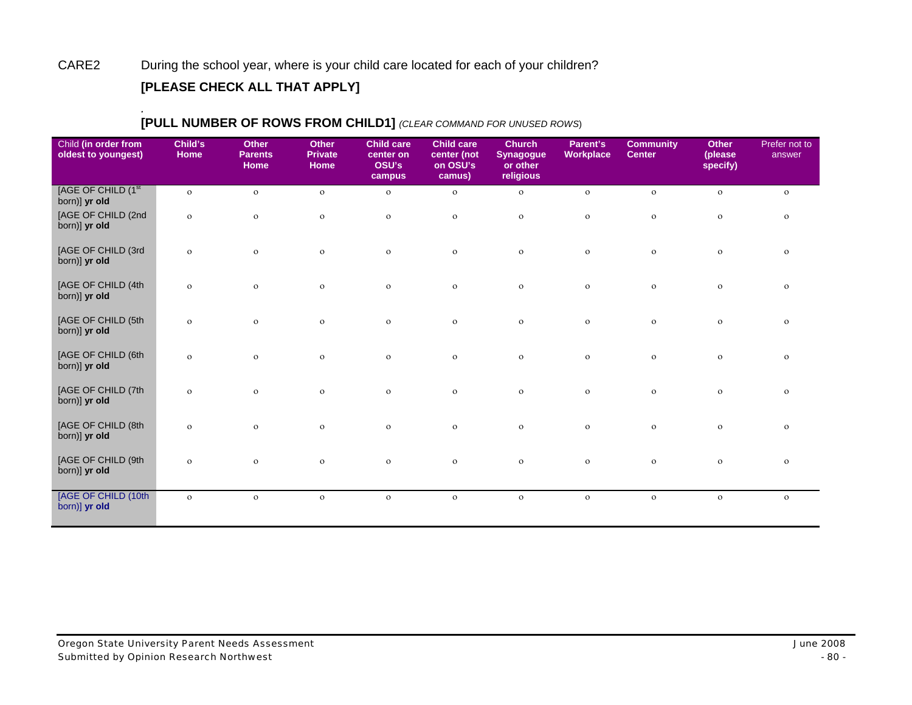CARE2 During the school year, where is your child care located for each of your children?

**[PLEASE CHECK ALL THAT APPLY]**

.

**[PULL NUMBER OF ROWS FROM CHILD1]** *(CLEAR COMMAND FOR UNUSED ROWS*)

| Child **(in order from oldest to youngest)** | **Child's Home** | **Other Parents Home** | **Other Private Home** | **Child care center on OSU's campus** | **Child care center (not on OSU's camus)** | **Church Synagogue or other religious** | **Parent's Workplace** | **Community Center** | **Other (please specify)** | Prefer not to answer |
|---|---|---|---|---|---|---|---|---|---|---|
| [AGE OF CHILD (1st born)] **yr old** | o | o | o | o | o | o | o | o | o | o |
| [AGE OF CHILD (2nd born)] **yr old** | o | o | o | o | o | o | o | o | o | o |
| [AGE OF CHILD (3rd born)] **yr old** | o | o | o | o | o | o | o | o | o | o |
| [AGE OF CHILD (4th born)] **yr old** | o | o | o | o | o | o | o | o | o | o |
| [AGE OF CHILD (5th born)] **yr old** | o | o | o | o | o | o | o | o | o | o |
| [AGE OF CHILD (6th born)] **yr old** | o | o | o | o | o | o | o | o | o | o |
| [AGE OF CHILD (7th born)] **yr old** | o | o | o | o | o | o | o | o | o | o |
| [AGE OF CHILD (8th born)] **yr old** | o | o | o | o | o | o | o | o | o | o |
| [AGE OF CHILD (9th born)] **yr old** | o | o | o | o | o | o | o | o | o | o |
| [AGE OF CHILD (10th born)] **yr old** | o | o | o | o | o | o | o | o | o | o |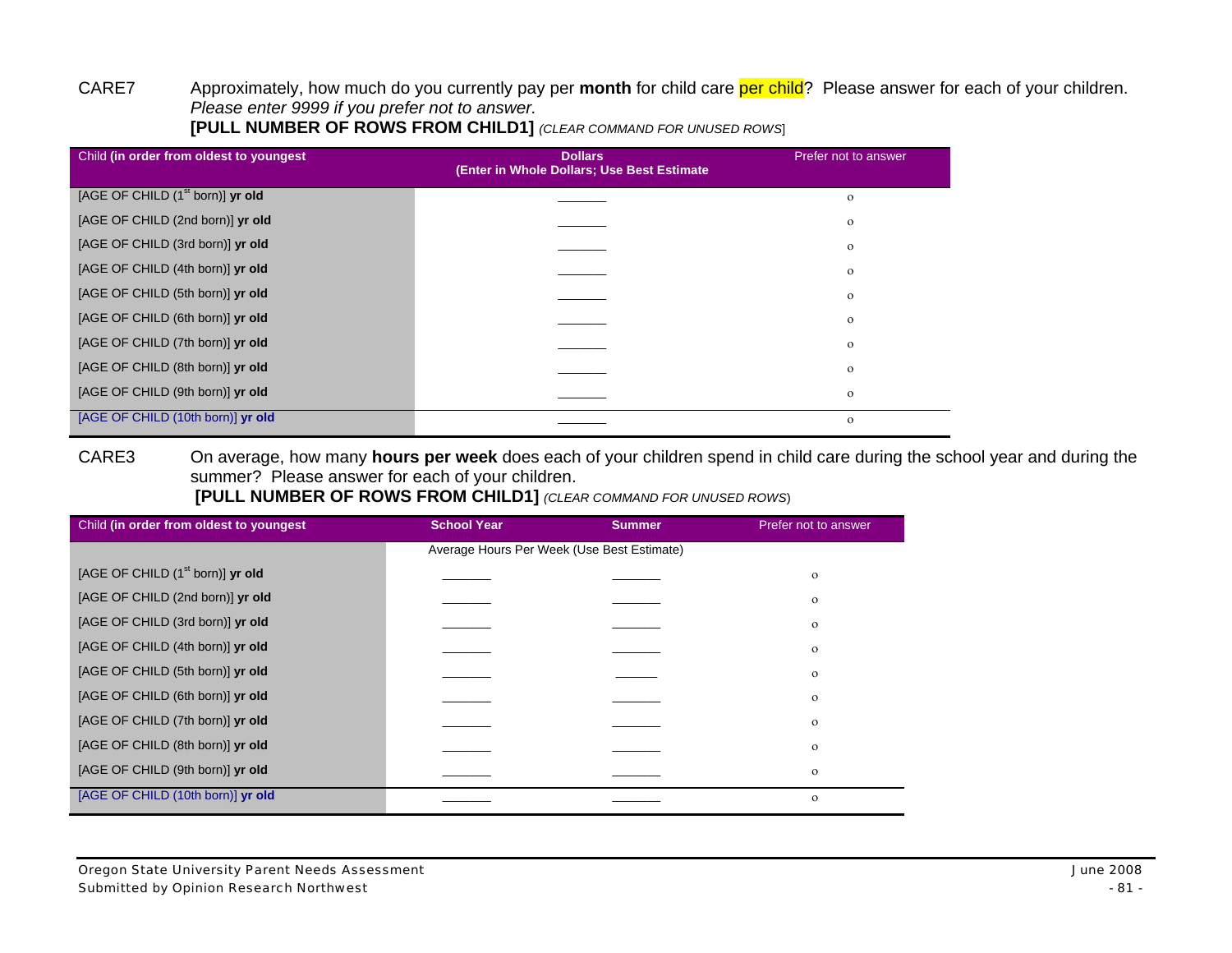CARE7 Approximately, how much do you currently pay per **month** for child care per child? Please answer for each of your children. *Please enter 9999 if you prefer not to answer.*
**[PULL NUMBER OF ROWS FROM CHILD1]** *(CLEAR COMMAND FOR UNUSED ROWS*)

| Child **(in order from oldest to youngest** | **Dollars (Enter in Whole Dollars; Use Best Estimate** | Prefer not to answer |
|---|---|---|
| [AGE OF CHILD (1st born)] **yr old** | _______ | o |
| [AGE OF CHILD (2nd born)] **yr old** | _______ | o |
| [AGE OF CHILD (3rd born)] **yr old** | _______ | o |
| [AGE OF CHILD (4th born)] **yr old** | _______ | o |
| [AGE OF CHILD (5th born)] **yr old** | _______ | o |
| [AGE OF CHILD (6th born)] **yr old** | _______ | o |
| [AGE OF CHILD (7th born)] **yr old** | _______ | o |
| [AGE OF CHILD (8th born)] **yr old** | _______ | o |
| [AGE OF CHILD (9th born)] **yr old** | _______ | o |
| [AGE OF CHILD (10th born)] **yr old** | _______ | o |

CARE3 On average, how many **hours per week** does each of your children spend in child care during the school year and during the summer? Please answer for each of your children.
**[PULL NUMBER OF ROWS FROM CHILD1]** *(CLEAR COMMAND FOR UNUSED ROWS*)

| Child **(in order from oldest to youngest** | **School Year** | **Summer** | Prefer not to answer |
|---|---|---|---|
| | Average Hours Per Week (Use Best Estimate) | | |
| [AGE OF CHILD (1st born)] **yr old** | _______ | _______ | o |
| [AGE OF CHILD (2nd born)] **yr old** | _______ | _______ | o |
| [AGE OF CHILD (3rd born)] **yr old** | _______ | _______ | o |
| [AGE OF CHILD (4th born)] **yr old** | _______ | _______ | o |
| [AGE OF CHILD (5th born)] **yr old** | _______ | _______ | o |
| [AGE OF CHILD (6th born)] **yr old** | _______ | _______ | o |
| [AGE OF CHILD (7th born)] **yr old** | _______ | _______ | o |
| [AGE OF CHILD (8th born)] **yr old** | _______ | _______ | o |
| [AGE OF CHILD (9th born)] **yr old** | _______ | _______ | o |
| [AGE OF CHILD (10th born)] **yr old** | _______ | _______ | o |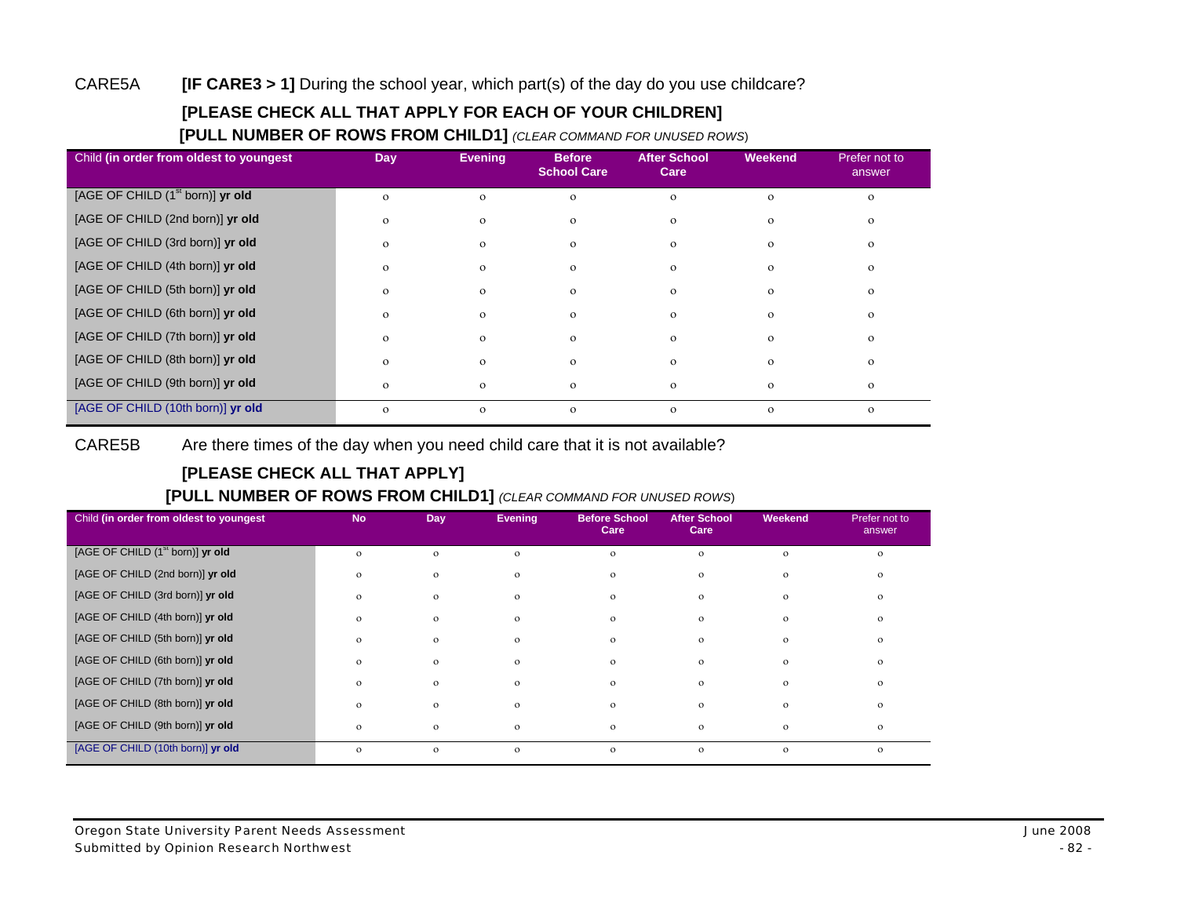CARE5A **[IF CARE3 > 1]** During the school year, which part(s) of the day do you use childcare?

**[PLEASE CHECK ALL THAT APPLY FOR EACH OF YOUR CHILDREN]**

**[PULL NUMBER OF ROWS FROM CHILD1]** *(CLEAR COMMAND FOR UNUSED ROWS)*

| Child **(in order from oldest to youngest** | Day | Evening | Before School Care | After School Care | Weekend | Prefer not to answer |
|---|---|---|---|---|---|---|
| [AGE OF CHILD (1st born)] **yr old** | o | o | o | o | o | o |
| [AGE OF CHILD (2nd born)] **yr old** | o | o | o | o | o | o |
| [AGE OF CHILD (3rd born)] **yr old** | o | o | o | o | o | o |
| [AGE OF CHILD (4th born)] **yr old** | o | o | o | o | o | o |
| [AGE OF CHILD (5th born)] **yr old** | o | o | o | o | o | o |
| [AGE OF CHILD (6th born)] **yr old** | o | o | o | o | o | o |
| [AGE OF CHILD (7th born)] **yr old** | o | o | o | o | o | o |
| [AGE OF CHILD (8th born)] **yr old** | o | o | o | o | o | o |
| [AGE OF CHILD (9th born)] **yr old** | o | o | o | o | o | o |
| [AGE OF CHILD (10th born)] **yr old** | o | o | o | o | o | o |

CARE5B Are there times of the day when you need child care that it is not available?

**[PLEASE CHECK ALL THAT APPLY]**

**[PULL NUMBER OF ROWS FROM CHILD1]** *(CLEAR COMMAND FOR UNUSED ROWS)*

| Child **(in order from oldest to youngest** | No | Day | Evening | Before School Care | After School Care | Weekend | Prefer not to answer |
|---|---|---|---|---|---|---|---|
| [AGE OF CHILD (1st born)] **yr old** | o | o | o | o | o | o | o |
| [AGE OF CHILD (2nd born)] **yr old** | o | o | o | o | o | o | o |
| [AGE OF CHILD (3rd born)] **yr old** | o | o | o | o | o | o | o |
| [AGE OF CHILD (4th born)] **yr old** | o | o | o | o | o | o | o |
| [AGE OF CHILD (5th born)] **yr old** | o | o | o | o | o | o | o |
| [AGE OF CHILD (6th born)] **yr old** | o | o | o | o | o | o | o |
| [AGE OF CHILD (7th born)] **yr old** | o | o | o | o | o | o | o |
| [AGE OF CHILD (8th born)] **yr old** | o | o | o | o | o | o | o |
| [AGE OF CHILD (9th born)] **yr old** | o | o | o | o | o | o | o |
| [AGE OF CHILD (10th born)] **yr old** | o | o | o | o | o | o | o |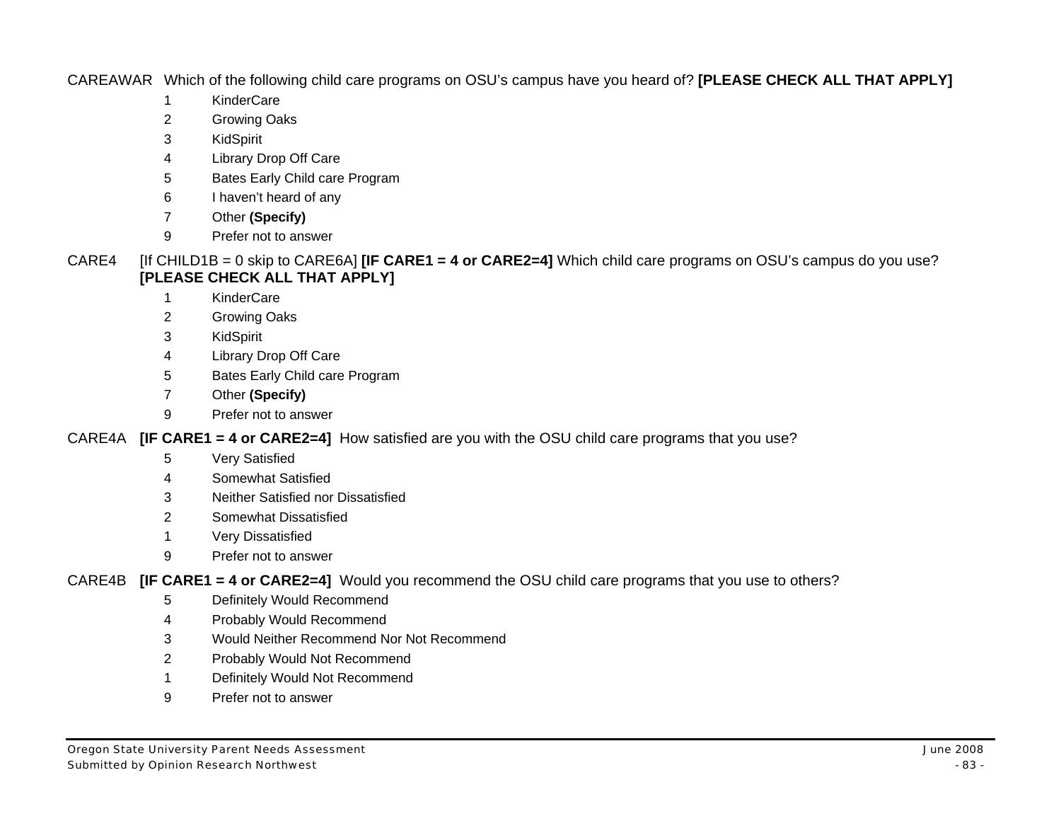CAREAWAR Which of the following child care programs on OSU's campus have you heard of? **[PLEASE CHECK ALL THAT APPLY]**

1 KinderCare
2 Growing Oaks
3 KidSpirit
4 Library Drop Off Care
5 Bates Early Child care Program
6 I haven't heard of any
7 Other **(Specify)**
9 Prefer not to answer

CARE4 [If CHILD1B = 0 skip to CARE6A] **[IF CARE1 = 4 or CARE2=4]** Which child care programs on OSU's campus do you use? **[PLEASE CHECK ALL THAT APPLY]**

1 KinderCare
2 Growing Oaks
3 KidSpirit
4 Library Drop Off Care
5 Bates Early Child care Program
7 Other **(Specify)**
9 Prefer not to answer

CARE4A **[IF CARE1 = 4 or CARE2=4]** How satisfied are you with the OSU child care programs that you use?

5 Very Satisfied
4 Somewhat Satisfied
3 Neither Satisfied nor Dissatisfied
2 Somewhat Dissatisfied
1 Very Dissatisfied
9 Prefer not to answer

CARE4B **[IF CARE1 = 4 or CARE2=4]** Would you recommend the OSU child care programs that you use to others?

5 Definitely Would Recommend
4 Probably Would Recommend
3 Would Neither Recommend Nor Not Recommend
2 Probably Would Not Recommend
1 Definitely Would Not Recommend
9 Prefer not to answer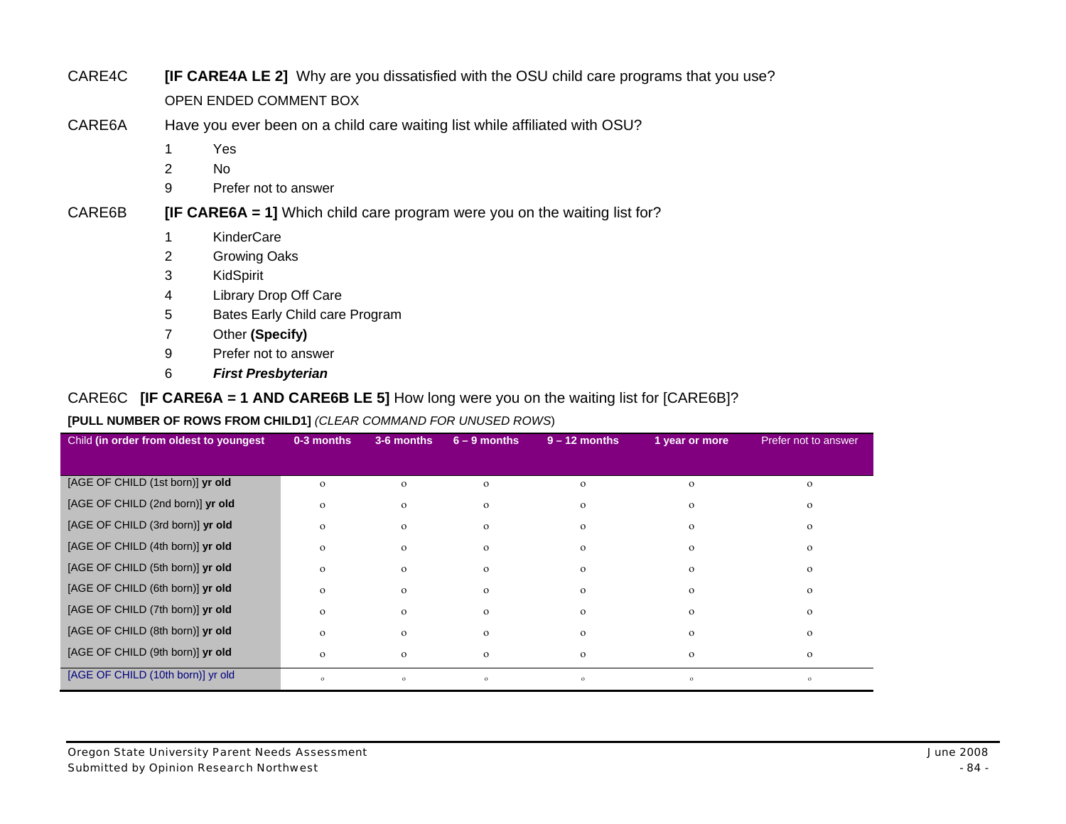CARE4C **[IF CARE4A LE 2]** Why are you dissatisfied with the OSU child care programs that you use?

OPEN ENDED COMMENT BOX

CARE6A Have you ever been on a child care waiting list while affiliated with OSU?

1 Yes
2 No
9 Prefer not to answer

CARE6B **[IF CARE6A = 1]** Which child care program were you on the waiting list for?

1 KinderCare
2 Growing Oaks
3 KidSpirit
4 Library Drop Off Care
5 Bates Early Child care Program
7 Other **(Specify)**
9 Prefer not to answer
6 ***First Presbyterian***

CARE6C **[IF CARE6A = 1 AND CARE6B LE 5]** How long were you on the waiting list for [CARE6B]?

**[PULL NUMBER OF ROWS FROM CHILD1]** *(CLEAR COMMAND FOR UNUSED ROWS)*

| Child **(in order from oldest to youngest** | **0-3 months** | **3-6 months** | **6 – 9 months** | **9 – 12 months** | **1 year or more** | Prefer not to answer |
|---|---|---|---|---|---|---|
| [AGE OF CHILD (1st born)] **yr old** | o | o | o | o | o | o |
| [AGE OF CHILD (2nd born)] **yr old** | o | o | o | o | o | o |
| [AGE OF CHILD (3rd born)] **yr old** | o | o | o | o | o | o |
| [AGE OF CHILD (4th born)] **yr old** | o | o | o | o | o | o |
| [AGE OF CHILD (5th born)] **yr old** | o | o | o | o | o | o |
| [AGE OF CHILD (6th born)] **yr old** | o | o | o | o | o | o |
| [AGE OF CHILD (7th born)] **yr old** | o | o | o | o | o | o |
| [AGE OF CHILD (8th born)] **yr old** | o | o | o | o | o | o |
| [AGE OF CHILD (9th born)] **yr old** | o | o | o | o | o | o |
| [AGE OF CHILD (10th born)] yr old | o | o | o | o | o | o |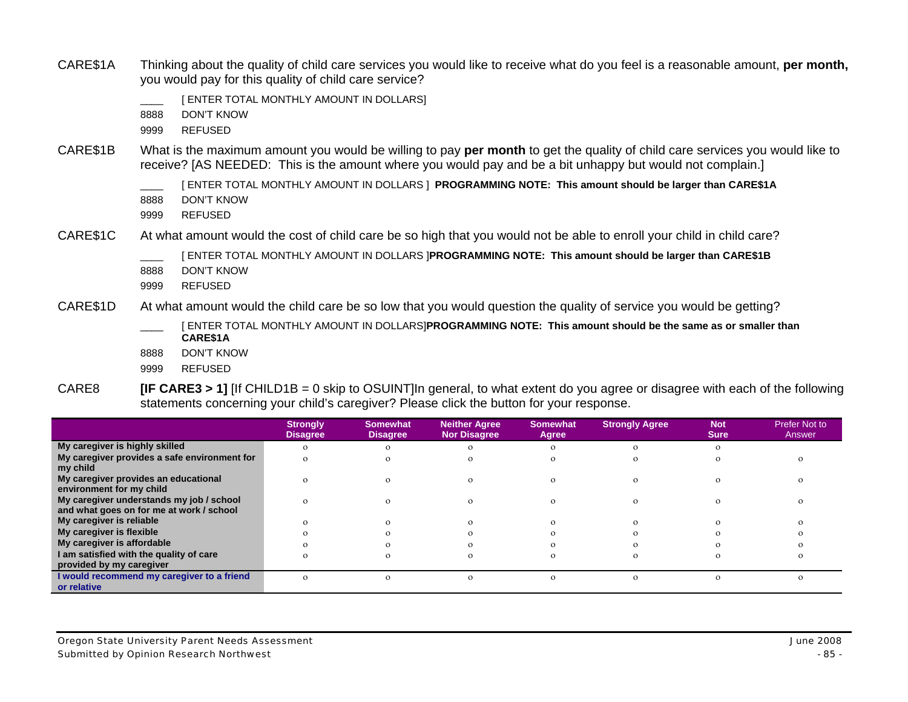CARE$1A Thinking about the quality of child care services you would like to receive what do you feel is a reasonable amount, **per month,** you would pay for this quality of child care service?

____ [ ENTER TOTAL MONTHLY AMOUNT IN DOLLARS]
8888 DON'T KNOW
9999 REFUSED

CARE$1B What is the maximum amount you would be willing to pay **per month** to get the quality of child care services you would like to receive? [AS NEEDED: This is the amount where you would pay and be a bit unhappy but would not complain.]

____ [ ENTER TOTAL MONTHLY AMOUNT IN DOLLARS ] **PROGRAMMING NOTE: This amount should be larger than CARE$1A**
8888 DON'T KNOW
9999 REFUSED

CARE$1C At what amount would the cost of child care be so high that you would not be able to enroll your child in child care?

____ [ ENTER TOTAL MONTHLY AMOUNT IN DOLLARS ]**PROGRAMMING NOTE: This amount should be larger than CARE$1B**
8888 DON'T KNOW
9999 REFUSED

CARE$1D At what amount would the child care be so low that you would question the quality of service you would be getting?

____ [ ENTER TOTAL MONTHLY AMOUNT IN DOLLARS]**PROGRAMMING NOTE: This amount should be the same as or smaller than CARE$1A**
8888 DON'T KNOW
9999 REFUSED

CARE8 **[IF CARE3 > 1]** [If CHILD1B = 0 skip to OSUINT]In general, to what extent do you agree or disagree with each of the following statements concerning your child's caregiver? Please click the button for your response.

| | Strongly Disagree | Somewhat Disagree | Neither Agree Nor Disagree | Somewhat Agree | Strongly Agree | Not Sure | Prefer Not to Answer |
|---|---|---|---|---|---|---|---|
| My caregiver is highly skilled | o | o | o | o | o | o | |
| My caregiver provides a safe environment for my child | o | o | o | o | o | o | o |
| My caregiver provides an educational environment for my child | o | o | o | o | o | o | o |
| My caregiver understands my job / school and what goes on for me at work / school | o | o | o | o | o | o | o |
| My caregiver is reliable | o | o | o | o | o | o | o |
| My caregiver is flexible | o | o | o | o | o | o | o |
| My caregiver is affordable | o | o | o | o | o | o | o |
| I am satisfied with the quality of care provided by my caregiver | o | o | o | o | o | o | o |
| I would recommend my caregiver to a friend or relative | o | o | o | o | o | o | o |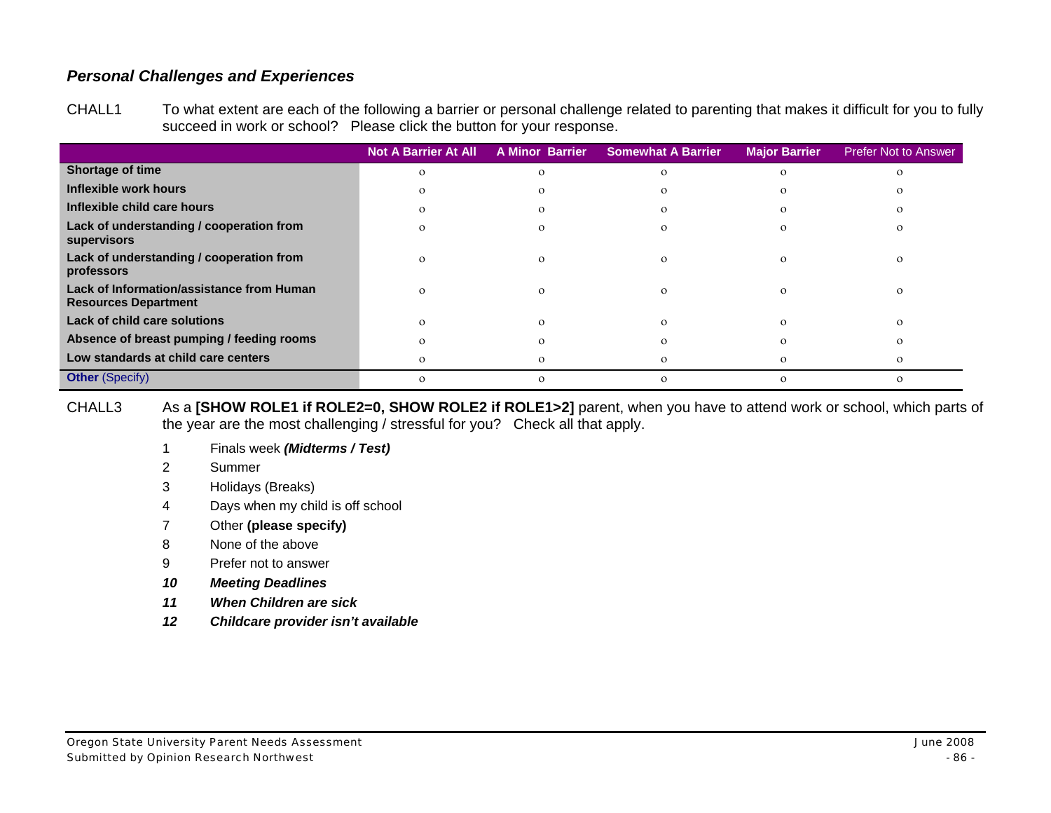### *Personal Challenges and Experiences*

CHALL1 To what extent are each of the following a barrier or personal challenge related to parenting that makes it difficult for you to fully succeed in work or school? Please click the button for your response.

| | Not A Barrier At All | A Minor Barrier | Somewhat A Barrier | Major Barrier | Prefer Not to Answer |
|---|---|---|---|---|---|
| **Shortage of time** | o | o | o | o | o |
| **Inflexible work hours** | o | o | o | o | o |
| **Inflexible child care hours** | o | o | o | o | o |
| **Lack of understanding / cooperation from supervisors** | o | o | o | o | o |
| **Lack of understanding / cooperation from professors** | o | o | o | o | o |
| **Lack of Information/assistance from Human Resources Department** | o | o | o | o | o |
| **Lack of child care solutions** | o | o | o | o | o |
| **Absence of breast pumping / feeding rooms** | o | o | o | o | o |
| **Low standards at child care centers** | o | o | o | o | o |
| **Other** (Specify) | o | o | o | o | o |

CHALL3 As a **[SHOW ROLE1 if ROLE2=0, SHOW ROLE2 if ROLE1>2]** parent, when you have to attend work or school, which parts of the year are the most challenging / stressful for you? Check all that apply.

1 Finals week ***(Midterms / Test)***

2 Summer

3 Holidays (Breaks)

4 Days when my child is off school

7 Other **(please specify)**

8 None of the above

9 Prefer not to answer

***10 Meeting Deadlines***

***11 When Children are sick***

***12 Childcare provider isn't available***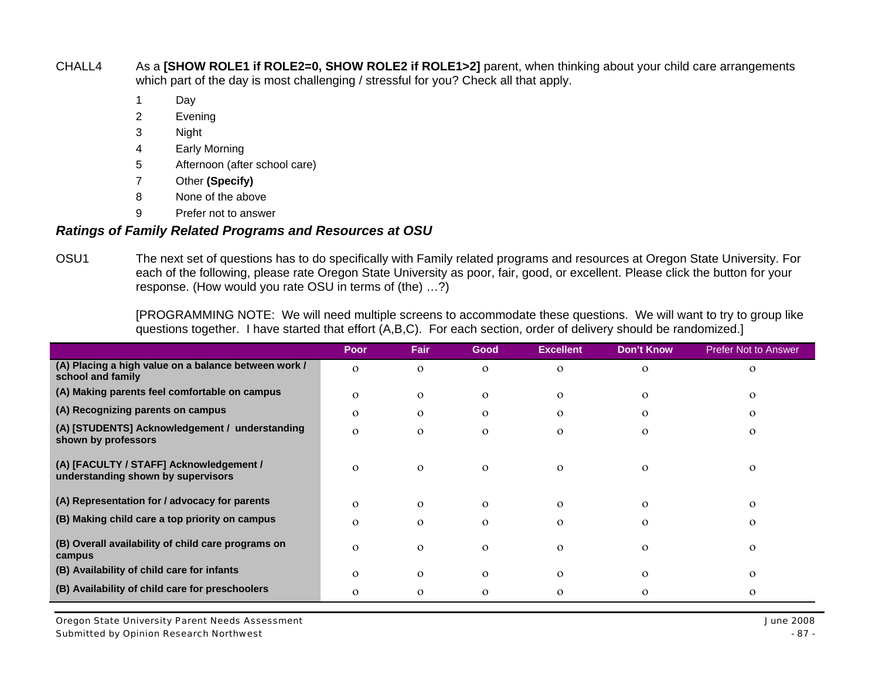CHALL4 As a **[SHOW ROLE1 if ROLE2=0, SHOW ROLE2 if ROLE1>2]** parent, when thinking about your child care arrangements which part of the day is most challenging / stressful for you? Check all that apply.

1 Day
2 Evening
3 Night
4 Early Morning
5 Afternoon (after school care)
7 Other **(Specify)**
8 None of the above
9 Prefer not to answer

### *Ratings of Family Related Programs and Resources at OSU*

OSU1 The next set of questions has to do specifically with Family related programs and resources at Oregon State University. For each of the following, please rate Oregon State University as poor, fair, good, or excellent. Please click the button for your response. (How would you rate OSU in terms of (the) …?)

[PROGRAMMING NOTE: We will need multiple screens to accommodate these questions. We will want to try to group like questions together. I have started that effort (A,B,C). For each section, order of delivery should be randomized.]

| | Poor | Fair | Good | Excellent | Don't Know | Prefer Not to Answer |
|---|---|---|---|---|---|---|
| **(A) Placing a high value on a balance between work / school and family** | o | o | o | o | o | o |
| **(A) Making parents feel comfortable on campus** | o | o | o | o | o | o |
| **(A) Recognizing parents on campus** | o | o | o | o | o | o |
| **(A) [STUDENTS] Acknowledgement / understanding shown by professors** | o | o | o | o | o | o |
| **(A) [FACULTY / STAFF] Acknowledgement / understanding shown by supervisors** | o | o | o | o | o | o |
| **(A) Representation for / advocacy for parents** | o | o | o | o | o | o |
| **(B) Making child care a top priority on campus** | o | o | o | o | o | o |
| **(B) Overall availability of child care programs on campus** | o | o | o | o | o | o |
| **(B) Availability of child care for infants** | o | o | o | o | o | o |
| **(B) Availability of child care for preschoolers** | o | o | o | o | o | o |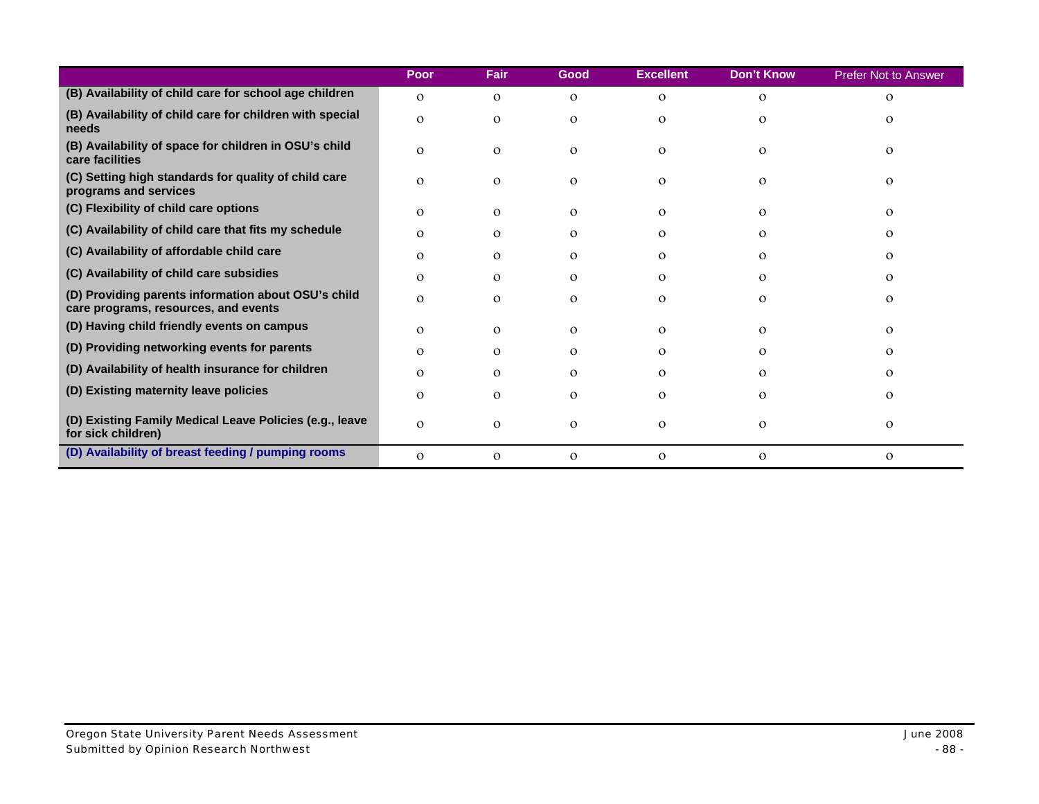| | Poor | Fair | Good | Excellent | Don't Know | Prefer Not to Answer |
|---|---|---|---|---|---|---|
| **(B) Availability of child care for school age children** | o | o | o | o | o | o |
| **(B) Availability of child care for children with special needs** | o | o | o | o | o | o |
| **(B) Availability of space for children in OSU's child care facilities** | o | o | o | o | o | o |
| **(C) Setting high standards for quality of child care programs and services** | o | o | o | o | o | o |
| **(C) Flexibility of child care options** | o | o | o | o | o | o |
| **(C) Availability of child care that fits my schedule** | o | o | o | o | o | o |
| **(C) Availability of affordable child care** | o | o | o | o | o | o |
| **(C) Availability of child care subsidies** | o | o | o | o | o | o |
| **(D) Providing parents information about OSU's child care programs, resources, and events** | o | o | o | o | o | o |
| **(D) Having child friendly events on campus** | o | o | o | o | o | o |
| **(D) Providing networking events for parents** | o | o | o | o | o | o |
| **(D) Availability of health insurance for children** | o | o | o | o | o | o |
| **(D) Existing maternity leave policies** | o | o | o | o | o | o |
| **(D) Existing Family Medical Leave Policies (e.g., leave for sick children)** | o | o | o | o | o | o |
| **(D) Availability of breast feeding / pumping rooms** | o | o | o | o | o | o |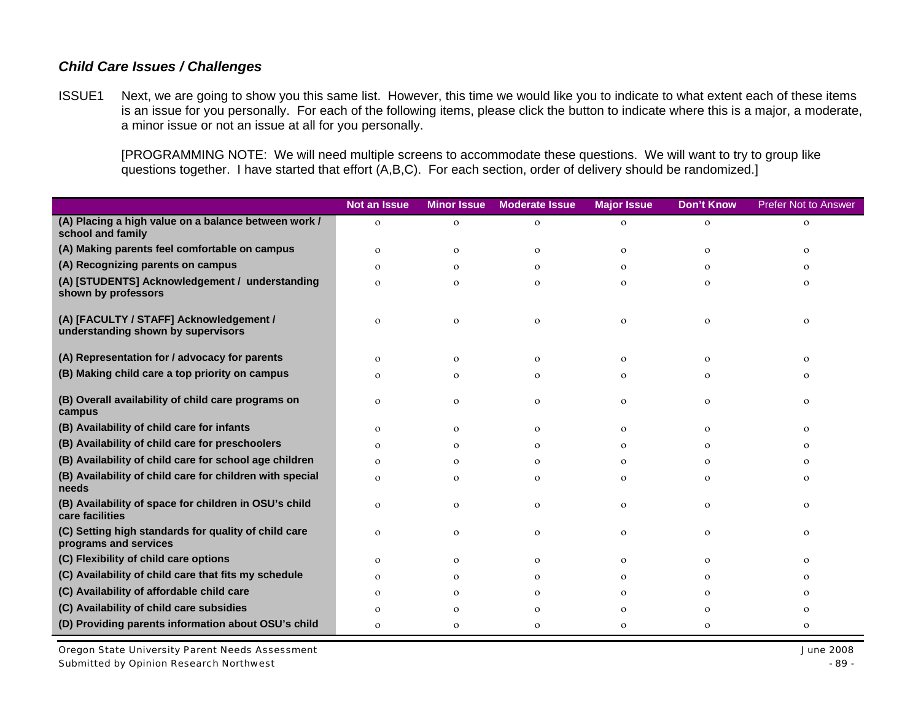### *Child Care Issues / Challenges*

ISSUE1 Next, we are going to show you this same list. However, this time we would like you to indicate to what extent each of these items is an issue for you personally. For each of the following items, please click the button to indicate where this is a major, a moderate, a minor issue or not an issue at all for you personally.

[PROGRAMMING NOTE: We will need multiple screens to accommodate these questions. We will want to try to group like questions together. I have started that effort (A,B,C). For each section, order of delivery should be randomized.]

| | Not an Issue | Minor Issue | Moderate Issue | Major Issue | Don't Know | Prefer Not to Answer |
|---|---|---|---|---|---|---|
| **(A) Placing a high value on a balance between work / school and family** | o | o | o | o | o | o |
| **(A) Making parents feel comfortable on campus** | o | o | o | o | o | o |
| **(A) Recognizing parents on campus** | o | o | o | o | o | o |
| **(A) [STUDENTS] Acknowledgement / understanding shown by professors** | o | o | o | o | o | o |
| **(A) [FACULTY / STAFF] Acknowledgement / understanding shown by supervisors** | o | o | o | o | o | o |
| **(A) Representation for / advocacy for parents** | o | o | o | o | o | o |
| **(B) Making child care a top priority on campus** | o | o | o | o | o | o |
| **(B) Overall availability of child care programs on campus** | o | o | o | o | o | o |
| **(B) Availability of child care for infants** | o | o | o | o | o | o |
| **(B) Availability of child care for preschoolers** | o | o | o | o | o | o |
| **(B) Availability of child care for school age children** | o | o | o | o | o | o |
| **(B) Availability of child care for children with special needs** | o | o | o | o | o | o |
| **(B) Availability of space for children in OSU's child care facilities** | o | o | o | o | o | o |
| **(C) Setting high standards for quality of child care programs and services** | o | o | o | o | o | o |
| **(C) Flexibility of child care options** | o | o | o | o | o | o |
| **(C) Availability of child care that fits my schedule** | o | o | o | o | o | o |
| **(C) Availability of affordable child care** | o | o | o | o | o | o |
| **(C) Availability of child care subsidies** | o | o | o | o | o | o |
| **(D) Providing parents information about OSU's child** | o | o | o | o | o | o |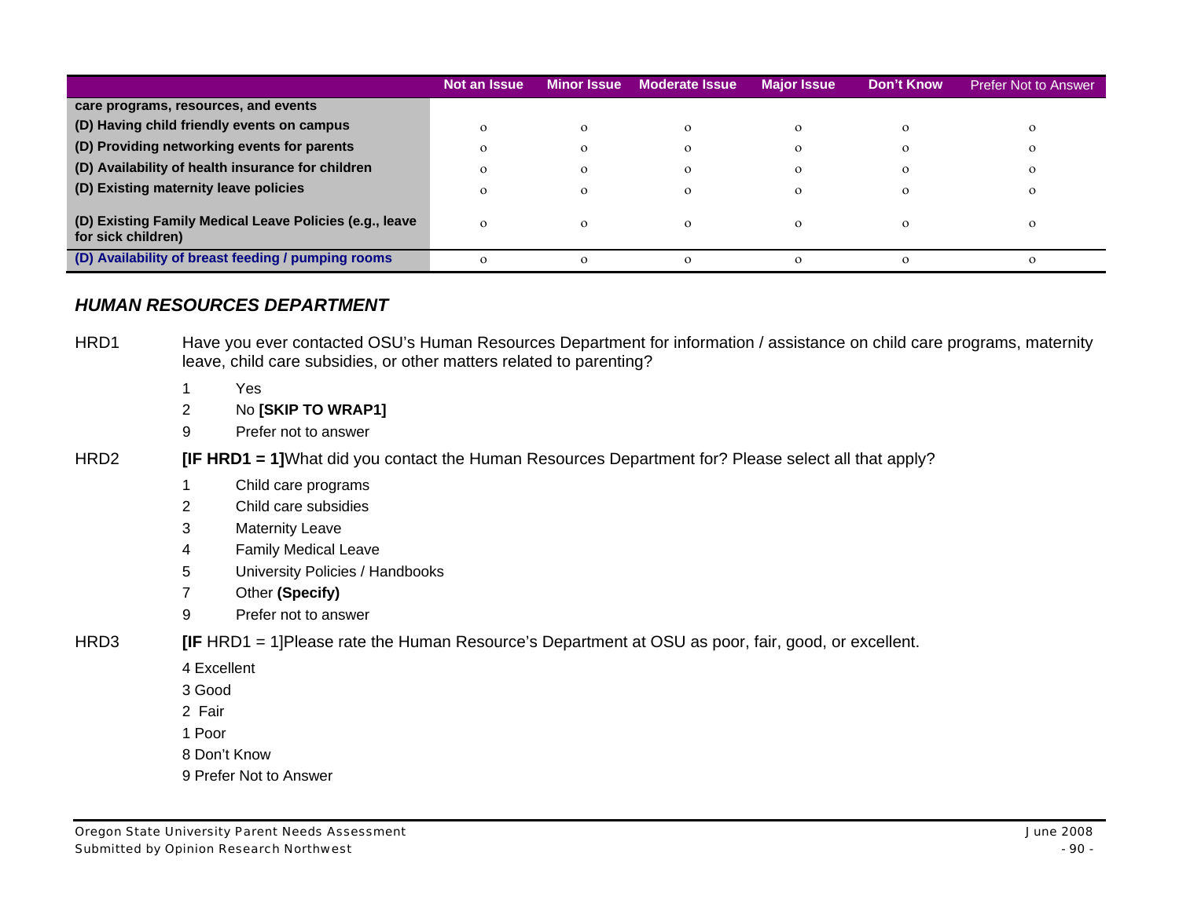| | Not an Issue | Minor Issue | Moderate Issue | Major Issue | Don't Know | Prefer Not to Answer |
|---|---|---|---|---|---|---|
| care programs, resources, and events | | | | | | |
| (D) Having child friendly events on campus | o | o | o | o | o | o |
| (D) Providing networking events for parents | o | o | o | o | o | o |
| (D) Availability of health insurance for children | o | o | o | o | o | o |
| (D) Existing maternity leave policies | o | o | o | o | o | o |
| (D) Existing Family Medical Leave Policies (e.g., leave for sick children) | o | o | o | o | o | o |
| (D) Availability of breast feeding / pumping rooms | o | o | o | o | o | o |

## *HUMAN RESOURCES DEPARTMENT*

HRD1 Have you ever contacted OSU's Human Resources Department for information / assistance on child care programs, maternity leave, child care subsidies, or other matters related to parenting?

1 Yes
2 No **[SKIP TO WRAP1]**
9 Prefer not to answer

HRD2 **[IF HRD1 = 1]**What did you contact the Human Resources Department for? Please select all that apply?

1 Child care programs
2 Child care subsidies
3 Maternity Leave
4 Family Medical Leave
5 University Policies / Handbooks
7 Other **(Specify)**
9 Prefer not to answer

HRD3 **[IF** HRD1 = 1]Please rate the Human Resource's Department at OSU as poor, fair, good, or excellent.

4 Excellent
3 Good
2 Fair
1 Poor
8 Don't Know
9 Prefer Not to Answer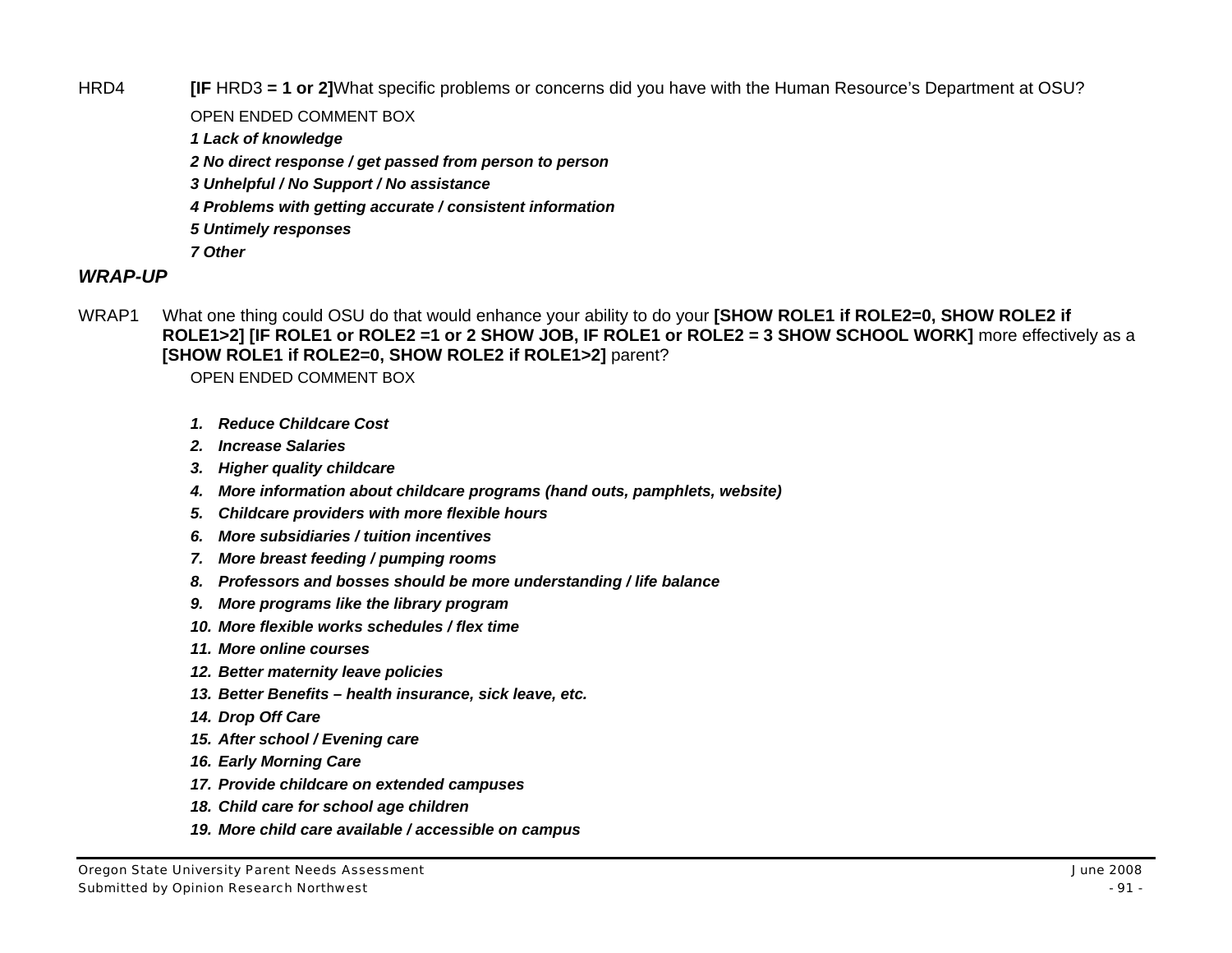HRD4 **[IF** HRD3 **= 1 or 2]**What specific problems or concerns did you have with the Human Resource's Department at OSU?

OPEN ENDED COMMENT BOX

***1 Lack of knowledge***

***2 No direct response / get passed from person to person***

***3 Unhelpful / No Support / No assistance***

***4 Problems with getting accurate / consistent information***

***5 Untimely responses***

***7 Other***

## *WRAP-UP*

WRAP1 What one thing could OSU do that would enhance your ability to do your **[SHOW ROLE1 if ROLE2=0, SHOW ROLE2 if ROLE1>2] [IF ROLE1 or ROLE2 =1 or 2 SHOW JOB, IF ROLE1 or ROLE2 = 3 SHOW SCHOOL WORK]** more effectively as a **[SHOW ROLE1 if ROLE2=0, SHOW ROLE2 if ROLE1>2]** parent?

OPEN ENDED COMMENT BOX

1. ***Reduce Childcare Cost***
2. ***Increase Salaries***
3. ***Higher quality childcare***
4. ***More information about childcare programs (hand outs, pamphlets, website)***
5. ***Childcare providers with more flexible hours***
6. ***More subsidiaries / tuition incentives***
7. ***More breast feeding / pumping rooms***
8. ***Professors and bosses should be more understanding / life balance***
9. ***More programs like the library program***
10. ***More flexible works schedules / flex time***
11. ***More online courses***
12. ***Better maternity leave policies***
13. ***Better Benefits – health insurance, sick leave, etc.***
14. ***Drop Off Care***
15. ***After school / Evening care***
16. ***Early Morning Care***
17. ***Provide childcare on extended campuses***
18. ***Child care for school age children***
19. ***More child care available / accessible on campus***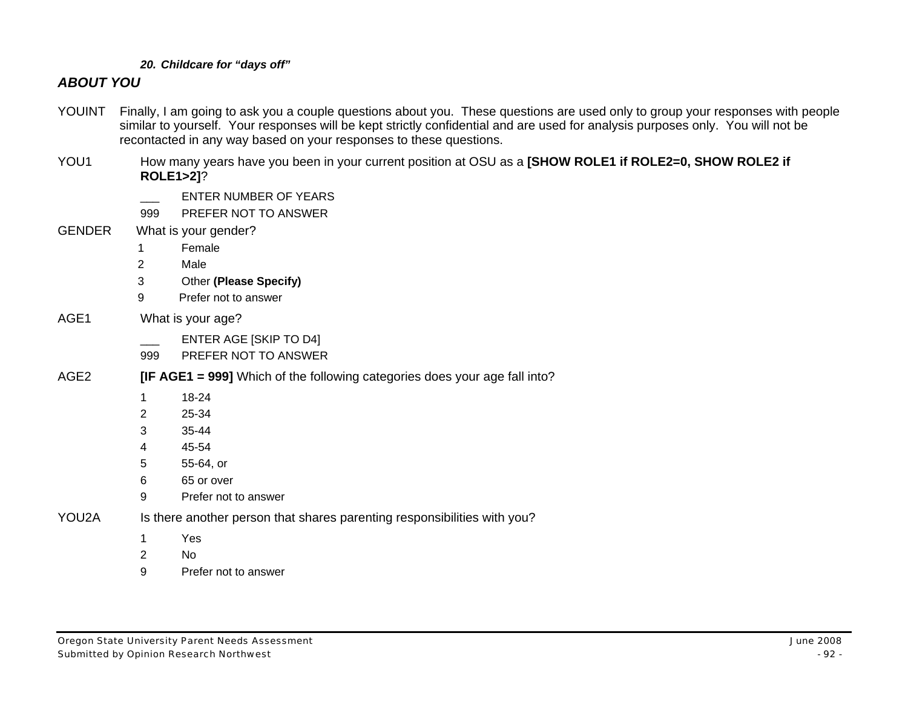***20. Childcare for "days off"***

## *ABOUT YOU*

YOUINT Finally, I am going to ask you a couple questions about you. These questions are used only to group your responses with people similar to yourself. Your responses will be kept strictly confidential and are used for analysis purposes only. You will not be recontacted in any way based on your responses to these questions.

YOU1 How many years have you been in your current position at OSU as a **[SHOW ROLE1 if ROLE2=0, SHOW ROLE2 if ROLE1>2]**?

- ___ ENTER NUMBER OF YEARS
- 999 PREFER NOT TO ANSWER

GENDER What is your gender?

- 1 Female
- 2 Male
- 3 Other **(Please Specify)**
- 9 Prefer not to answer

AGE1 What is your age?

- ___ ENTER AGE [SKIP TO D4]
- 999 PREFER NOT TO ANSWER

AGE2 **[IF AGE1 = 999]** Which of the following categories does your age fall into?

- 1 18-24
- 2 25-34
- 3 35-44
- 4 45-54
- 5 55-64, or
- 6 65 or over
- 9 Prefer not to answer

YOU2A Is there another person that shares parenting responsibilities with you?

- 1 Yes
- 2 No
- 9 Prefer not to answer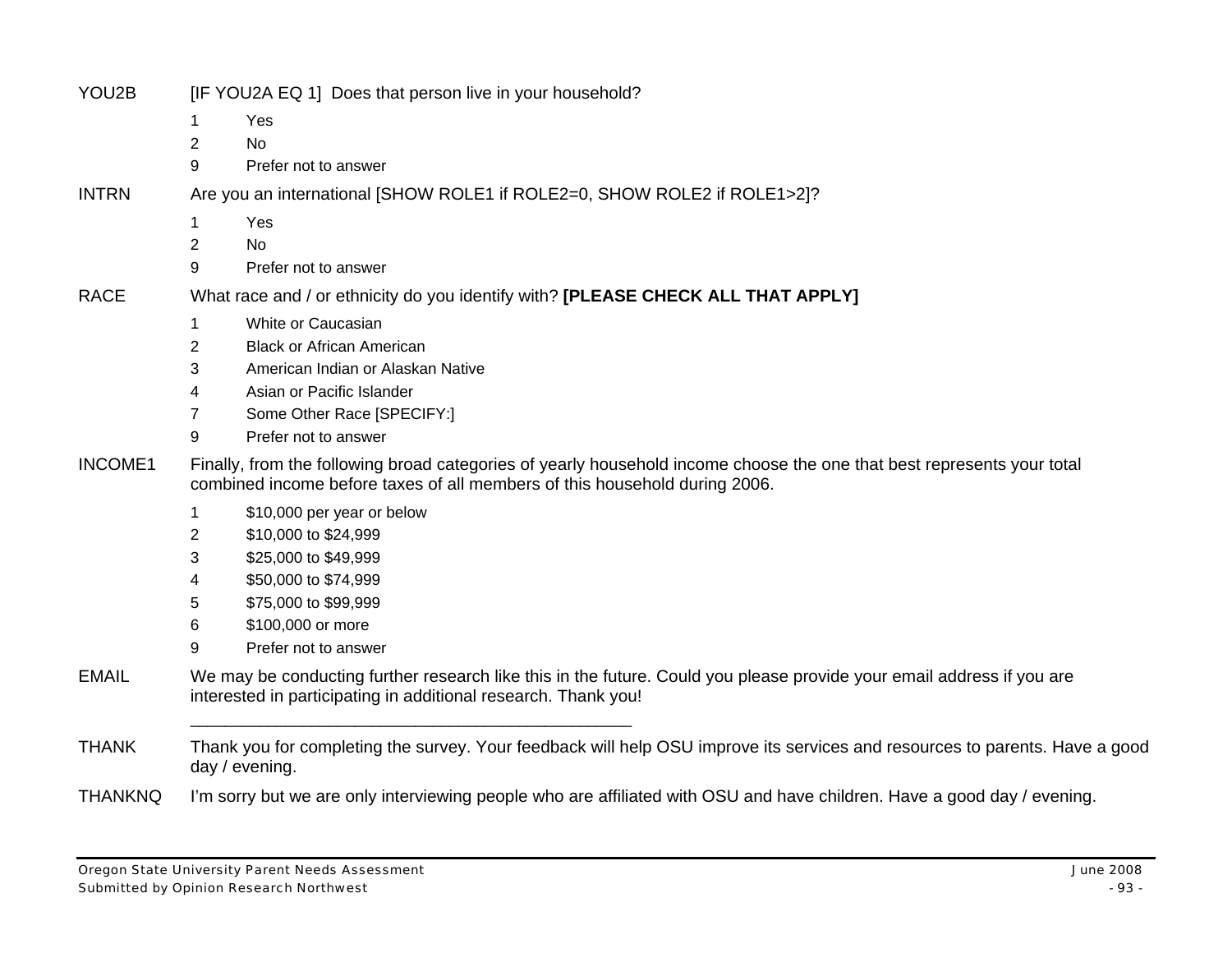YOU2B [IF YOU2A EQ 1] Does that person live in your household?

1 Yes
2 No
9 Prefer not to answer

INTRN Are you an international [SHOW ROLE1 if ROLE2=0, SHOW ROLE2 if ROLE1>2]?

1 Yes
2 No
9 Prefer not to answer

RACE What race and / or ethnicity do you identify with? **[PLEASE CHECK ALL THAT APPLY]**

1 White or Caucasian
2 Black or African American
3 American Indian or Alaskan Native
4 Asian or Pacific Islander
7 Some Other Race [SPECIFY:]
9 Prefer not to answer

INCOME1 Finally, from the following broad categories of yearly household income choose the one that best represents your total combined income before taxes of all members of this household during 2006.

1 $10,000 per year or below
2 $10,000 to $24,999
3 $25,000 to $49,999
4 $50,000 to $74,999
5 $75,000 to $99,999
6 $100,000 or more
9 Prefer not to answer

EMAIL We may be conducting further research like this in the future. Could you please provide your email address if you are interested in participating in additional research. Thank you!

_______________________________________________

THANK Thank you for completing the survey. Your feedback will help OSU improve its services and resources to parents. Have a good day / evening.

THANKNQ I'm sorry but we are only interviewing people who are affiliated with OSU and have children. Have a good day / evening.